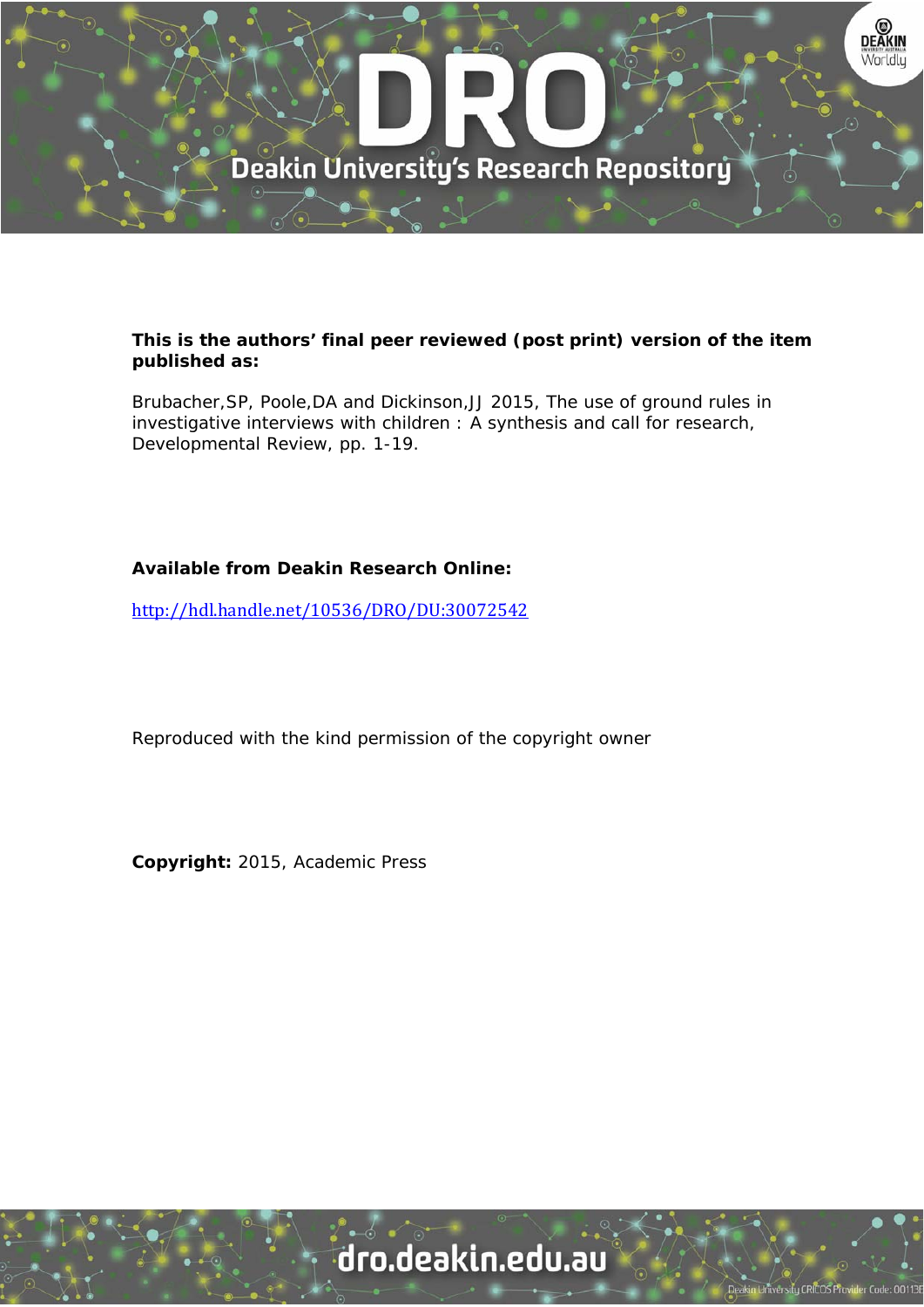**This is the authors' final peer reviewed (post print) version of the item published as:**

Brubacher,SP, Poole,DA and Dickinson,JJ 2015, The use of ground rules in investigative interviews with children : A synthesis and call for research, Developmental Review, pp. 1-19.

**Available from Deakin Research Online:**

http://hdl.handle.net/10536/DRO/DU:30072542

Reproduced with the kind permission of the copyright owner

**Copyright:** 2015, Academic Press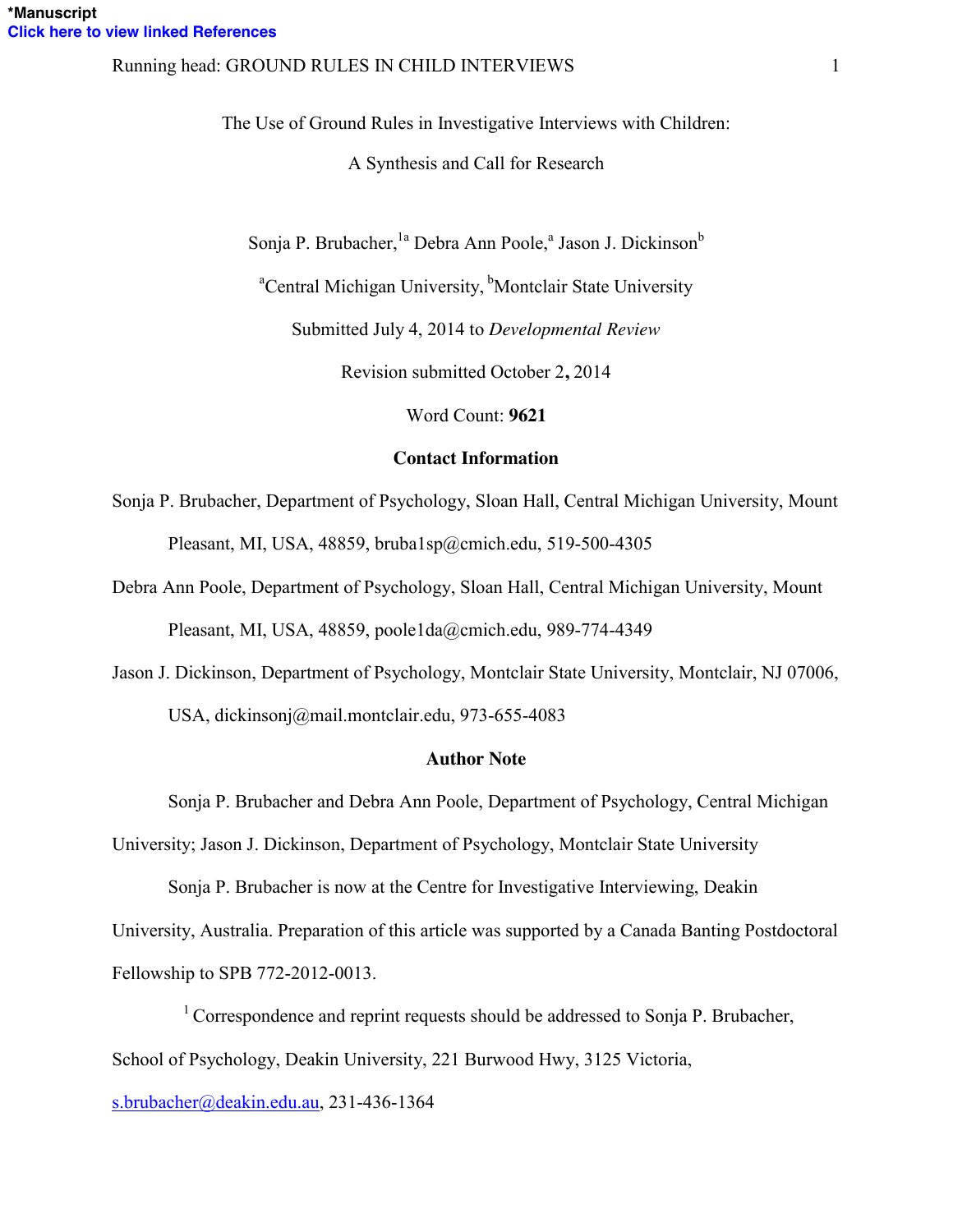*Manuscript
Click here to view linked References

# The Use of Ground Rules in Investigative Interviews with Children:

# A Synthesis and Call for Research

Sonja P. Brubacher,[1a] Debra Ann Poole,[a] Jason J. Dickinson[b]

[a]Central Michigan University, [b]Montclair State University

Submitted July 4, 2014 to *Developmental Review*

Revision submitted October 2**,** 2014

Word Count: **9621**

**Contact Information**

Sonja P. Brubacher, Department of Psychology, Sloan Hall, Central Michigan University, Mount Pleasant, MI, USA, 48859, bruba1sp@cmich.edu, 519-500-4305

Debra Ann Poole, Department of Psychology, Sloan Hall, Central Michigan University, Mount Pleasant, MI, USA, 48859, poole1da@cmich.edu, 989-774-4349

Jason J. Dickinson, Department of Psychology, Montclair State University, Montclair, NJ 07006, USA, dickinsonj@mail.montclair.edu, 973-655-4083

**Author Note**

Sonja P. Brubacher and Debra Ann Poole, Department of Psychology, Central Michigan University; Jason J. Dickinson, Department of Psychology, Montclair State University

Sonja P. Brubacher is now at the Centre for Investigative Interviewing, Deakin University, Australia. Preparation of this article was supported by a Canada Banting Postdoctoral Fellowship to SPB 772-2012-0013.

[1] Correspondence and reprint requests should be addressed to Sonja P. Brubacher, School of Psychology, Deakin University, 221 Burwood Hwy, 3125 Victoria, s.brubacher@deakin.edu.au, 231-436-1364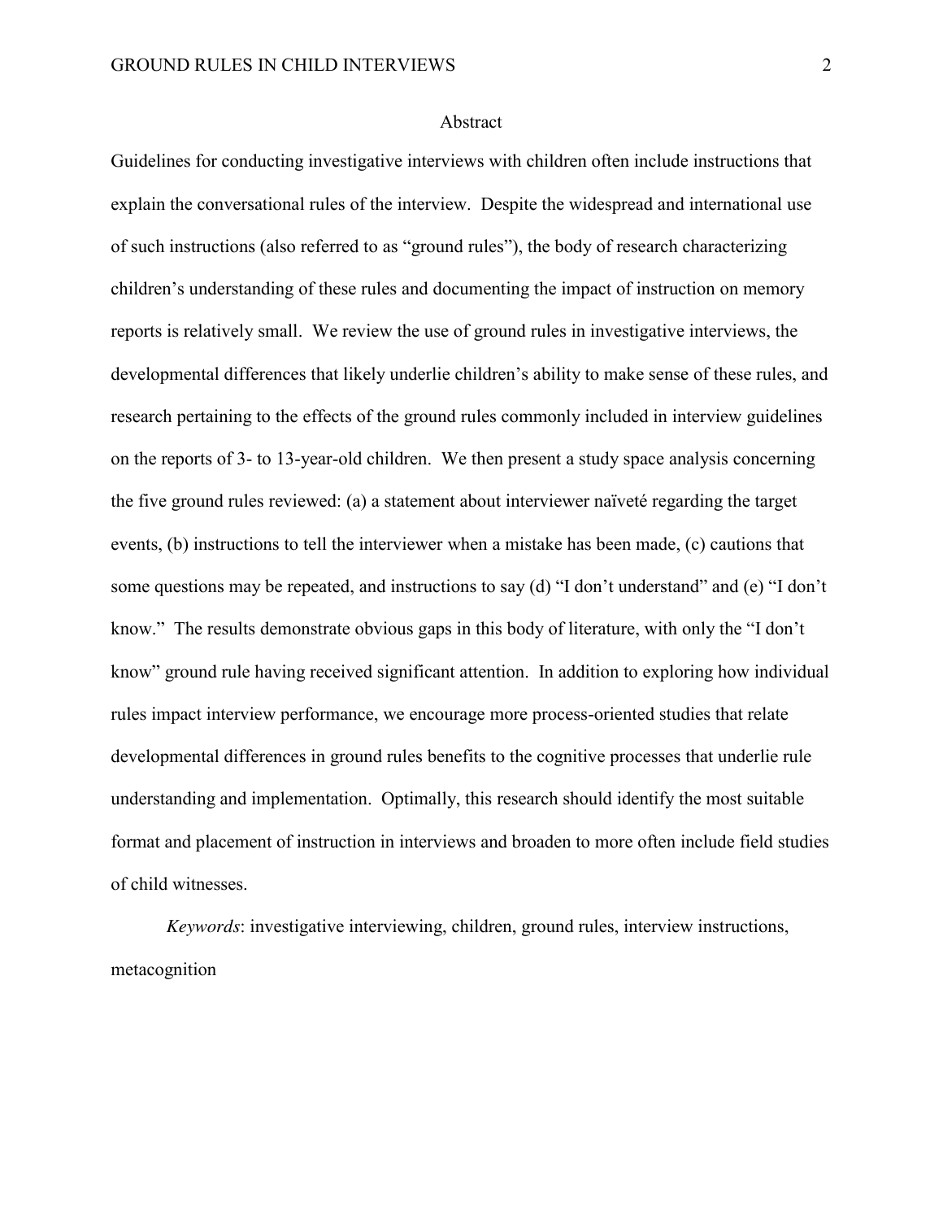# Abstract

Guidelines for conducting investigative interviews with children often include instructions that explain the conversational rules of the interview. Despite the widespread and international use of such instructions (also referred to as "ground rules"), the body of research characterizing children's understanding of these rules and documenting the impact of instruction on memory reports is relatively small. We review the use of ground rules in investigative interviews, the developmental differences that likely underlie children's ability to make sense of these rules, and research pertaining to the effects of the ground rules commonly included in interview guidelines on the reports of 3- to 13-year-old children. We then present a study space analysis concerning the five ground rules reviewed: (a) a statement about interviewer naïveté regarding the target events, (b) instructions to tell the interviewer when a mistake has been made, (c) cautions that some questions may be repeated, and instructions to say (d) "I don't understand" and (e) "I don't know." The results demonstrate obvious gaps in this body of literature, with only the "I don't know" ground rule having received significant attention. In addition to exploring how individual rules impact interview performance, we encourage more process-oriented studies that relate developmental differences in ground rules benefits to the cognitive processes that underlie rule understanding and implementation. Optimally, this research should identify the most suitable format and placement of instruction in interviews and broaden to more often include field studies of child witnesses.

*Keywords*: investigative interviewing, children, ground rules, interview instructions, metacognition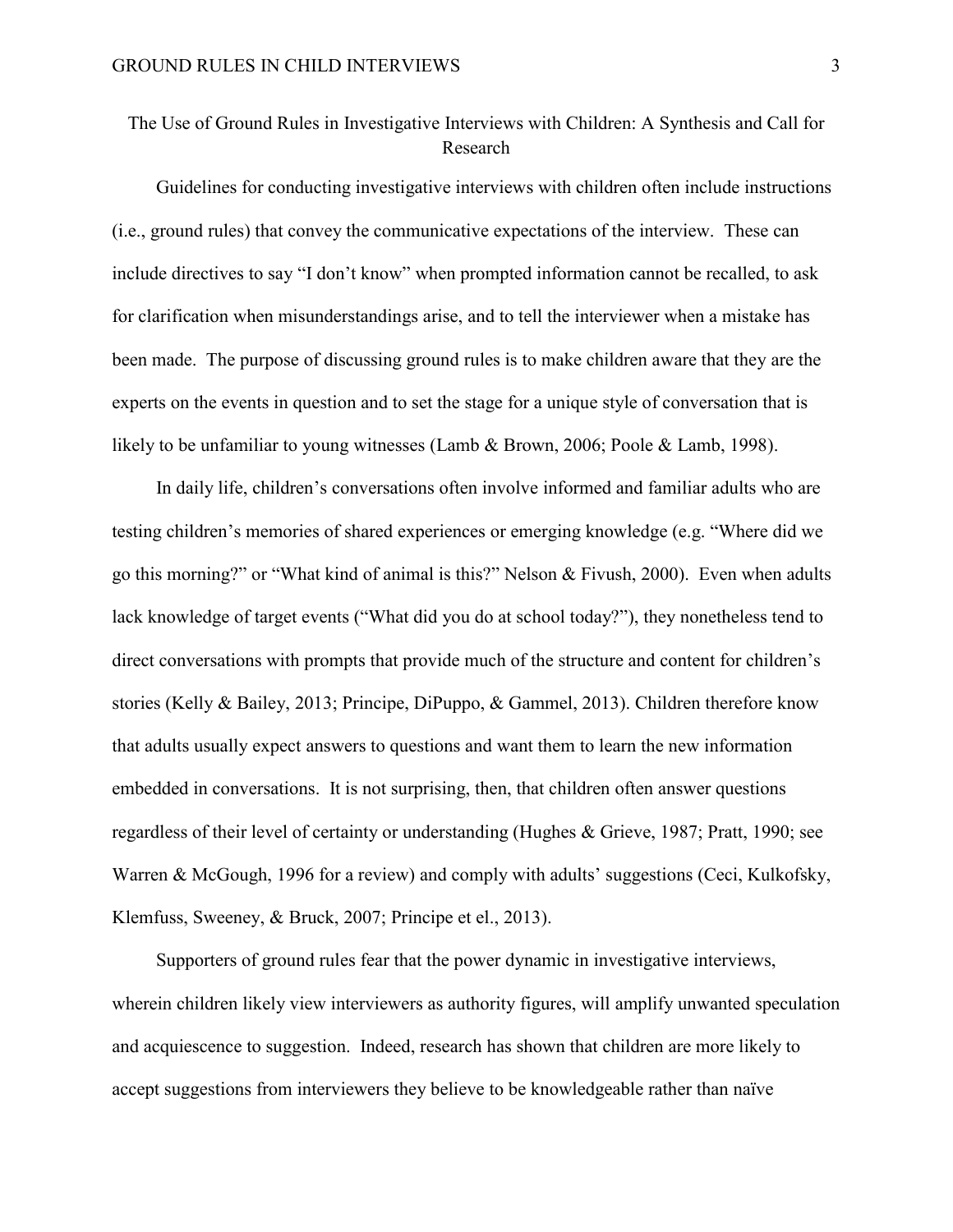# The Use of Ground Rules in Investigative Interviews with Children: A Synthesis and Call for Research

Guidelines for conducting investigative interviews with children often include instructions (i.e., ground rules) that convey the communicative expectations of the interview. These can include directives to say "I don't know" when prompted information cannot be recalled, to ask for clarification when misunderstandings arise, and to tell the interviewer when a mistake has been made. The purpose of discussing ground rules is to make children aware that they are the experts on the events in question and to set the stage for a unique style of conversation that is likely to be unfamiliar to young witnesses (Lamb & Brown, 2006; Poole & Lamb, 1998).

In daily life, children's conversations often involve informed and familiar adults who are testing children's memories of shared experiences or emerging knowledge (e.g. "Where did we go this morning?" or "What kind of animal is this?" Nelson & Fivush, 2000). Even when adults lack knowledge of target events ("What did you do at school today?"), they nonetheless tend to direct conversations with prompts that provide much of the structure and content for children's stories (Kelly & Bailey, 2013; Principe, DiPuppo, & Gammel, 2013). Children therefore know that adults usually expect answers to questions and want them to learn the new information embedded in conversations. It is not surprising, then, that children often answer questions regardless of their level of certainty or understanding (Hughes & Grieve, 1987; Pratt, 1990; see Warren & McGough, 1996 for a review) and comply with adults' suggestions (Ceci, Kulkofsky, Klemfuss, Sweeney, & Bruck, 2007; Principe et el., 2013).

Supporters of ground rules fear that the power dynamic in investigative interviews, wherein children likely view interviewers as authority figures, will amplify unwanted speculation and acquiescence to suggestion. Indeed, research has shown that children are more likely to accept suggestions from interviewers they believe to be knowledgeable rather than naïve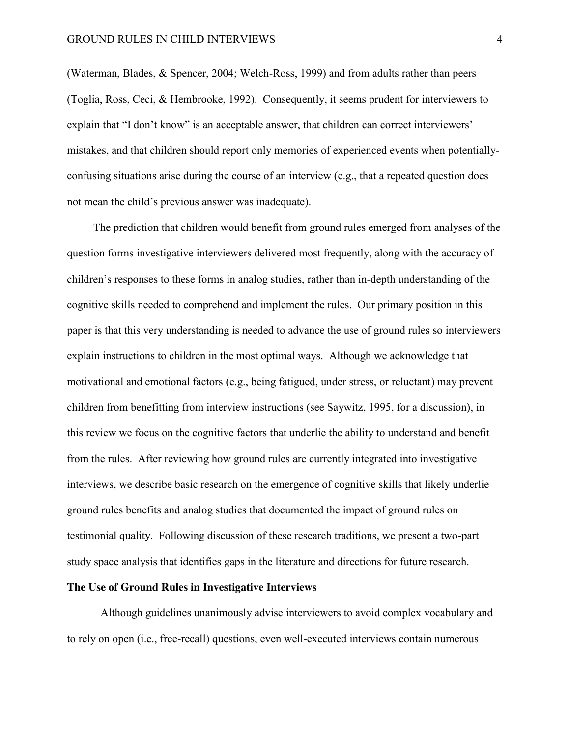(Waterman, Blades, & Spencer, 2004; Welch-Ross, 1999) and from adults rather than peers (Toglia, Ross, Ceci, & Hembrooke, 1992). Consequently, it seems prudent for interviewers to explain that "I don't know" is an acceptable answer, that children can correct interviewers' mistakes, and that children should report only memories of experienced events when potentially-confusing situations arise during the course of an interview (e.g., that a repeated question does not mean the child's previous answer was inadequate).

The prediction that children would benefit from ground rules emerged from analyses of the question forms investigative interviewers delivered most frequently, along with the accuracy of children's responses to these forms in analog studies, rather than in-depth understanding of the cognitive skills needed to comprehend and implement the rules. Our primary position in this paper is that this very understanding is needed to advance the use of ground rules so interviewers explain instructions to children in the most optimal ways. Although we acknowledge that motivational and emotional factors (e.g., being fatigued, under stress, or reluctant) may prevent children from benefitting from interview instructions (see Saywitz, 1995, for a discussion), in this review we focus on the cognitive factors that underlie the ability to understand and benefit from the rules. After reviewing how ground rules are currently integrated into investigative interviews, we describe basic research on the emergence of cognitive skills that likely underlie ground rules benefits and analog studies that documented the impact of ground rules on testimonial quality. Following discussion of these research traditions, we present a two-part study space analysis that identifies gaps in the literature and directions for future research.

## The Use of Ground Rules in Investigative Interviews

Although guidelines unanimously advise interviewers to avoid complex vocabulary and to rely on open (i.e., free-recall) questions, even well-executed interviews contain numerous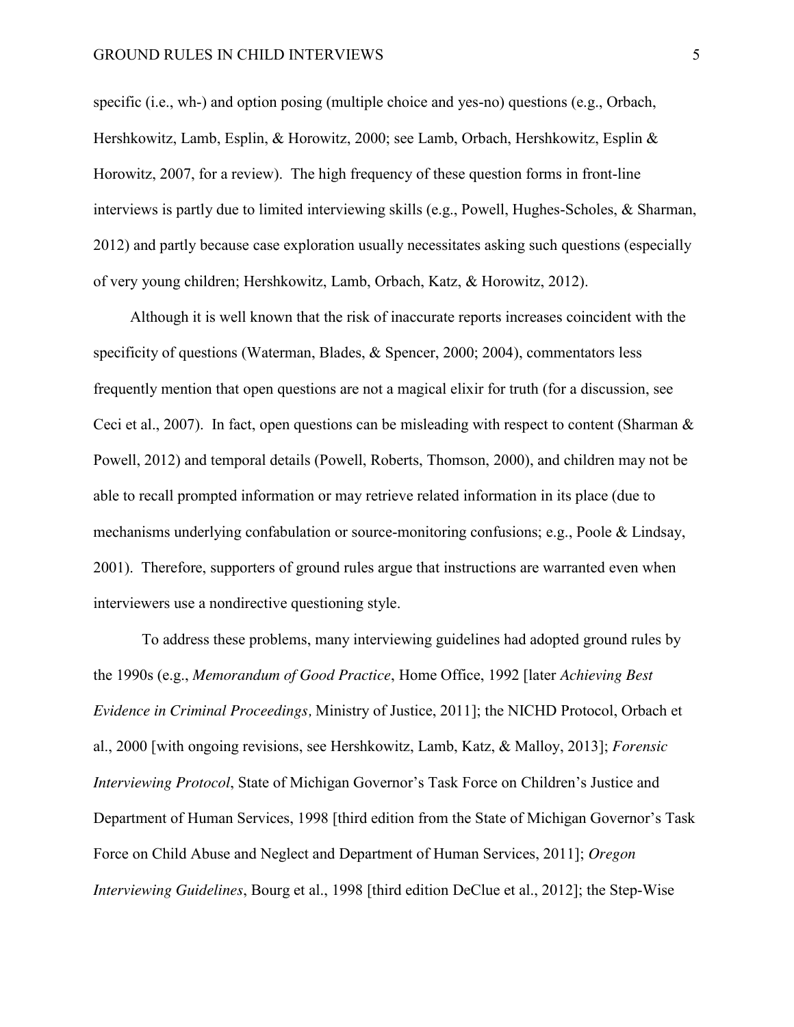specific (i.e., wh-) and option posing (multiple choice and yes-no) questions (e.g., Orbach, Hershkowitz, Lamb, Esplin, & Horowitz, 2000; see Lamb, Orbach, Hershkowitz, Esplin & Horowitz, 2007, for a review). The high frequency of these question forms in front-line interviews is partly due to limited interviewing skills (e.g., Powell, Hughes-Scholes, & Sharman, 2012) and partly because case exploration usually necessitates asking such questions (especially of very young children; Hershkowitz, Lamb, Orbach, Katz, & Horowitz, 2012).

Although it is well known that the risk of inaccurate reports increases coincident with the specificity of questions (Waterman, Blades, & Spencer, 2000; 2004), commentators less frequently mention that open questions are not a magical elixir for truth (for a discussion, see Ceci et al., 2007). In fact, open questions can be misleading with respect to content (Sharman & Powell, 2012) and temporal details (Powell, Roberts, Thomson, 2000), and children may not be able to recall prompted information or may retrieve related information in its place (due to mechanisms underlying confabulation or source-monitoring confusions; e.g., Poole & Lindsay, 2001). Therefore, supporters of ground rules argue that instructions are warranted even when interviewers use a nondirective questioning style.

To address these problems, many interviewing guidelines had adopted ground rules by the 1990s (e.g., *Memorandum of Good Practice*, Home Office, 1992 [later *Achieving Best Evidence in Criminal Proceedings,* Ministry of Justice, 2011]; the NICHD Protocol, Orbach et al., 2000 [with ongoing revisions, see Hershkowitz, Lamb, Katz, & Malloy, 2013]; *Forensic Interviewing Protocol*, State of Michigan Governor's Task Force on Children's Justice and Department of Human Services, 1998 [third edition from the State of Michigan Governor's Task Force on Child Abuse and Neglect and Department of Human Services, 2011]; *Oregon Interviewing Guidelines*, Bourg et al., 1998 [third edition DeClue et al., 2012]; the Step-Wise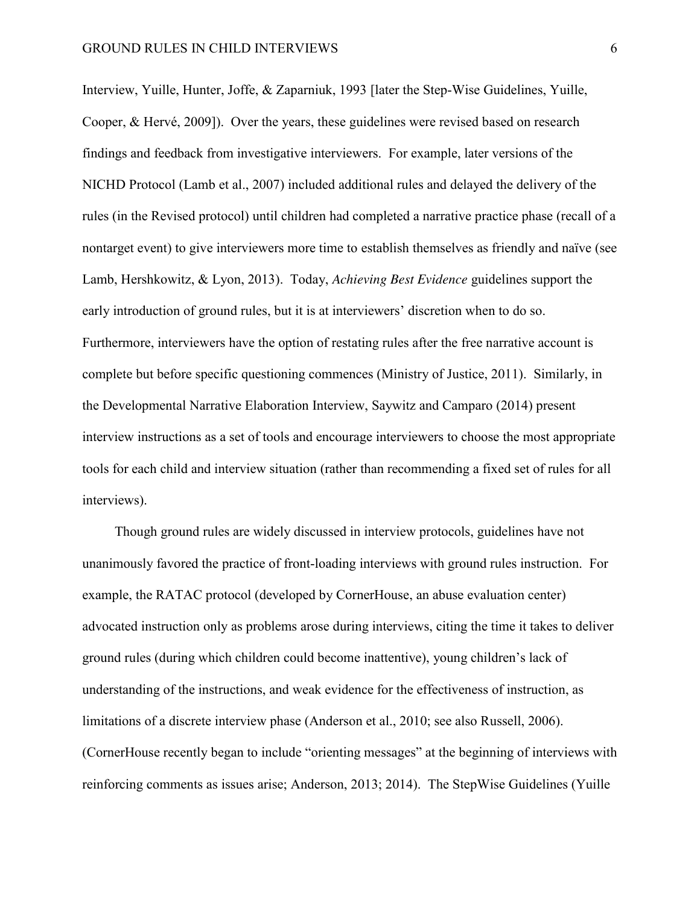Interview, Yuille, Hunter, Joffe, & Zaparniuk, 1993 [later the Step-Wise Guidelines, Yuille, Cooper, & Hervé, 2009]). Over the years, these guidelines were revised based on research findings and feedback from investigative interviewers. For example, later versions of the NICHD Protocol (Lamb et al., 2007) included additional rules and delayed the delivery of the rules (in the Revised protocol) until children had completed a narrative practice phase (recall of a nontarget event) to give interviewers more time to establish themselves as friendly and naïve (see Lamb, Hershkowitz, & Lyon, 2013). Today, *Achieving Best Evidence* guidelines support the early introduction of ground rules, but it is at interviewers' discretion when to do so. Furthermore, interviewers have the option of restating rules after the free narrative account is complete but before specific questioning commences (Ministry of Justice, 2011). Similarly, in the Developmental Narrative Elaboration Interview, Saywitz and Camparo (2014) present interview instructions as a set of tools and encourage interviewers to choose the most appropriate tools for each child and interview situation (rather than recommending a fixed set of rules for all interviews).

Though ground rules are widely discussed in interview protocols, guidelines have not unanimously favored the practice of front-loading interviews with ground rules instruction. For example, the RATAC protocol (developed by CornerHouse, an abuse evaluation center) advocated instruction only as problems arose during interviews, citing the time it takes to deliver ground rules (during which children could become inattentive), young children's lack of understanding of the instructions, and weak evidence for the effectiveness of instruction, as limitations of a discrete interview phase (Anderson et al., 2010; see also Russell, 2006). (CornerHouse recently began to include "orienting messages" at the beginning of interviews with reinforcing comments as issues arise; Anderson, 2013; 2014). The StepWise Guidelines (Yuille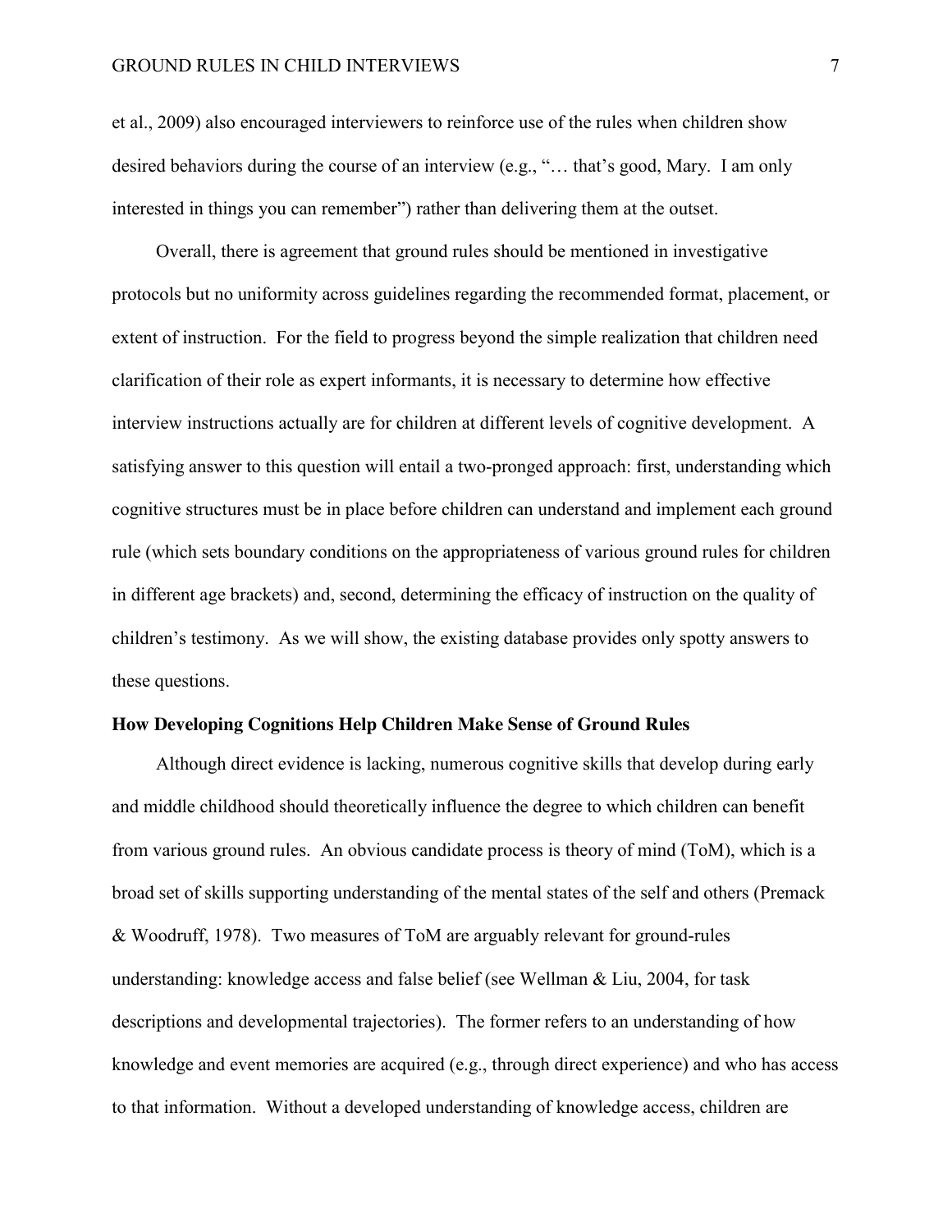et al., 2009) also encouraged interviewers to reinforce use of the rules when children show desired behaviors during the course of an interview (e.g., "… that's good, Mary. I am only interested in things you can remember") rather than delivering them at the outset.

Overall, there is agreement that ground rules should be mentioned in investigative protocols but no uniformity across guidelines regarding the recommended format, placement, or extent of instruction. For the field to progress beyond the simple realization that children need clarification of their role as expert informants, it is necessary to determine how effective interview instructions actually are for children at different levels of cognitive development. A satisfying answer to this question will entail a two-pronged approach: first, understanding which cognitive structures must be in place before children can understand and implement each ground rule (which sets boundary conditions on the appropriateness of various ground rules for children in different age brackets) and, second, determining the efficacy of instruction on the quality of children's testimony. As we will show, the existing database provides only spotty answers to these questions.

## How Developing Cognitions Help Children Make Sense of Ground Rules

Although direct evidence is lacking, numerous cognitive skills that develop during early and middle childhood should theoretically influence the degree to which children can benefit from various ground rules. An obvious candidate process is theory of mind (ToM), which is a broad set of skills supporting understanding of the mental states of the self and others (Premack & Woodruff, 1978). Two measures of ToM are arguably relevant for ground-rules understanding: knowledge access and false belief (see Wellman & Liu, 2004, for task descriptions and developmental trajectories). The former refers to an understanding of how knowledge and event memories are acquired (e.g., through direct experience) and who has access to that information. Without a developed understanding of knowledge access, children are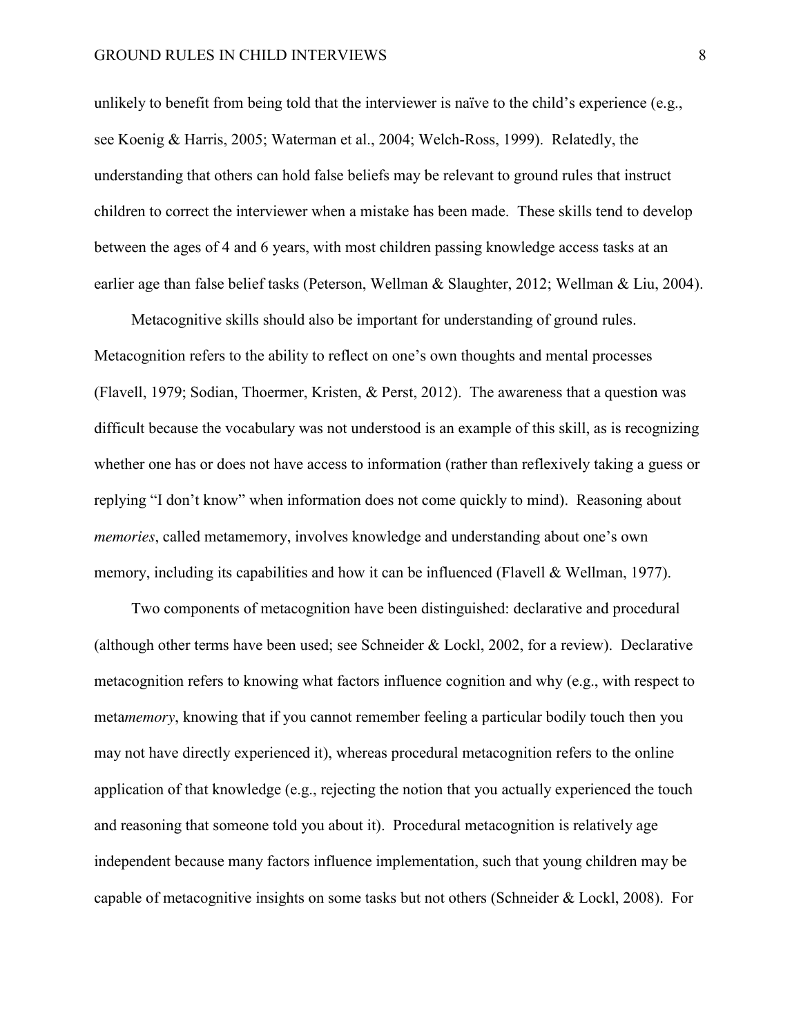unlikely to benefit from being told that the interviewer is naïve to the child's experience (e.g., see Koenig & Harris, 2005; Waterman et al., 2004; Welch-Ross, 1999). Relatedly, the understanding that others can hold false beliefs may be relevant to ground rules that instruct children to correct the interviewer when a mistake has been made. These skills tend to develop between the ages of 4 and 6 years, with most children passing knowledge access tasks at an earlier age than false belief tasks (Peterson, Wellman & Slaughter, 2012; Wellman & Liu, 2004).

Metacognitive skills should also be important for understanding of ground rules. Metacognition refers to the ability to reflect on one's own thoughts and mental processes (Flavell, 1979; Sodian, Thoermer, Kristen, & Perst, 2012). The awareness that a question was difficult because the vocabulary was not understood is an example of this skill, as is recognizing whether one has or does not have access to information (rather than reflexively taking a guess or replying "I don't know" when information does not come quickly to mind). Reasoning about *memories*, called metamemory, involves knowledge and understanding about one's own memory, including its capabilities and how it can be influenced (Flavell & Wellman, 1977).

Two components of metacognition have been distinguished: declarative and procedural (although other terms have been used; see Schneider & Lockl, 2002, for a review). Declarative metacognition refers to knowing what factors influence cognition and why (e.g., with respect to meta*memory*, knowing that if you cannot remember feeling a particular bodily touch then you may not have directly experienced it), whereas procedural metacognition refers to the online application of that knowledge (e.g., rejecting the notion that you actually experienced the touch and reasoning that someone told you about it). Procedural metacognition is relatively age independent because many factors influence implementation, such that young children may be capable of metacognitive insights on some tasks but not others (Schneider & Lockl, 2008). For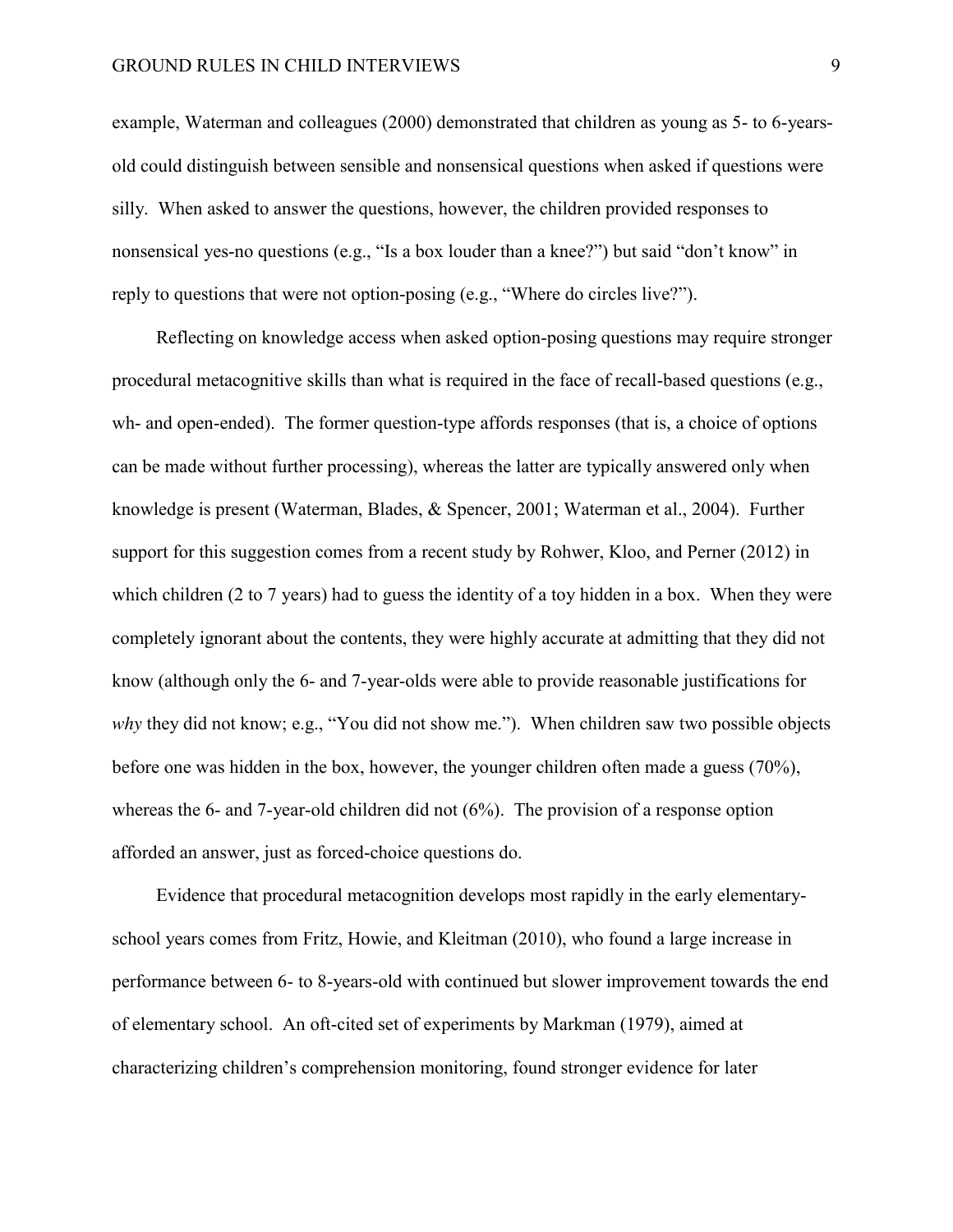example, Waterman and colleagues (2000) demonstrated that children as young as 5- to 6-years-old could distinguish between sensible and nonsensical questions when asked if questions were silly. When asked to answer the questions, however, the children provided responses to nonsensical yes-no questions (e.g., "Is a box louder than a knee?") but said "don't know" in reply to questions that were not option-posing (e.g., "Where do circles live?").

Reflecting on knowledge access when asked option-posing questions may require stronger procedural metacognitive skills than what is required in the face of recall-based questions (e.g., wh- and open-ended). The former question-type affords responses (that is, a choice of options can be made without further processing), whereas the latter are typically answered only when knowledge is present (Waterman, Blades, & Spencer, 2001; Waterman et al., 2004). Further support for this suggestion comes from a recent study by Rohwer, Kloo, and Perner (2012) in which children (2 to 7 years) had to guess the identity of a toy hidden in a box. When they were completely ignorant about the contents, they were highly accurate at admitting that they did not know (although only the 6- and 7-year-olds were able to provide reasonable justifications for *why* they did not know; e.g., "You did not show me."). When children saw two possible objects before one was hidden in the box, however, the younger children often made a guess (70%), whereas the 6- and 7-year-old children did not (6%). The provision of a response option afforded an answer, just as forced-choice questions do.

Evidence that procedural metacognition develops most rapidly in the early elementary-school years comes from Fritz, Howie, and Kleitman (2010), who found a large increase in performance between 6- to 8-years-old with continued but slower improvement towards the end of elementary school. An oft-cited set of experiments by Markman (1979), aimed at characterizing children's comprehension monitoring, found stronger evidence for later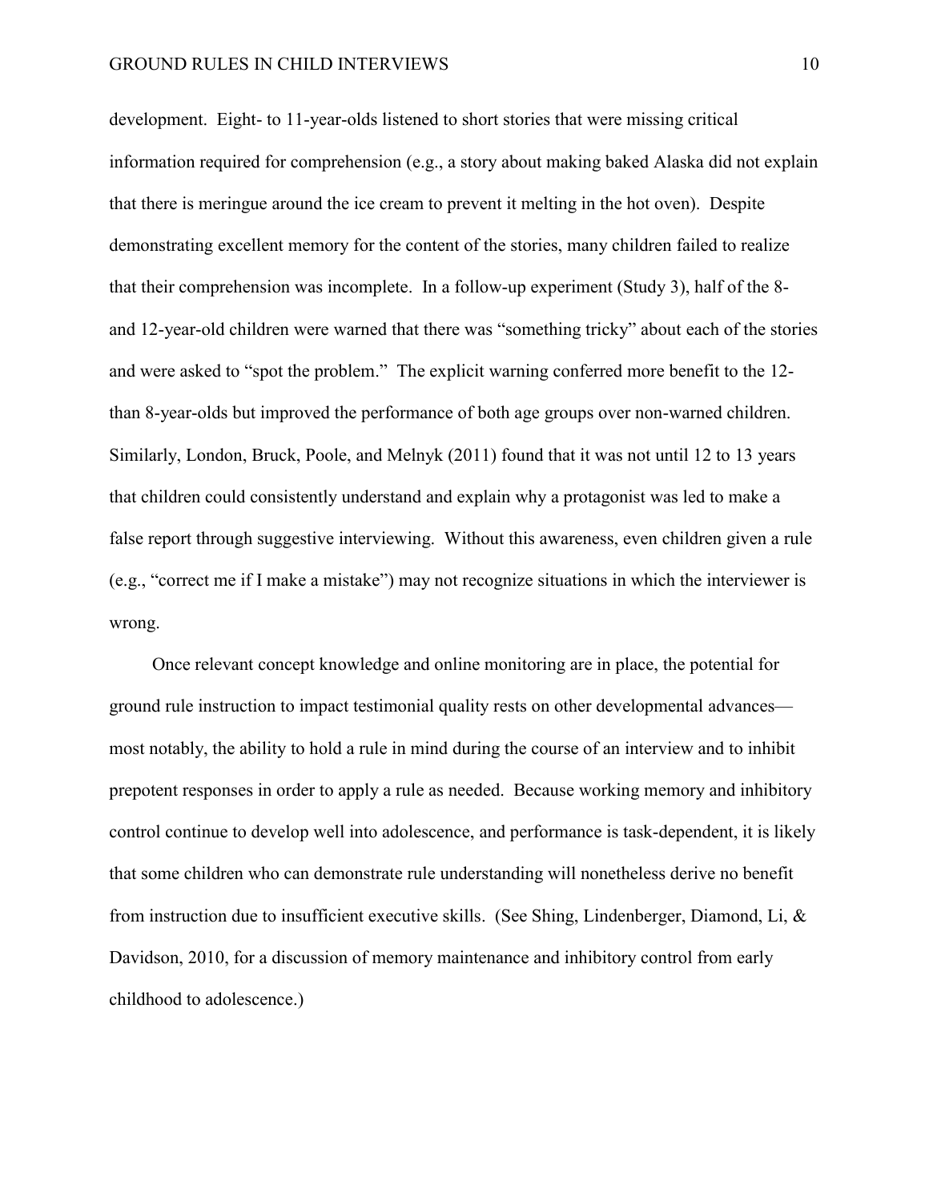development. Eight- to 11-year-olds listened to short stories that were missing critical information required for comprehension (e.g., a story about making baked Alaska did not explain that there is meringue around the ice cream to prevent it melting in the hot oven). Despite demonstrating excellent memory for the content of the stories, many children failed to realize that their comprehension was incomplete. In a follow-up experiment (Study 3), half of the 8- and 12-year-old children were warned that there was "something tricky" about each of the stories and were asked to "spot the problem." The explicit warning conferred more benefit to the 12- than 8-year-olds but improved the performance of both age groups over non-warned children. Similarly, London, Bruck, Poole, and Melnyk (2011) found that it was not until 12 to 13 years that children could consistently understand and explain why a protagonist was led to make a false report through suggestive interviewing. Without this awareness, even children given a rule (e.g., "correct me if I make a mistake") may not recognize situations in which the interviewer is wrong.

Once relevant concept knowledge and online monitoring are in place, the potential for ground rule instruction to impact testimonial quality rests on other developmental advances—most notably, the ability to hold a rule in mind during the course of an interview and to inhibit prepotent responses in order to apply a rule as needed. Because working memory and inhibitory control continue to develop well into adolescence, and performance is task-dependent, it is likely that some children who can demonstrate rule understanding will nonetheless derive no benefit from instruction due to insufficient executive skills. (See Shing, Lindenberger, Diamond, Li, & Davidson, 2010, for a discussion of memory maintenance and inhibitory control from early childhood to adolescence.)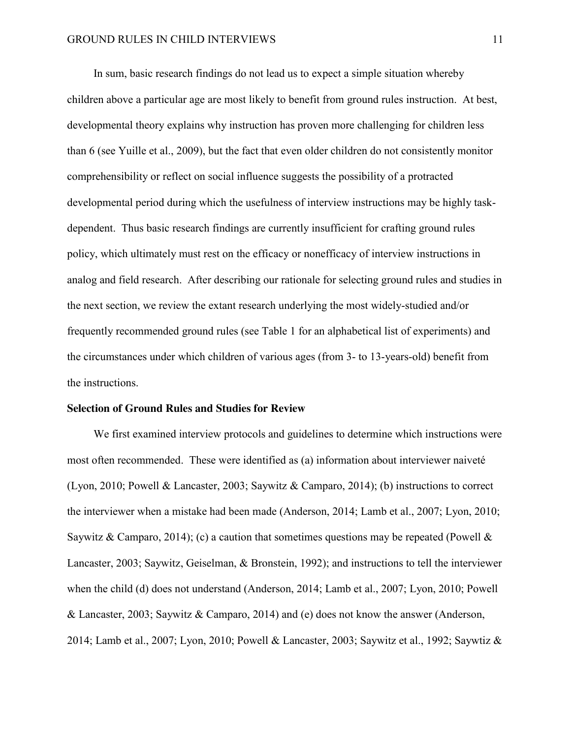In sum, basic research findings do not lead us to expect a simple situation whereby children above a particular age are most likely to benefit from ground rules instruction. At best, developmental theory explains why instruction has proven more challenging for children less than 6 (see Yuille et al., 2009), but the fact that even older children do not consistently monitor comprehensibility or reflect on social influence suggests the possibility of a protracted developmental period during which the usefulness of interview instructions may be highly task-dependent. Thus basic research findings are currently insufficient for crafting ground rules policy, which ultimately must rest on the efficacy or nonefficacy of interview instructions in analog and field research. After describing our rationale for selecting ground rules and studies in the next section, we review the extant research underlying the most widely-studied and/or frequently recommended ground rules (see Table 1 for an alphabetical list of experiments) and the circumstances under which children of various ages (from 3- to 13-years-old) benefit from the instructions.

## Selection of Ground Rules and Studies for Review

We first examined interview protocols and guidelines to determine which instructions were most often recommended. These were identified as (a) information about interviewer naiveté (Lyon, 2010; Powell & Lancaster, 2003; Saywitz & Camparo, 2014); (b) instructions to correct the interviewer when a mistake had been made (Anderson, 2014; Lamb et al., 2007; Lyon, 2010; Saywitz & Camparo, 2014); (c) a caution that sometimes questions may be repeated (Powell & Lancaster, 2003; Saywitz, Geiselman, & Bronstein, 1992); and instructions to tell the interviewer when the child (d) does not understand (Anderson, 2014; Lamb et al., 2007; Lyon, 2010; Powell & Lancaster, 2003; Saywitz & Camparo, 2014) and (e) does not know the answer (Anderson, 2014; Lamb et al., 2007; Lyon, 2010; Powell & Lancaster, 2003; Saywitz et al., 1992; Saywtiz &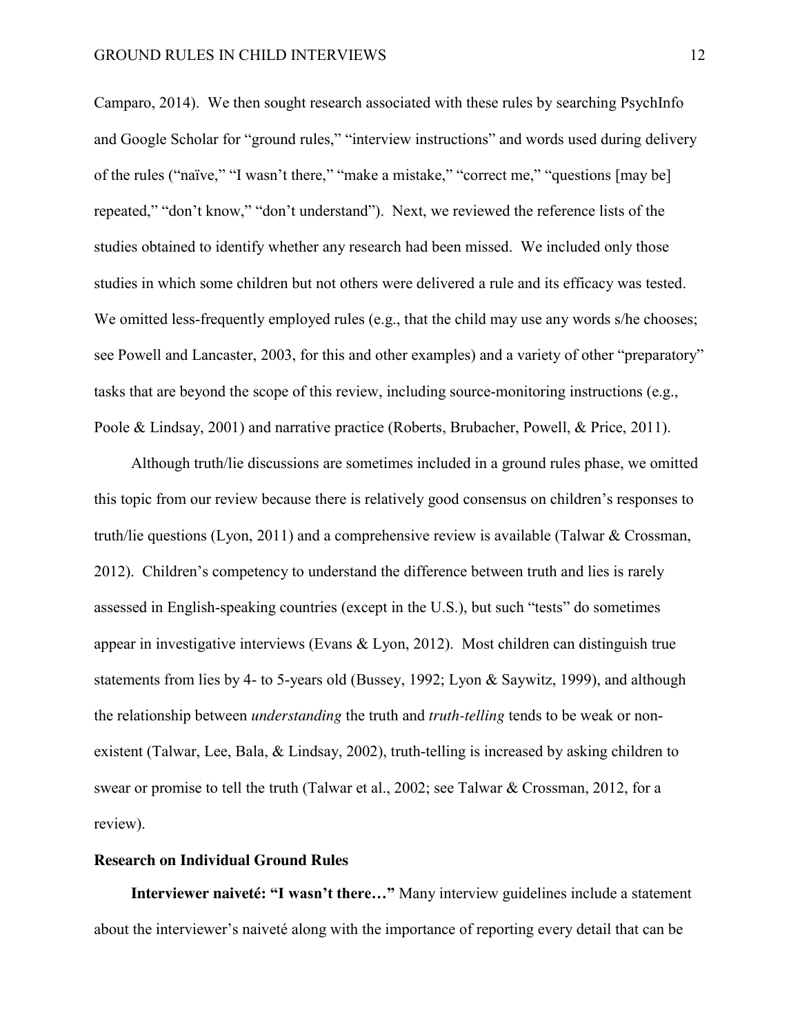Camparo, 2014). We then sought research associated with these rules by searching PsychInfo and Google Scholar for "ground rules," "interview instructions" and words used during delivery of the rules ("naïve," "I wasn't there," "make a mistake," "correct me," "questions [may be] repeated," "don't know," "don't understand"). Next, we reviewed the reference lists of the studies obtained to identify whether any research had been missed. We included only those studies in which some children but not others were delivered a rule and its efficacy was tested. We omitted less-frequently employed rules (e.g., that the child may use any words s/he chooses; see Powell and Lancaster, 2003, for this and other examples) and a variety of other "preparatory" tasks that are beyond the scope of this review, including source-monitoring instructions (e.g., Poole & Lindsay, 2001) and narrative practice (Roberts, Brubacher, Powell, & Price, 2011).

Although truth/lie discussions are sometimes included in a ground rules phase, we omitted this topic from our review because there is relatively good consensus on children's responses to truth/lie questions (Lyon, 2011) and a comprehensive review is available (Talwar & Crossman, 2012). Children's competency to understand the difference between truth and lies is rarely assessed in English-speaking countries (except in the U.S.), but such "tests" do sometimes appear in investigative interviews (Evans & Lyon, 2012). Most children can distinguish true statements from lies by 4- to 5-years old (Bussey, 1992; Lyon & Saywitz, 1999), and although the relationship between *understanding* the truth and *truth-telling* tends to be weak or non-existent (Talwar, Lee, Bala, & Lindsay, 2002), truth-telling is increased by asking children to swear or promise to tell the truth (Talwar et al., 2002; see Talwar & Crossman, 2012, for a review).

## Research on Individual Ground Rules

**Interviewer naiveté: "I wasn't there…"** Many interview guidelines include a statement about the interviewer's naiveté along with the importance of reporting every detail that can be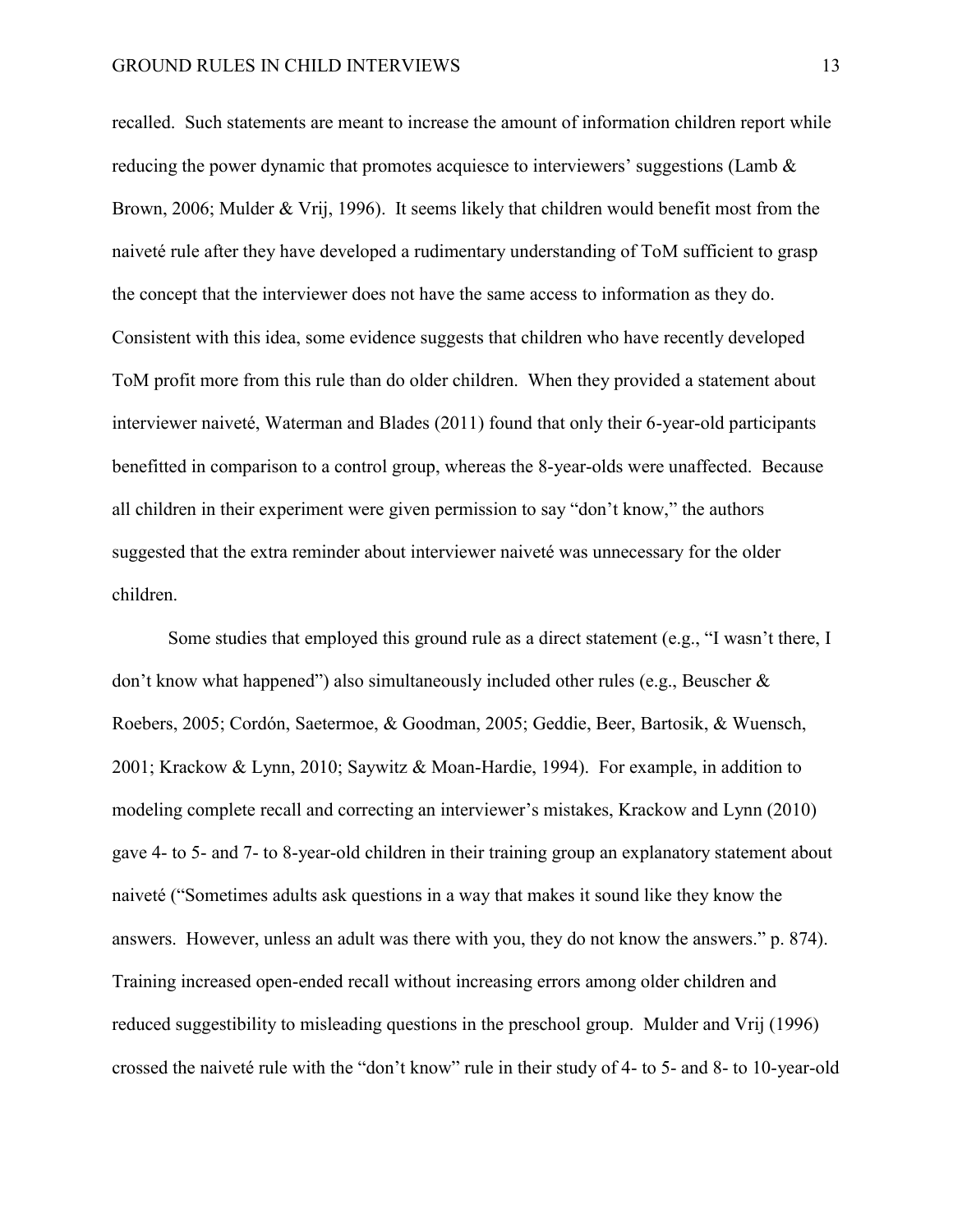recalled. Such statements are meant to increase the amount of information children report while reducing the power dynamic that promotes acquiesce to interviewers' suggestions (Lamb & Brown, 2006; Mulder & Vrij, 1996). It seems likely that children would benefit most from the naiveté rule after they have developed a rudimentary understanding of ToM sufficient to grasp the concept that the interviewer does not have the same access to information as they do. Consistent with this idea, some evidence suggests that children who have recently developed ToM profit more from this rule than do older children. When they provided a statement about interviewer naiveté, Waterman and Blades (2011) found that only their 6-year-old participants benefitted in comparison to a control group, whereas the 8-year-olds were unaffected. Because all children in their experiment were given permission to say "don't know," the authors suggested that the extra reminder about interviewer naiveté was unnecessary for the older children.

Some studies that employed this ground rule as a direct statement (e.g., "I wasn't there, I don't know what happened") also simultaneously included other rules (e.g., Beuscher & Roebers, 2005; Cordón, Saetermoe, & Goodman, 2005; Geddie, Beer, Bartosik, & Wuensch, 2001; Krackow & Lynn, 2010; Saywitz & Moan-Hardie, 1994). For example, in addition to modeling complete recall and correcting an interviewer's mistakes, Krackow and Lynn (2010) gave 4- to 5- and 7- to 8-year-old children in their training group an explanatory statement about naiveté ("Sometimes adults ask questions in a way that makes it sound like they know the answers. However, unless an adult was there with you, they do not know the answers." p. 874). Training increased open-ended recall without increasing errors among older children and reduced suggestibility to misleading questions in the preschool group. Mulder and Vrij (1996) crossed the naiveté rule with the "don't know" rule in their study of 4- to 5- and 8- to 10-year-old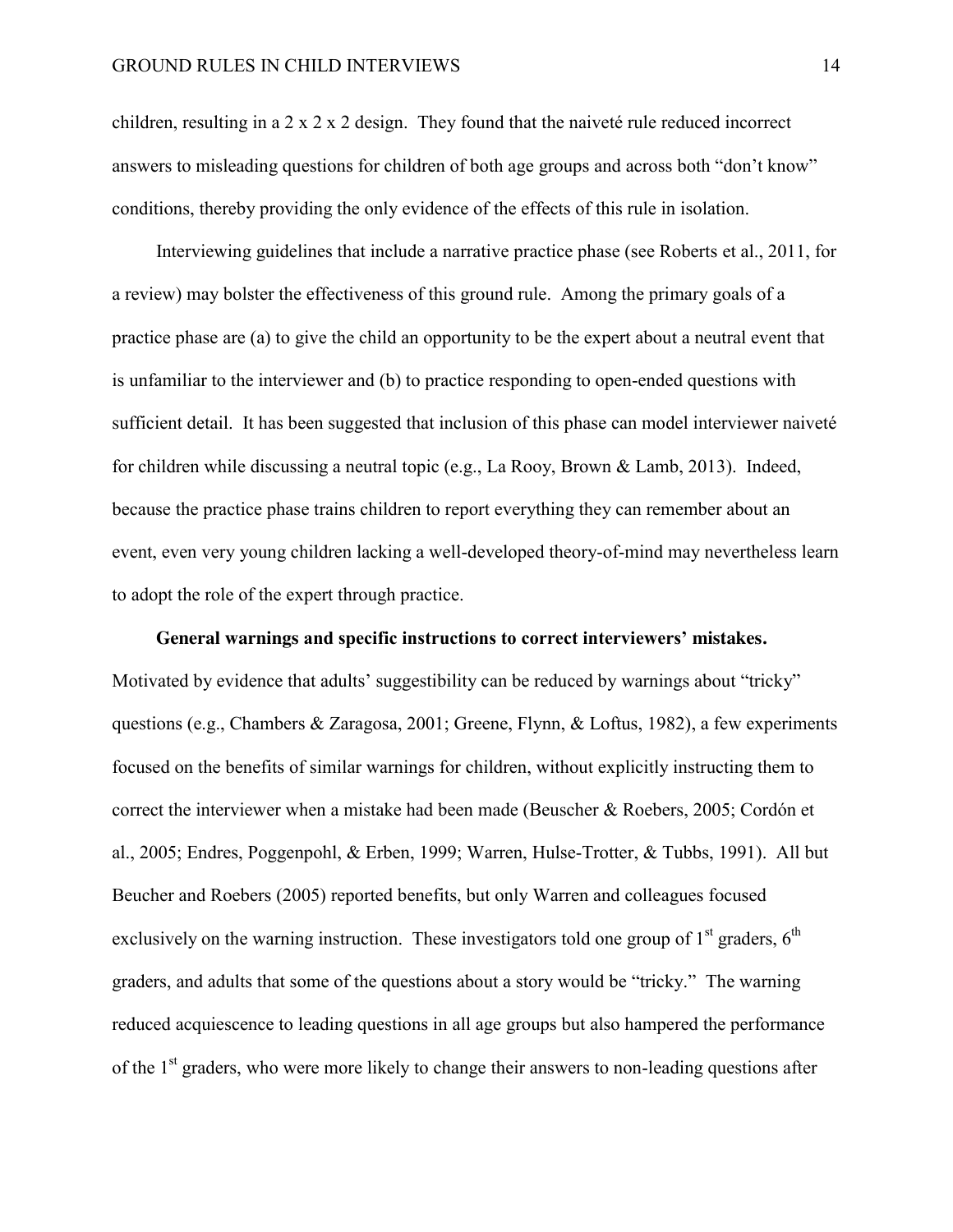children, resulting in a 2 x 2 x 2 design. They found that the naiveté rule reduced incorrect answers to misleading questions for children of both age groups and across both "don't know" conditions, thereby providing the only evidence of the effects of this rule in isolation.

Interviewing guidelines that include a narrative practice phase (see Roberts et al., 2011, for a review) may bolster the effectiveness of this ground rule. Among the primary goals of a practice phase are (a) to give the child an opportunity to be the expert about a neutral event that is unfamiliar to the interviewer and (b) to practice responding to open-ended questions with sufficient detail. It has been suggested that inclusion of this phase can model interviewer naiveté for children while discussing a neutral topic (e.g., La Rooy, Brown & Lamb, 2013). Indeed, because the practice phase trains children to report everything they can remember about an event, even very young children lacking a well-developed theory-of-mind may nevertheless learn to adopt the role of the expert through practice.

**General warnings and specific instructions to correct interviewers' mistakes.** Motivated by evidence that adults' suggestibility can be reduced by warnings about "tricky" questions (e.g., Chambers & Zaragosa, 2001; Greene, Flynn, & Loftus, 1982), a few experiments focused on the benefits of similar warnings for children, without explicitly instructing them to correct the interviewer when a mistake had been made (Beuscher & Roebers, 2005; Cordón et al., 2005; Endres, Poggenpohl, & Erben, 1999; Warren, Hulse-Trotter, & Tubbs, 1991). All but Beucher and Roebers (2005) reported benefits, but only Warren and colleagues focused exclusively on the warning instruction. These investigators told one group of 1st graders, 6th graders, and adults that some of the questions about a story would be "tricky." The warning reduced acquiescence to leading questions in all age groups but also hampered the performance of the 1st graders, who were more likely to change their answers to non-leading questions after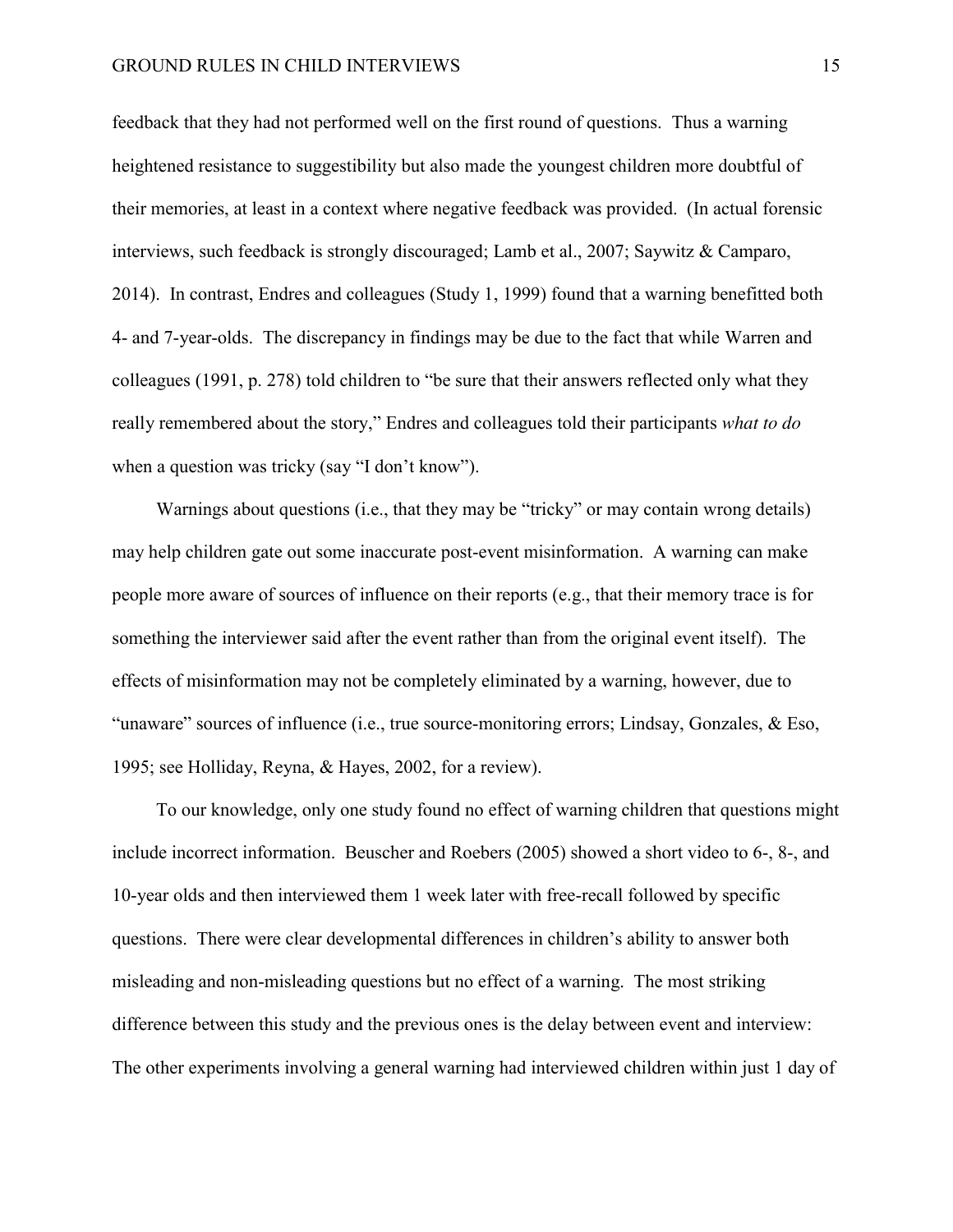feedback that they had not performed well on the first round of questions. Thus a warning heightened resistance to suggestibility but also made the youngest children more doubtful of their memories, at least in a context where negative feedback was provided. (In actual forensic interviews, such feedback is strongly discouraged; Lamb et al., 2007; Saywitz & Camparo, 2014). In contrast, Endres and colleagues (Study 1, 1999) found that a warning benefitted both 4- and 7-year-olds. The discrepancy in findings may be due to the fact that while Warren and colleagues (1991, p. 278) told children to "be sure that their answers reflected only what they really remembered about the story," Endres and colleagues told their participants *what to do* when a question was tricky (say "I don't know").

Warnings about questions (i.e., that they may be "tricky" or may contain wrong details) may help children gate out some inaccurate post-event misinformation. A warning can make people more aware of sources of influence on their reports (e.g., that their memory trace is for something the interviewer said after the event rather than from the original event itself). The effects of misinformation may not be completely eliminated by a warning, however, due to "unaware" sources of influence (i.e., true source-monitoring errors; Lindsay, Gonzales, & Eso, 1995; see Holliday, Reyna, & Hayes, 2002, for a review).

To our knowledge, only one study found no effect of warning children that questions might include incorrect information. Beuscher and Roebers (2005) showed a short video to 6-, 8-, and 10-year olds and then interviewed them 1 week later with free-recall followed by specific questions. There were clear developmental differences in children's ability to answer both misleading and non-misleading questions but no effect of a warning. The most striking difference between this study and the previous ones is the delay between event and interview: The other experiments involving a general warning had interviewed children within just 1 day of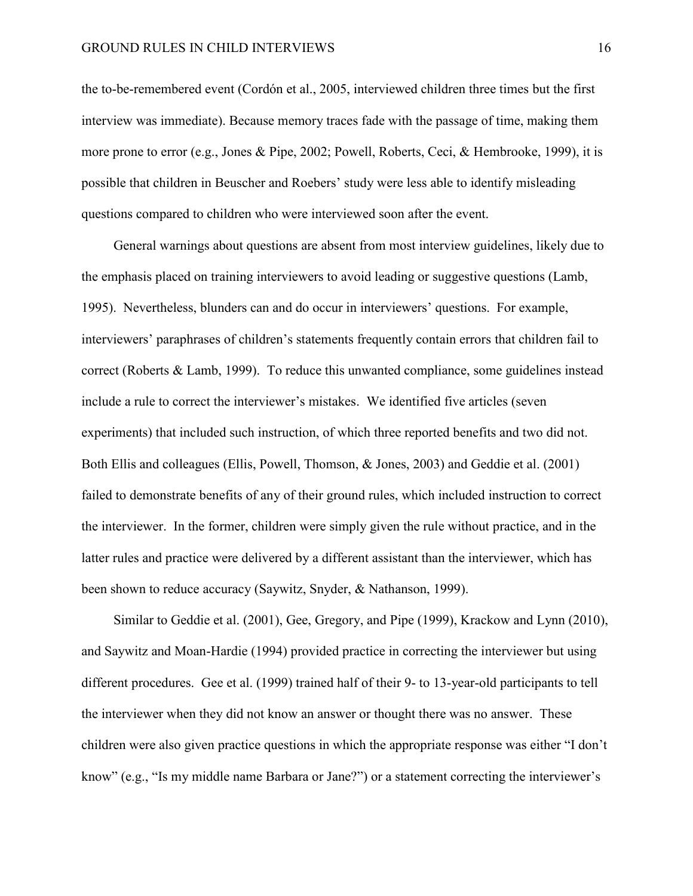the to-be-remembered event (Cordón et al., 2005, interviewed children three times but the first interview was immediate). Because memory traces fade with the passage of time, making them more prone to error (e.g., Jones & Pipe, 2002; Powell, Roberts, Ceci, & Hembrooke, 1999), it is possible that children in Beuscher and Roebers' study were less able to identify misleading questions compared to children who were interviewed soon after the event.

General warnings about questions are absent from most interview guidelines, likely due to the emphasis placed on training interviewers to avoid leading or suggestive questions (Lamb, 1995). Nevertheless, blunders can and do occur in interviewers' questions. For example, interviewers' paraphrases of children's statements frequently contain errors that children fail to correct (Roberts & Lamb, 1999). To reduce this unwanted compliance, some guidelines instead include a rule to correct the interviewer's mistakes. We identified five articles (seven experiments) that included such instruction, of which three reported benefits and two did not. Both Ellis and colleagues (Ellis, Powell, Thomson, & Jones, 2003) and Geddie et al. (2001) failed to demonstrate benefits of any of their ground rules, which included instruction to correct the interviewer. In the former, children were simply given the rule without practice, and in the latter rules and practice were delivered by a different assistant than the interviewer, which has been shown to reduce accuracy (Saywitz, Snyder, & Nathanson, 1999).

Similar to Geddie et al. (2001), Gee, Gregory, and Pipe (1999), Krackow and Lynn (2010), and Saywitz and Moan-Hardie (1994) provided practice in correcting the interviewer but using different procedures. Gee et al. (1999) trained half of their 9- to 13-year-old participants to tell the interviewer when they did not know an answer or thought there was no answer. These children were also given practice questions in which the appropriate response was either "I don't know" (e.g., "Is my middle name Barbara or Jane?") or a statement correcting the interviewer's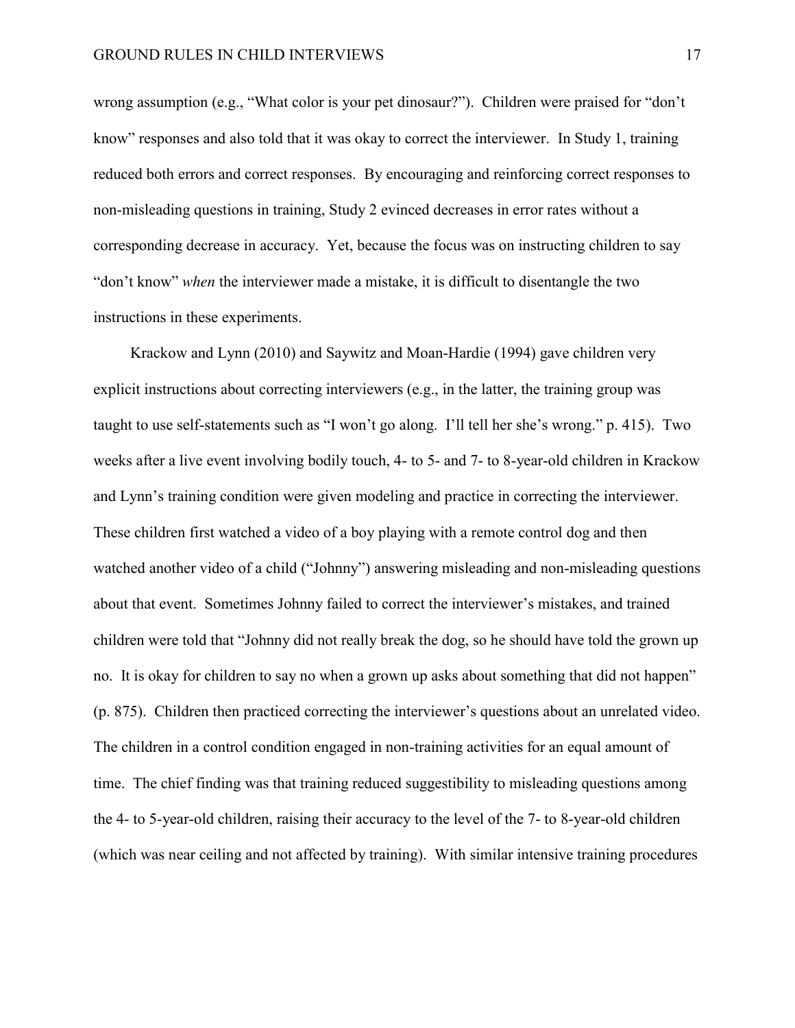wrong assumption (e.g., "What color is your pet dinosaur?"). Children were praised for "don't know" responses and also told that it was okay to correct the interviewer. In Study 1, training reduced both errors and correct responses. By encouraging and reinforcing correct responses to non-misleading questions in training, Study 2 evinced decreases in error rates without a corresponding decrease in accuracy. Yet, because the focus was on instructing children to say "don't know" *when* the interviewer made a mistake, it is difficult to disentangle the two instructions in these experiments.

Krackow and Lynn (2010) and Saywitz and Moan-Hardie (1994) gave children very explicit instructions about correcting interviewers (e.g., in the latter, the training group was taught to use self-statements such as "I won't go along. I'll tell her she's wrong." p. 415). Two weeks after a live event involving bodily touch, 4- to 5- and 7- to 8-year-old children in Krackow and Lynn's training condition were given modeling and practice in correcting the interviewer. These children first watched a video of a boy playing with a remote control dog and then watched another video of a child ("Johnny") answering misleading and non-misleading questions about that event. Sometimes Johnny failed to correct the interviewer's mistakes, and trained children were told that "Johnny did not really break the dog, so he should have told the grown up no. It is okay for children to say no when a grown up asks about something that did not happen" (p. 875). Children then practiced correcting the interviewer's questions about an unrelated video. The children in a control condition engaged in non-training activities for an equal amount of time. The chief finding was that training reduced suggestibility to misleading questions among the 4- to 5-year-old children, raising their accuracy to the level of the 7- to 8-year-old children (which was near ceiling and not affected by training). With similar intensive training procedures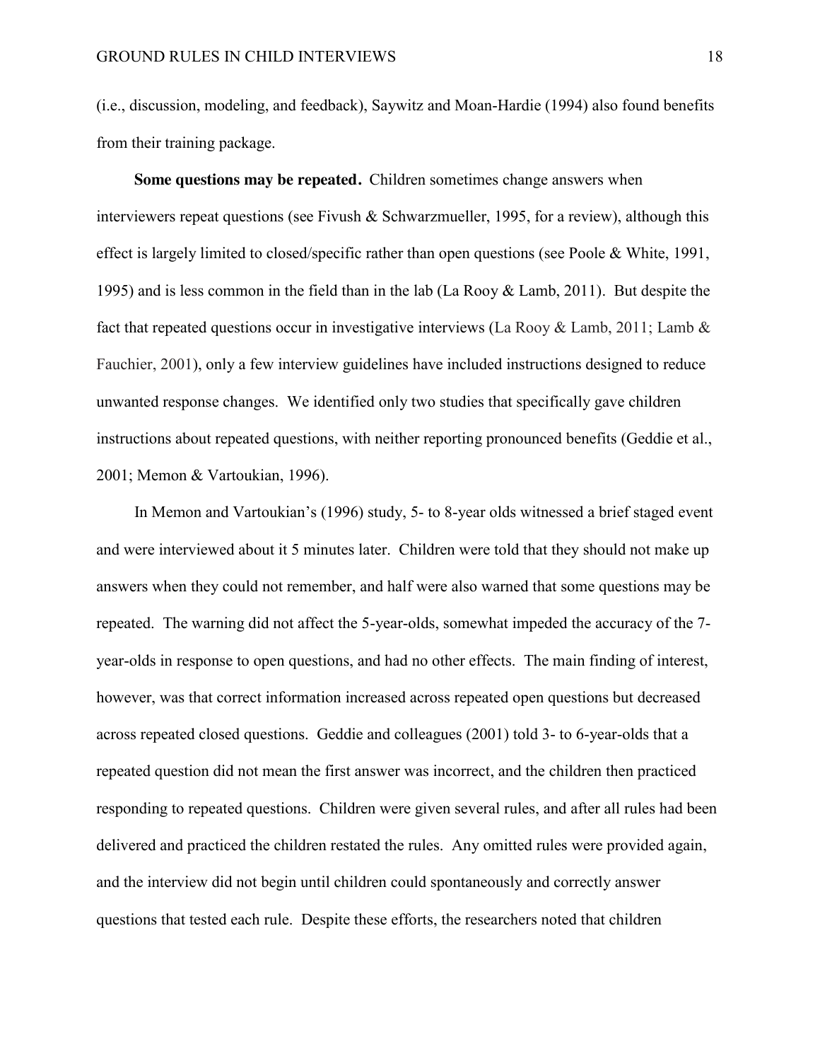(i.e., discussion, modeling, and feedback), Saywitz and Moan-Hardie (1994) also found benefits from their training package.

**Some questions may be repeated.** Children sometimes change answers when interviewers repeat questions (see Fivush & Schwarzmueller, 1995, for a review), although this effect is largely limited to closed/specific rather than open questions (see Poole & White, 1991, 1995) and is less common in the field than in the lab (La Rooy & Lamb, 2011). But despite the fact that repeated questions occur in investigative interviews (La Rooy & Lamb, 2011; Lamb & Fauchier, 2001), only a few interview guidelines have included instructions designed to reduce unwanted response changes. We identified only two studies that specifically gave children instructions about repeated questions, with neither reporting pronounced benefits (Geddie et al., 2001; Memon & Vartoukian, 1996).

In Memon and Vartoukian's (1996) study, 5- to 8-year olds witnessed a brief staged event and were interviewed about it 5 minutes later. Children were told that they should not make up answers when they could not remember, and half were also warned that some questions may be repeated. The warning did not affect the 5-year-olds, somewhat impeded the accuracy of the 7-year-olds in response to open questions, and had no other effects. The main finding of interest, however, was that correct information increased across repeated open questions but decreased across repeated closed questions. Geddie and colleagues (2001) told 3- to 6-year-olds that a repeated question did not mean the first answer was incorrect, and the children then practiced responding to repeated questions. Children were given several rules, and after all rules had been delivered and practiced the children restated the rules. Any omitted rules were provided again, and the interview did not begin until children could spontaneously and correctly answer questions that tested each rule. Despite these efforts, the researchers noted that children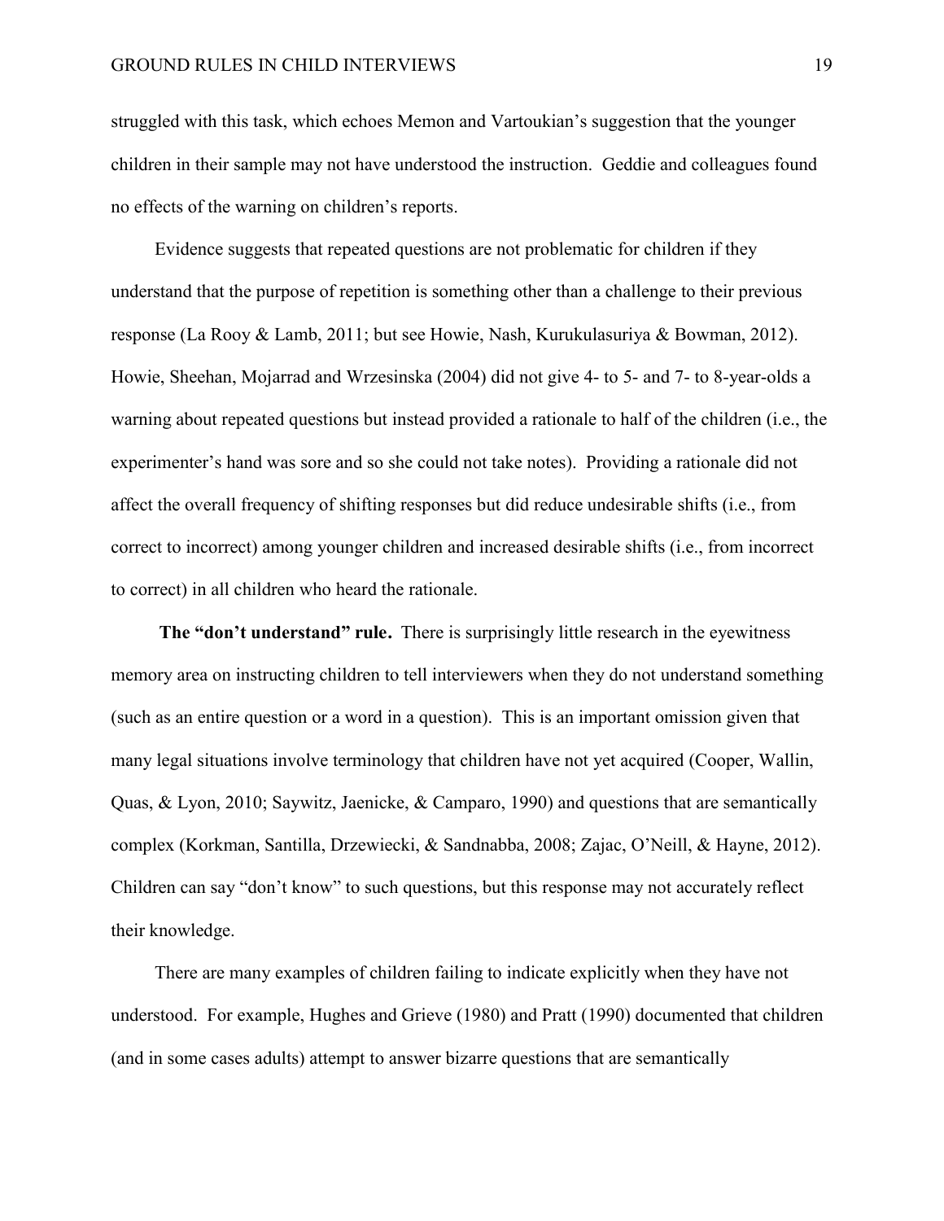struggled with this task, which echoes Memon and Vartoukian's suggestion that the younger children in their sample may not have understood the instruction. Geddie and colleagues found no effects of the warning on children's reports.

Evidence suggests that repeated questions are not problematic for children if they understand that the purpose of repetition is something other than a challenge to their previous response (La Rooy & Lamb, 2011; but see Howie, Nash, Kurukulasuriya & Bowman, 2012). Howie, Sheehan, Mojarrad and Wrzesinska (2004) did not give 4- to 5- and 7- to 8-year-olds a warning about repeated questions but instead provided a rationale to half of the children (i.e., the experimenter's hand was sore and so she could not take notes). Providing a rationale did not affect the overall frequency of shifting responses but did reduce undesirable shifts (i.e., from correct to incorrect) among younger children and increased desirable shifts (i.e., from incorrect to correct) in all children who heard the rationale.

**The "don't understand" rule.** There is surprisingly little research in the eyewitness memory area on instructing children to tell interviewers when they do not understand something (such as an entire question or a word in a question). This is an important omission given that many legal situations involve terminology that children have not yet acquired (Cooper, Wallin, Quas, & Lyon, 2010; Saywitz, Jaenicke, & Camparo, 1990) and questions that are semantically complex (Korkman, Santilla, Drzewiecki, & Sandnabba, 2008; Zajac, O'Neill, & Hayne, 2012). Children can say "don't know" to such questions, but this response may not accurately reflect their knowledge.

There are many examples of children failing to indicate explicitly when they have not understood. For example, Hughes and Grieve (1980) and Pratt (1990) documented that children (and in some cases adults) attempt to answer bizarre questions that are semantically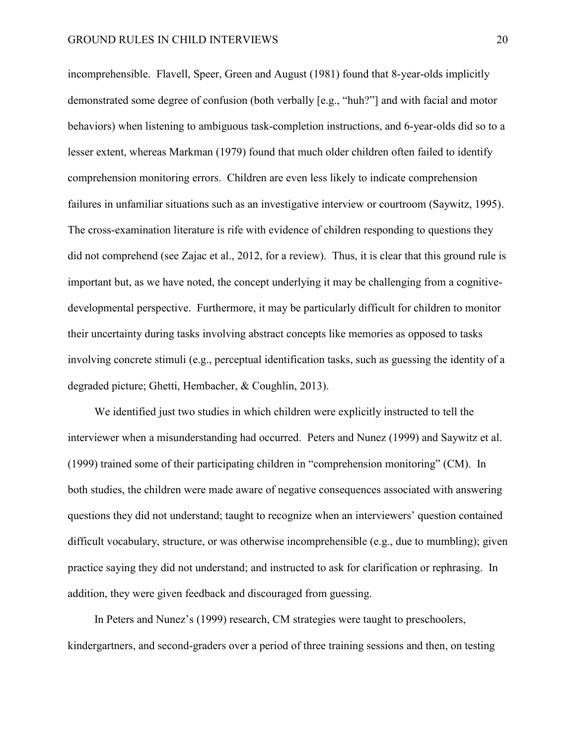incomprehensible. Flavell, Speer, Green and August (1981) found that 8-year-olds implicitly demonstrated some degree of confusion (both verbally [e.g., "huh?"] and with facial and motor behaviors) when listening to ambiguous task-completion instructions, and 6-year-olds did so to a lesser extent, whereas Markman (1979) found that much older children often failed to identify comprehension monitoring errors. Children are even less likely to indicate comprehension failures in unfamiliar situations such as an investigative interview or courtroom (Saywitz, 1995). The cross-examination literature is rife with evidence of children responding to questions they did not comprehend (see Zajac et al., 2012, for a review). Thus, it is clear that this ground rule is important but, as we have noted, the concept underlying it may be challenging from a cognitive-developmental perspective. Furthermore, it may be particularly difficult for children to monitor their uncertainty during tasks involving abstract concepts like memories as opposed to tasks involving concrete stimuli (e.g., perceptual identification tasks, such as guessing the identity of a degraded picture; Ghetti, Hembacher, & Coughlin, 2013).

We identified just two studies in which children were explicitly instructed to tell the interviewer when a misunderstanding had occurred. Peters and Nunez (1999) and Saywitz et al. (1999) trained some of their participating children in "comprehension monitoring" (CM). In both studies, the children were made aware of negative consequences associated with answering questions they did not understand; taught to recognize when an interviewers' question contained difficult vocabulary, structure, or was otherwise incomprehensible (e.g., due to mumbling); given practice saying they did not understand; and instructed to ask for clarification or rephrasing. In addition, they were given feedback and discouraged from guessing.

In Peters and Nunez's (1999) research, CM strategies were taught to preschoolers, kindergartners, and second-graders over a period of three training sessions and then, on testing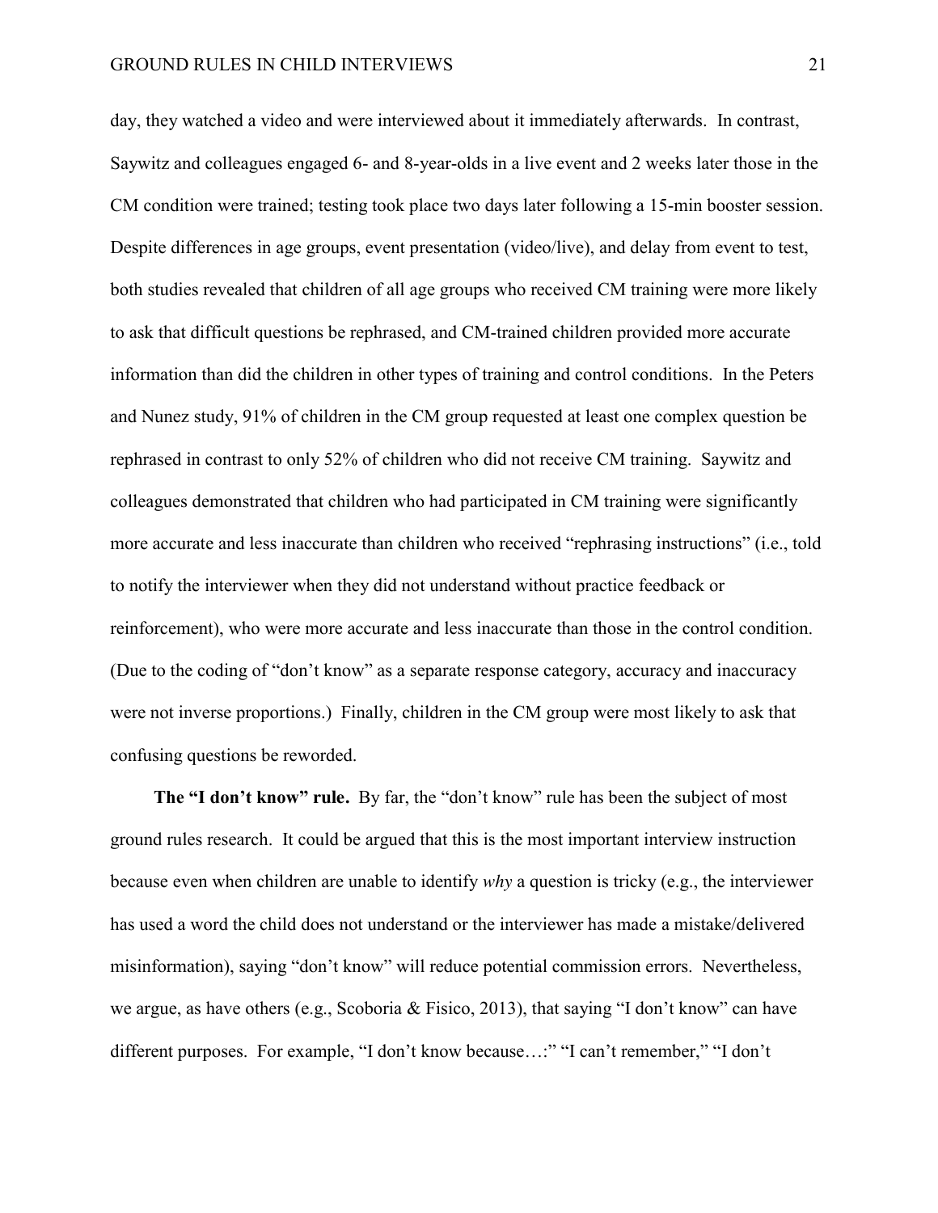day, they watched a video and were interviewed about it immediately afterwards. In contrast, Saywitz and colleagues engaged 6- and 8-year-olds in a live event and 2 weeks later those in the CM condition were trained; testing took place two days later following a 15-min booster session. Despite differences in age groups, event presentation (video/live), and delay from event to test, both studies revealed that children of all age groups who received CM training were more likely to ask that difficult questions be rephrased, and CM-trained children provided more accurate information than did the children in other types of training and control conditions. In the Peters and Nunez study, 91% of children in the CM group requested at least one complex question be rephrased in contrast to only 52% of children who did not receive CM training. Saywitz and colleagues demonstrated that children who had participated in CM training were significantly more accurate and less inaccurate than children who received "rephrasing instructions" (i.e., told to notify the interviewer when they did not understand without practice feedback or reinforcement), who were more accurate and less inaccurate than those in the control condition. (Due to the coding of "don't know" as a separate response category, accuracy and inaccuracy were not inverse proportions.) Finally, children in the CM group were most likely to ask that confusing questions be reworded.

**The "I don't know" rule.** By far, the "don't know" rule has been the subject of most ground rules research. It could be argued that this is the most important interview instruction because even when children are unable to identify *why* a question is tricky (e.g., the interviewer has used a word the child does not understand or the interviewer has made a mistake/delivered misinformation), saying "don't know" will reduce potential commission errors. Nevertheless, we argue, as have others (e.g., Scoboria & Fisico, 2013), that saying "I don't know" can have different purposes. For example, "I don't know because…:" "I can't remember," "I don't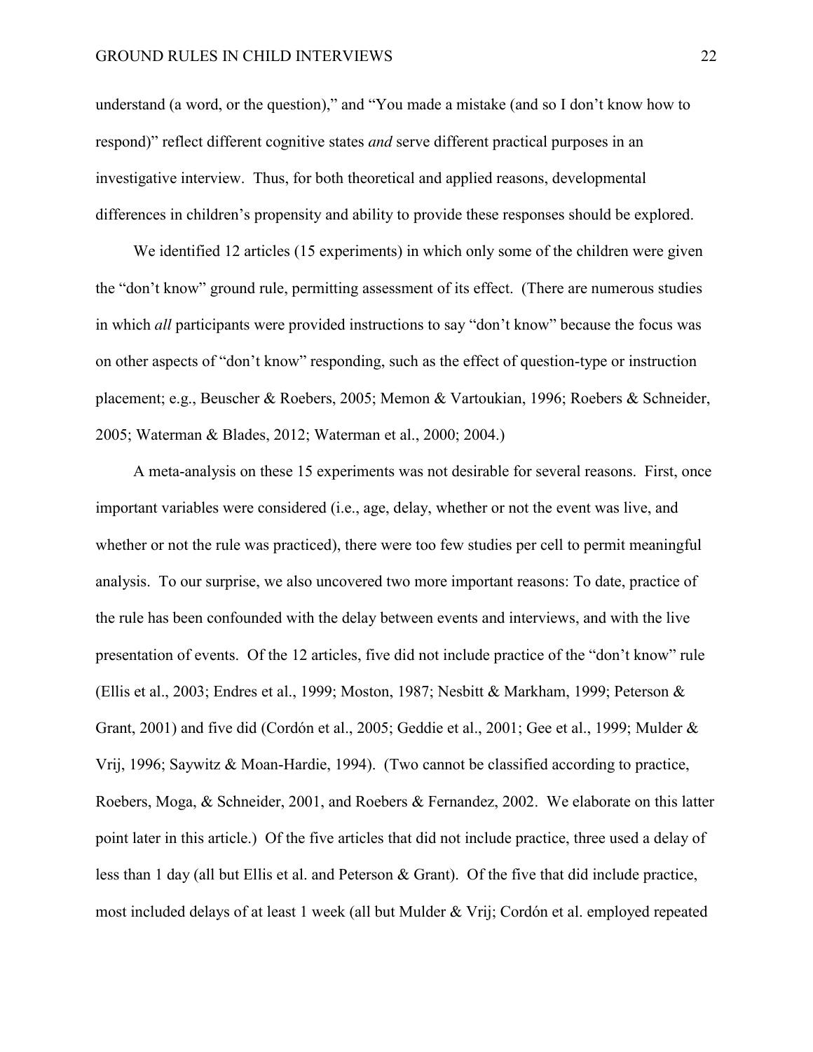understand (a word, or the question)," and "You made a mistake (and so I don't know how to respond)" reflect different cognitive states *and* serve different practical purposes in an investigative interview. Thus, for both theoretical and applied reasons, developmental differences in children's propensity and ability to provide these responses should be explored.

We identified 12 articles (15 experiments) in which only some of the children were given the "don't know" ground rule, permitting assessment of its effect. (There are numerous studies in which *all* participants were provided instructions to say "don't know" because the focus was on other aspects of "don't know" responding, such as the effect of question-type or instruction placement; e.g., Beuscher & Roebers, 2005; Memon & Vartoukian, 1996; Roebers & Schneider, 2005; Waterman & Blades, 2012; Waterman et al., 2000; 2004.)

A meta-analysis on these 15 experiments was not desirable for several reasons. First, once important variables were considered (i.e., age, delay, whether or not the event was live, and whether or not the rule was practiced), there were too few studies per cell to permit meaningful analysis. To our surprise, we also uncovered two more important reasons: To date, practice of the rule has been confounded with the delay between events and interviews, and with the live presentation of events. Of the 12 articles, five did not include practice of the "don't know" rule (Ellis et al., 2003; Endres et al., 1999; Moston, 1987; Nesbitt & Markham, 1999; Peterson & Grant, 2001) and five did (Cordón et al., 2005; Geddie et al., 2001; Gee et al., 1999; Mulder & Vrij, 1996; Saywitz & Moan-Hardie, 1994). (Two cannot be classified according to practice, Roebers, Moga, & Schneider, 2001, and Roebers & Fernandez, 2002. We elaborate on this latter point later in this article.) Of the five articles that did not include practice, three used a delay of less than 1 day (all but Ellis et al. and Peterson & Grant). Of the five that did include practice, most included delays of at least 1 week (all but Mulder & Vrij; Cordón et al. employed repeated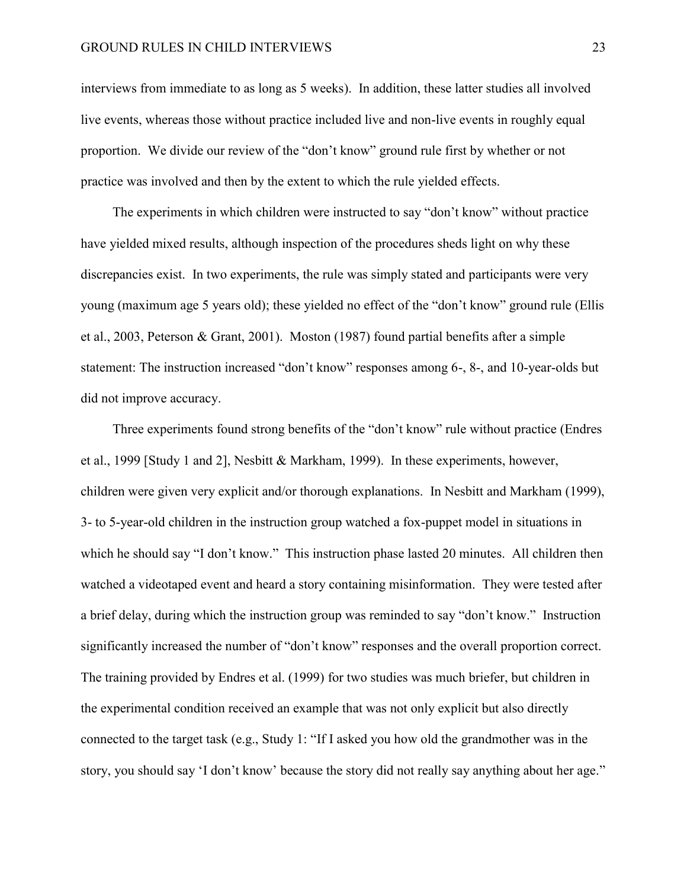interviews from immediate to as long as 5 weeks). In addition, these latter studies all involved live events, whereas those without practice included live and non-live events in roughly equal proportion. We divide our review of the "don't know" ground rule first by whether or not practice was involved and then by the extent to which the rule yielded effects.

The experiments in which children were instructed to say "don't know" without practice have yielded mixed results, although inspection of the procedures sheds light on why these discrepancies exist. In two experiments, the rule was simply stated and participants were very young (maximum age 5 years old); these yielded no effect of the "don't know" ground rule (Ellis et al., 2003, Peterson & Grant, 2001). Moston (1987) found partial benefits after a simple statement: The instruction increased "don't know" responses among 6-, 8-, and 10-year-olds but did not improve accuracy.

Three experiments found strong benefits of the "don't know" rule without practice (Endres et al., 1999 [Study 1 and 2], Nesbitt & Markham, 1999). In these experiments, however, children were given very explicit and/or thorough explanations. In Nesbitt and Markham (1999), 3- to 5-year-old children in the instruction group watched a fox-puppet model in situations in which he should say "I don't know." This instruction phase lasted 20 minutes. All children then watched a videotaped event and heard a story containing misinformation. They were tested after a brief delay, during which the instruction group was reminded to say "don't know." Instruction significantly increased the number of "don't know" responses and the overall proportion correct. The training provided by Endres et al. (1999) for two studies was much briefer, but children in the experimental condition received an example that was not only explicit but also directly connected to the target task (e.g., Study 1: "If I asked you how old the grandmother was in the story, you should say 'I don't know' because the story did not really say anything about her age."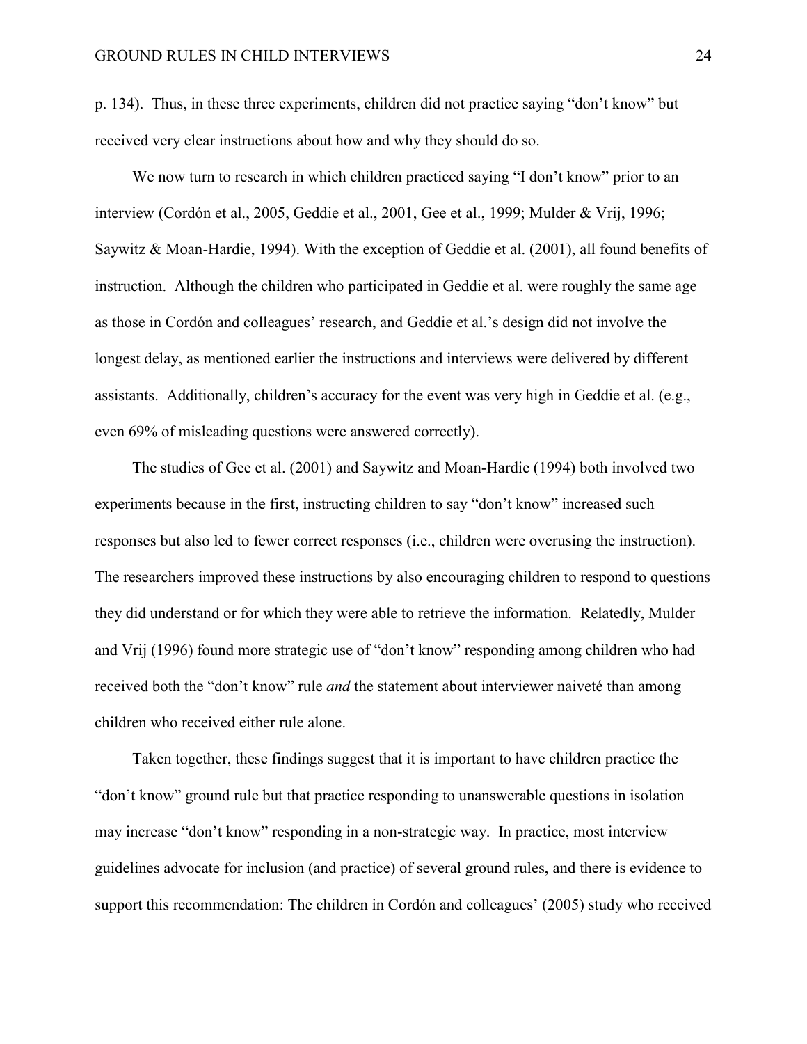p. 134). Thus, in these three experiments, children did not practice saying "don't know" but received very clear instructions about how and why they should do so.

We now turn to research in which children practiced saying "I don't know" prior to an interview (Cordón et al., 2005, Geddie et al., 2001, Gee et al., 1999; Mulder & Vrij, 1996; Saywitz & Moan-Hardie, 1994). With the exception of Geddie et al. (2001), all found benefits of instruction. Although the children who participated in Geddie et al. were roughly the same age as those in Cordón and colleagues' research, and Geddie et al.'s design did not involve the longest delay, as mentioned earlier the instructions and interviews were delivered by different assistants. Additionally, children's accuracy for the event was very high in Geddie et al. (e.g., even 69% of misleading questions were answered correctly).

The studies of Gee et al. (2001) and Saywitz and Moan-Hardie (1994) both involved two experiments because in the first, instructing children to say "don't know" increased such responses but also led to fewer correct responses (i.e., children were overusing the instruction). The researchers improved these instructions by also encouraging children to respond to questions they did understand or for which they were able to retrieve the information. Relatedly, Mulder and Vrij (1996) found more strategic use of "don't know" responding among children who had received both the "don't know" rule *and* the statement about interviewer naiveté than among children who received either rule alone.

Taken together, these findings suggest that it is important to have children practice the "don't know" ground rule but that practice responding to unanswerable questions in isolation may increase "don't know" responding in a non-strategic way. In practice, most interview guidelines advocate for inclusion (and practice) of several ground rules, and there is evidence to support this recommendation: The children in Cordón and colleagues' (2005) study who received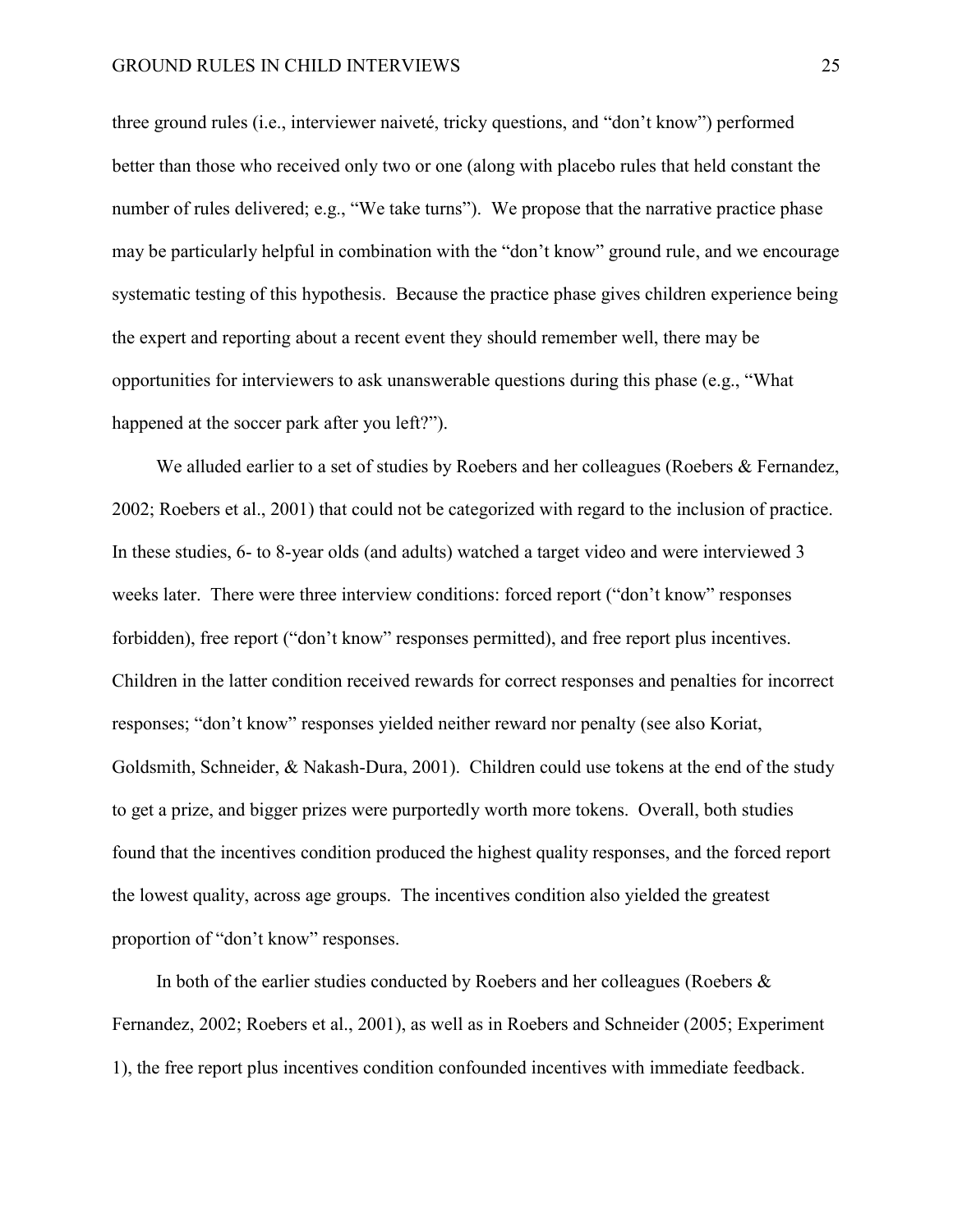three ground rules (i.e., interviewer naiveté, tricky questions, and "don't know") performed better than those who received only two or one (along with placebo rules that held constant the number of rules delivered; e.g., "We take turns"). We propose that the narrative practice phase may be particularly helpful in combination with the "don't know" ground rule, and we encourage systematic testing of this hypothesis. Because the practice phase gives children experience being the expert and reporting about a recent event they should remember well, there may be opportunities for interviewers to ask unanswerable questions during this phase (e.g., "What happened at the soccer park after you left?").

We alluded earlier to a set of studies by Roebers and her colleagues (Roebers & Fernandez, 2002; Roebers et al., 2001) that could not be categorized with regard to the inclusion of practice. In these studies, 6- to 8-year olds (and adults) watched a target video and were interviewed 3 weeks later. There were three interview conditions: forced report ("don't know" responses forbidden), free report ("don't know" responses permitted), and free report plus incentives. Children in the latter condition received rewards for correct responses and penalties for incorrect responses; "don't know" responses yielded neither reward nor penalty (see also Koriat, Goldsmith, Schneider, & Nakash-Dura, 2001). Children could use tokens at the end of the study to get a prize, and bigger prizes were purportedly worth more tokens. Overall, both studies found that the incentives condition produced the highest quality responses, and the forced report the lowest quality, across age groups. The incentives condition also yielded the greatest proportion of "don't know" responses.

In both of the earlier studies conducted by Roebers and her colleagues (Roebers & Fernandez, 2002; Roebers et al., 2001), as well as in Roebers and Schneider (2005; Experiment 1), the free report plus incentives condition confounded incentives with immediate feedback.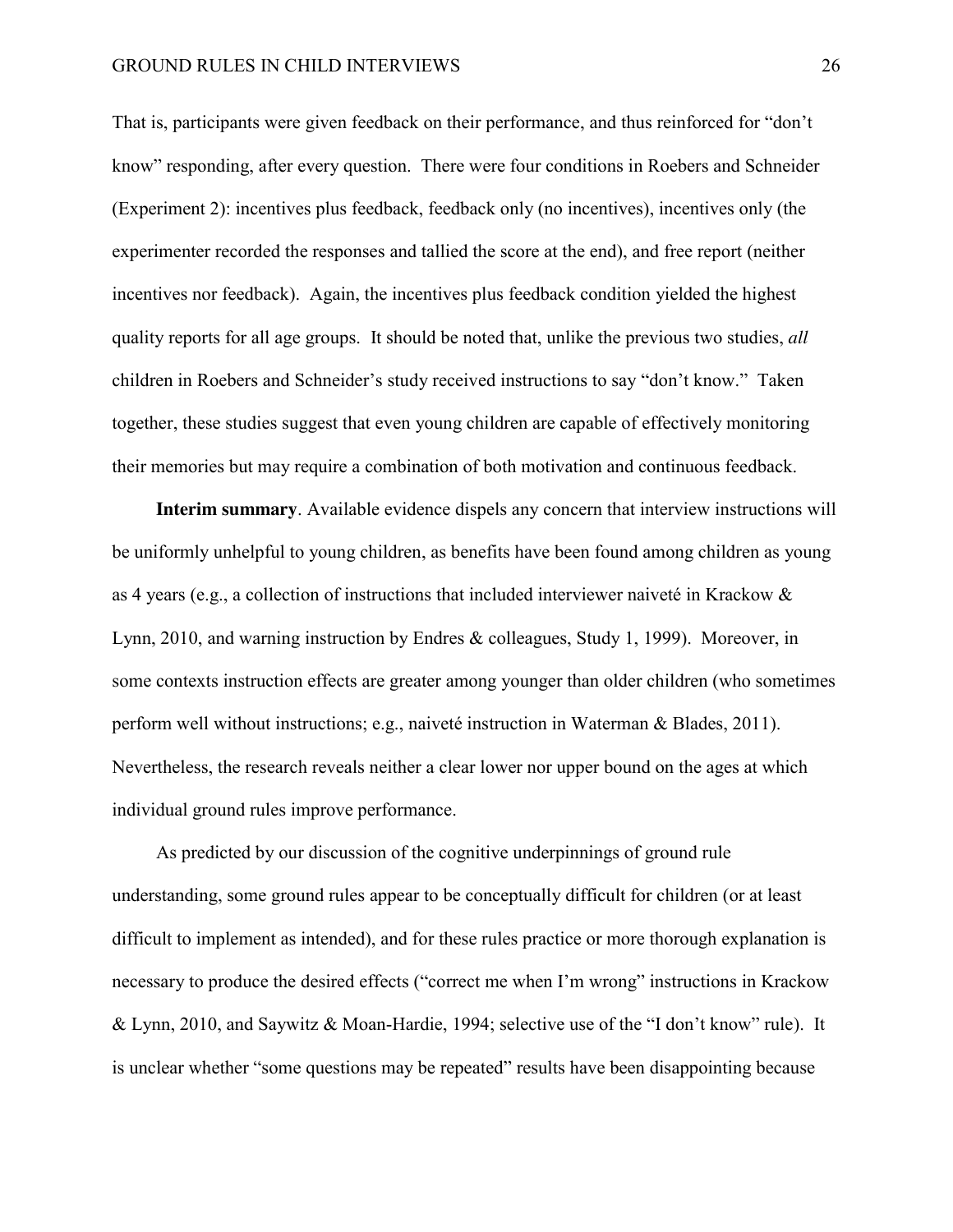That is, participants were given feedback on their performance, and thus reinforced for "don't know" responding, after every question. There were four conditions in Roebers and Schneider (Experiment 2): incentives plus feedback, feedback only (no incentives), incentives only (the experimenter recorded the responses and tallied the score at the end), and free report (neither incentives nor feedback). Again, the incentives plus feedback condition yielded the highest quality reports for all age groups. It should be noted that, unlike the previous two studies, *all* children in Roebers and Schneider's study received instructions to say "don't know." Taken together, these studies suggest that even young children are capable of effectively monitoring their memories but may require a combination of both motivation and continuous feedback.

**Interim summary**. Available evidence dispels any concern that interview instructions will be uniformly unhelpful to young children, as benefits have been found among children as young as 4 years (e.g., a collection of instructions that included interviewer naiveté in Krackow & Lynn, 2010, and warning instruction by Endres & colleagues, Study 1, 1999). Moreover, in some contexts instruction effects are greater among younger than older children (who sometimes perform well without instructions; e.g., naiveté instruction in Waterman & Blades, 2011). Nevertheless, the research reveals neither a clear lower nor upper bound on the ages at which individual ground rules improve performance.

As predicted by our discussion of the cognitive underpinnings of ground rule understanding, some ground rules appear to be conceptually difficult for children (or at least difficult to implement as intended), and for these rules practice or more thorough explanation is necessary to produce the desired effects ("correct me when I'm wrong" instructions in Krackow & Lynn, 2010, and Saywitz & Moan-Hardie, 1994; selective use of the "I don't know" rule). It is unclear whether "some questions may be repeated" results have been disappointing because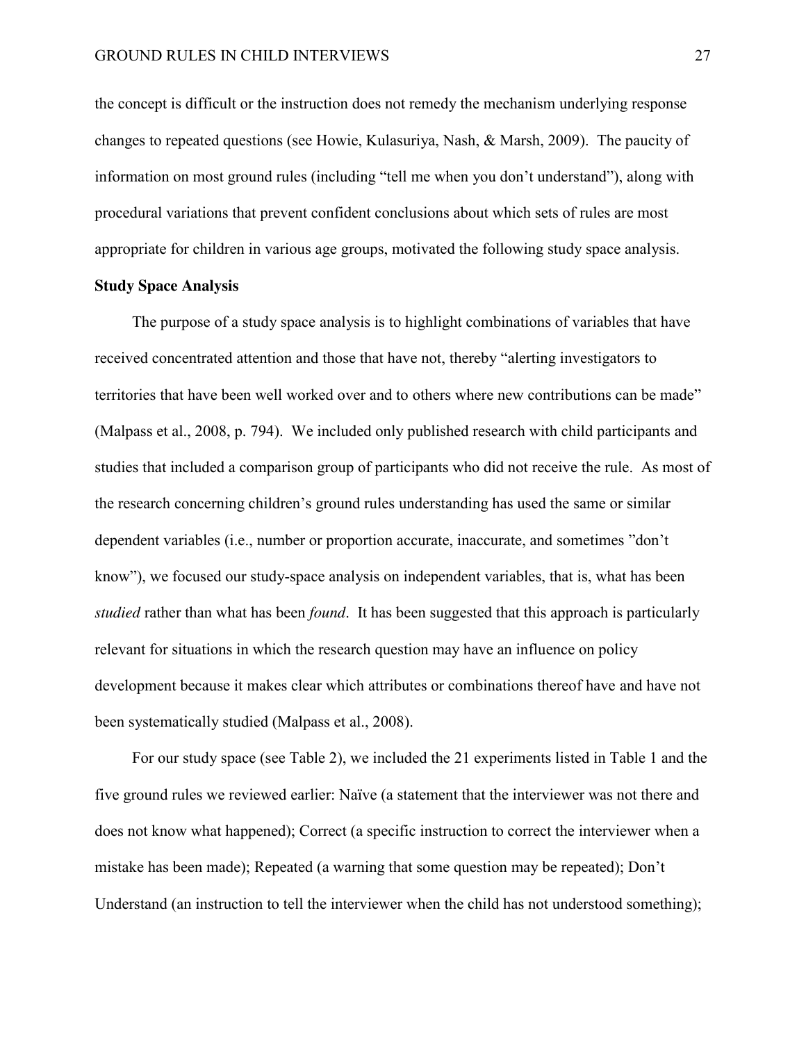the concept is difficult or the instruction does not remedy the mechanism underlying response changes to repeated questions (see Howie, Kulasuriya, Nash, & Marsh, 2009). The paucity of information on most ground rules (including "tell me when you don't understand"), along with procedural variations that prevent confident conclusions about which sets of rules are most appropriate for children in various age groups, motivated the following study space analysis.

**Study Space Analysis**

The purpose of a study space analysis is to highlight combinations of variables that have received concentrated attention and those that have not, thereby "alerting investigators to territories that have been well worked over and to others where new contributions can be made" (Malpass et al., 2008, p. 794). We included only published research with child participants and studies that included a comparison group of participants who did not receive the rule. As most of the research concerning children's ground rules understanding has used the same or similar dependent variables (i.e., number or proportion accurate, inaccurate, and sometimes "don't know"), we focused our study-space analysis on independent variables, that is, what has been *studied* rather than what has been *found*. It has been suggested that this approach is particularly relevant for situations in which the research question may have an influence on policy development because it makes clear which attributes or combinations thereof have and have not been systematically studied (Malpass et al., 2008).

For our study space (see Table 2), we included the 21 experiments listed in Table 1 and the five ground rules we reviewed earlier: Naïve (a statement that the interviewer was not there and does not know what happened); Correct (a specific instruction to correct the interviewer when a mistake has been made); Repeated (a warning that some question may be repeated); Don't Understand (an instruction to tell the interviewer when the child has not understood something);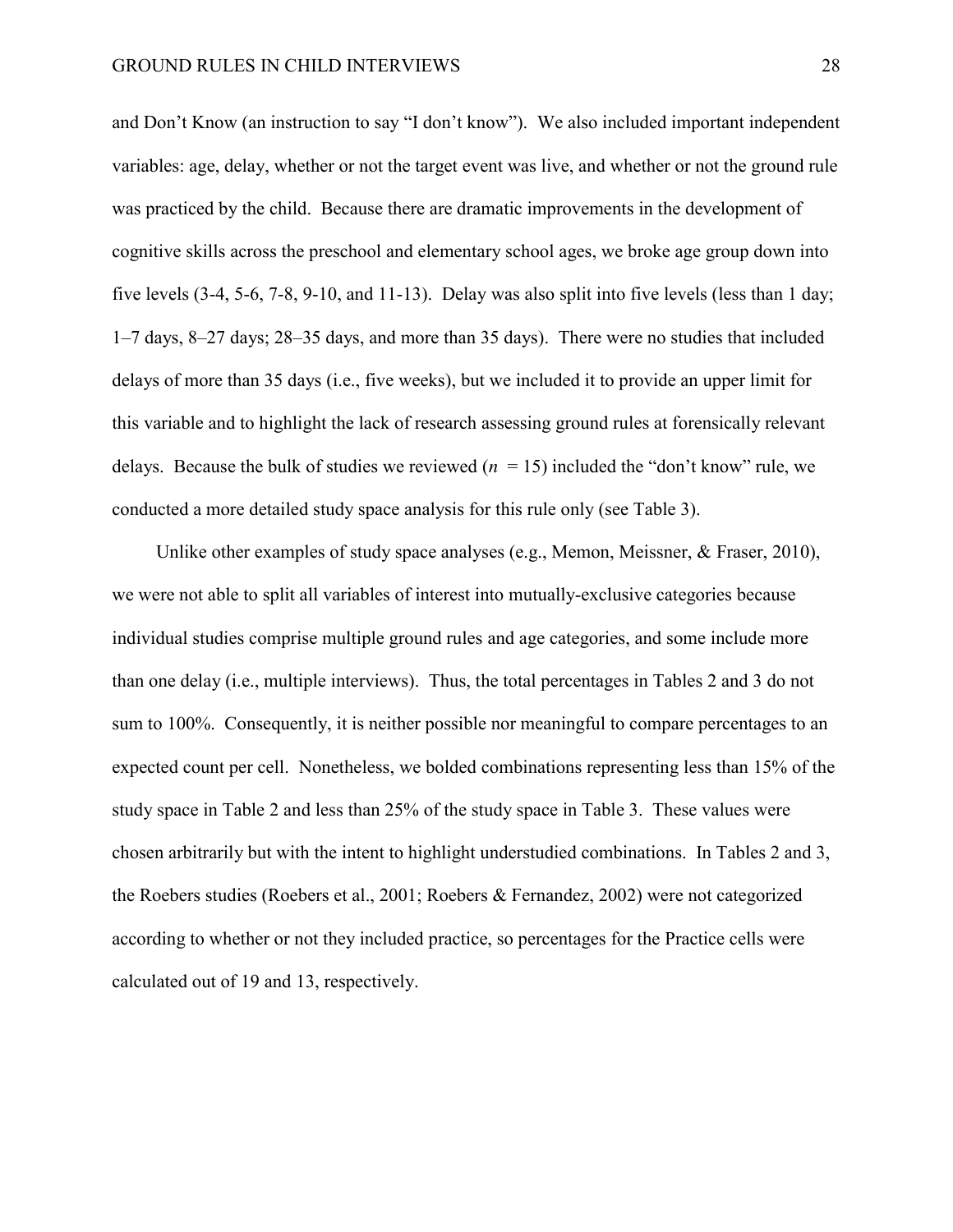and Don't Know (an instruction to say "I don't know"). We also included important independent variables: age, delay, whether or not the target event was live, and whether or not the ground rule was practiced by the child. Because there are dramatic improvements in the development of cognitive skills across the preschool and elementary school ages, we broke age group down into five levels (3-4, 5-6, 7-8, 9-10, and 11-13). Delay was also split into five levels (less than 1 day; 1–7 days, 8–27 days; 28–35 days, and more than 35 days). There were no studies that included delays of more than 35 days (i.e., five weeks), but we included it to provide an upper limit for this variable and to highlight the lack of research assessing ground rules at forensically relevant delays. Because the bulk of studies we reviewed ($n = 15$) included the "don't know" rule, we conducted a more detailed study space analysis for this rule only (see Table 3).

Unlike other examples of study space analyses (e.g., Memon, Meissner, & Fraser, 2010), we were not able to split all variables of interest into mutually-exclusive categories because individual studies comprise multiple ground rules and age categories, and some include more than one delay (i.e., multiple interviews). Thus, the total percentages in Tables 2 and 3 do not sum to 100%. Consequently, it is neither possible nor meaningful to compare percentages to an expected count per cell. Nonetheless, we bolded combinations representing less than 15% of the study space in Table 2 and less than 25% of the study space in Table 3. These values were chosen arbitrarily but with the intent to highlight understudied combinations. In Tables 2 and 3, the Roebers studies (Roebers et al., 2001; Roebers & Fernandez, 2002) were not categorized according to whether or not they included practice, so percentages for the Practice cells were calculated out of 19 and 13, respectively.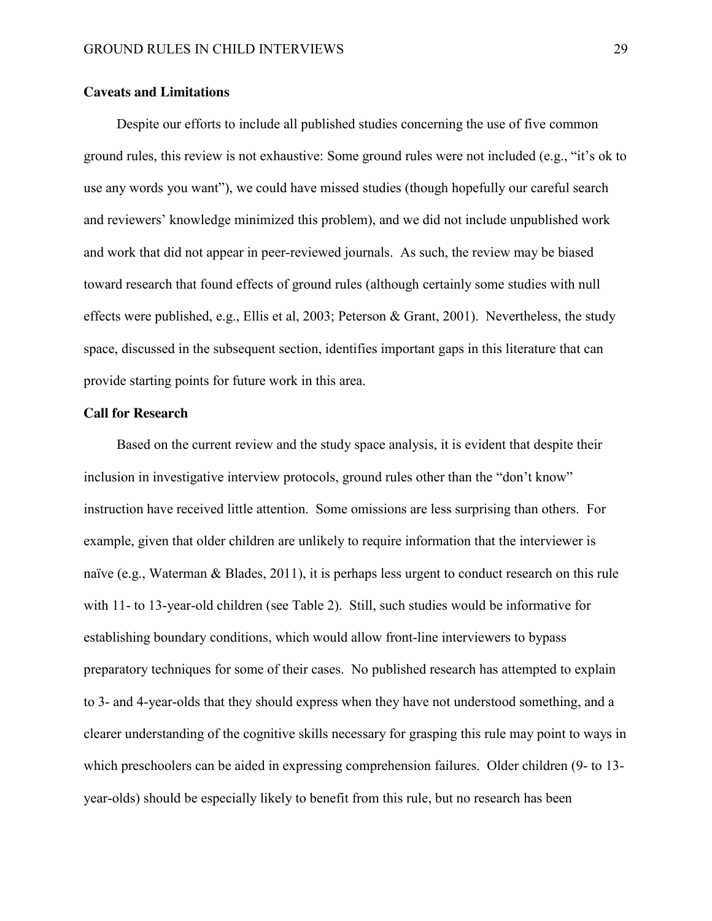### Caveats and Limitations

Despite our efforts to include all published studies concerning the use of five common ground rules, this review is not exhaustive: Some ground rules were not included (e.g., "it's ok to use any words you want"), we could have missed studies (though hopefully our careful search and reviewers' knowledge minimized this problem), and we did not include unpublished work and work that did not appear in peer-reviewed journals. As such, the review may be biased toward research that found effects of ground rules (although certainly some studies with null effects were published, e.g., Ellis et al, 2003; Peterson & Grant, 2001). Nevertheless, the study space, discussed in the subsequent section, identifies important gaps in this literature that can provide starting points for future work in this area.

### Call for Research

Based on the current review and the study space analysis, it is evident that despite their inclusion in investigative interview protocols, ground rules other than the "don't know" instruction have received little attention. Some omissions are less surprising than others. For example, given that older children are unlikely to require information that the interviewer is naïve (e.g., Waterman & Blades, 2011), it is perhaps less urgent to conduct research on this rule with 11- to 13-year-old children (see Table 2). Still, such studies would be informative for establishing boundary conditions, which would allow front-line interviewers to bypass preparatory techniques for some of their cases. No published research has attempted to explain to 3- and 4-year-olds that they should express when they have not understood something, and a clearer understanding of the cognitive skills necessary for grasping this rule may point to ways in which preschoolers can be aided in expressing comprehension failures. Older children (9- to 13-year-olds) should be especially likely to benefit from this rule, but no research has been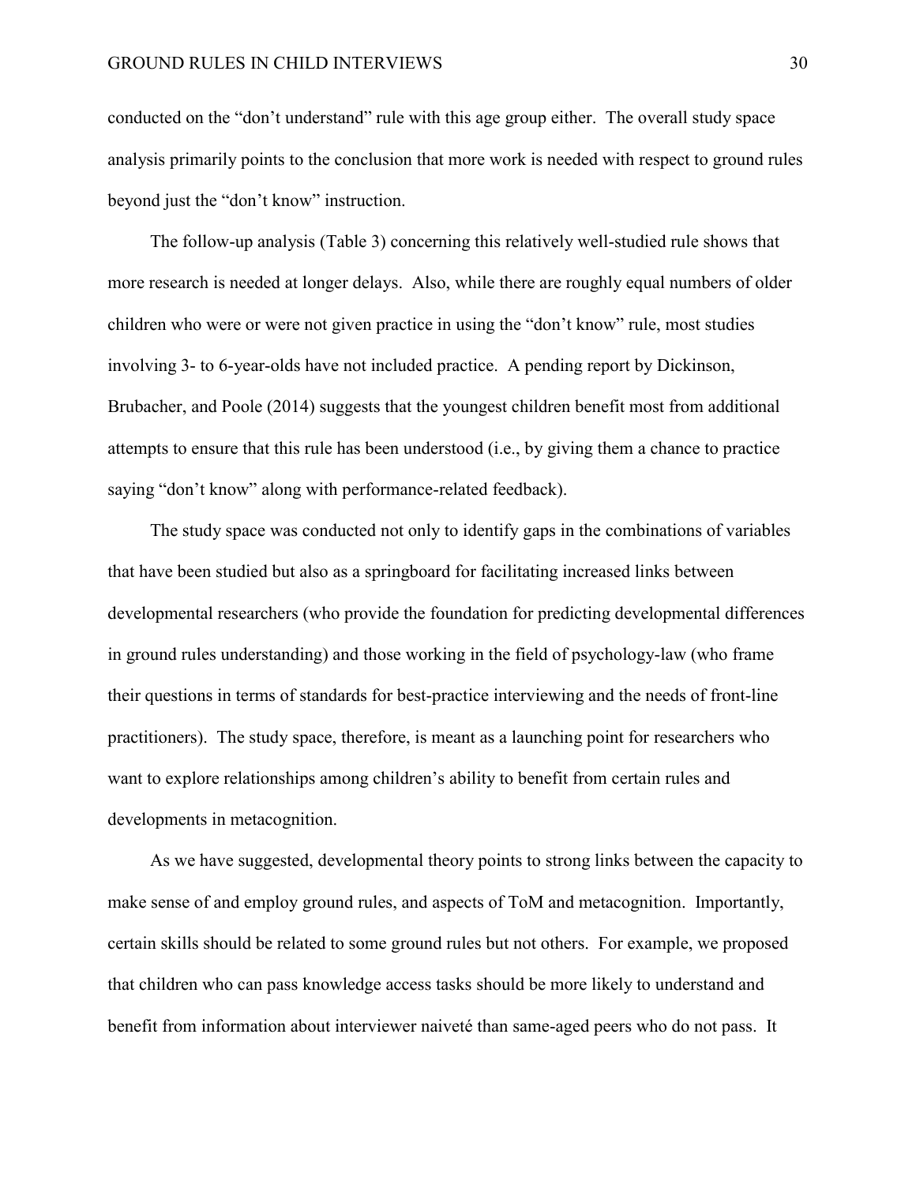conducted on the "don't understand" rule with this age group either. The overall study space analysis primarily points to the conclusion that more work is needed with respect to ground rules beyond just the "don't know" instruction.

The follow-up analysis (Table 3) concerning this relatively well-studied rule shows that more research is needed at longer delays. Also, while there are roughly equal numbers of older children who were or were not given practice in using the "don't know" rule, most studies involving 3- to 6-year-olds have not included practice. A pending report by Dickinson, Brubacher, and Poole (2014) suggests that the youngest children benefit most from additional attempts to ensure that this rule has been understood (i.e., by giving them a chance to practice saying "don't know" along with performance-related feedback).

The study space was conducted not only to identify gaps in the combinations of variables that have been studied but also as a springboard for facilitating increased links between developmental researchers (who provide the foundation for predicting developmental differences in ground rules understanding) and those working in the field of psychology-law (who frame their questions in terms of standards for best-practice interviewing and the needs of front-line practitioners). The study space, therefore, is meant as a launching point for researchers who want to explore relationships among children's ability to benefit from certain rules and developments in metacognition.

As we have suggested, developmental theory points to strong links between the capacity to make sense of and employ ground rules, and aspects of ToM and metacognition. Importantly, certain skills should be related to some ground rules but not others. For example, we proposed that children who can pass knowledge access tasks should be more likely to understand and benefit from information about interviewer naiveté than same-aged peers who do not pass. It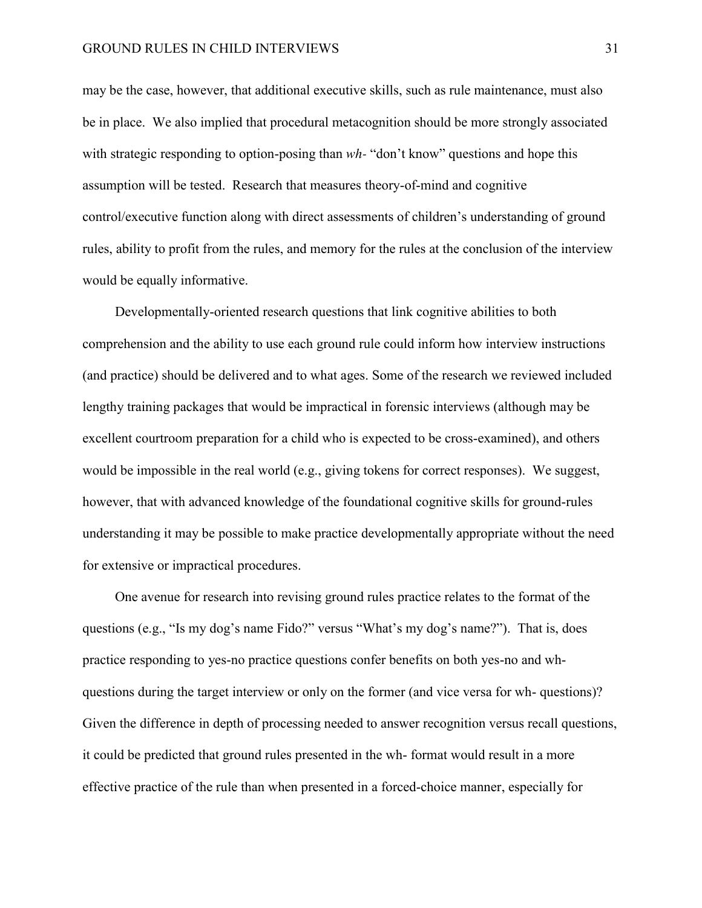may be the case, however, that additional executive skills, such as rule maintenance, must also be in place. We also implied that procedural metacognition should be more strongly associated with strategic responding to option-posing than *wh-* "don't know" questions and hope this assumption will be tested. Research that measures theory-of-mind and cognitive control/executive function along with direct assessments of children's understanding of ground rules, ability to profit from the rules, and memory for the rules at the conclusion of the interview would be equally informative.

Developmentally-oriented research questions that link cognitive abilities to both comprehension and the ability to use each ground rule could inform how interview instructions (and practice) should be delivered and to what ages. Some of the research we reviewed included lengthy training packages that would be impractical in forensic interviews (although may be excellent courtroom preparation for a child who is expected to be cross-examined), and others would be impossible in the real world (e.g., giving tokens for correct responses). We suggest, however, that with advanced knowledge of the foundational cognitive skills for ground-rules understanding it may be possible to make practice developmentally appropriate without the need for extensive or impractical procedures.

One avenue for research into revising ground rules practice relates to the format of the questions (e.g., "Is my dog's name Fido?" versus "What's my dog's name?"). That is, does practice responding to yes-no practice questions confer benefits on both yes-no and wh- questions during the target interview or only on the former (and vice versa for wh- questions)? Given the difference in depth of processing needed to answer recognition versus recall questions, it could be predicted that ground rules presented in the wh- format would result in a more effective practice of the rule than when presented in a forced-choice manner, especially for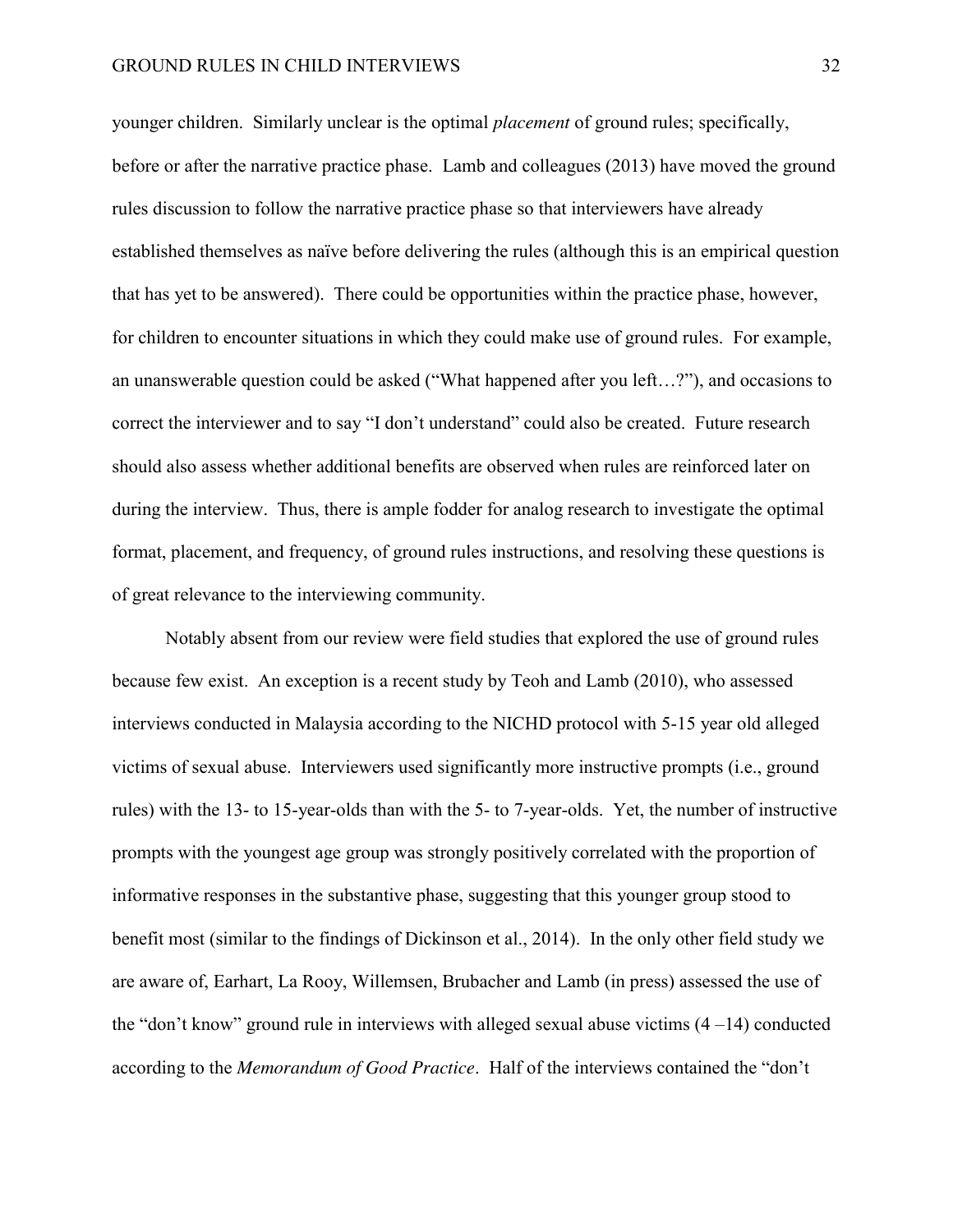younger children. Similarly unclear is the optimal *placement* of ground rules; specifically, before or after the narrative practice phase. Lamb and colleagues (2013) have moved the ground rules discussion to follow the narrative practice phase so that interviewers have already established themselves as naïve before delivering the rules (although this is an empirical question that has yet to be answered). There could be opportunities within the practice phase, however, for children to encounter situations in which they could make use of ground rules. For example, an unanswerable question could be asked ("What happened after you left…?"), and occasions to correct the interviewer and to say "I don't understand" could also be created. Future research should also assess whether additional benefits are observed when rules are reinforced later on during the interview. Thus, there is ample fodder for analog research to investigate the optimal format, placement, and frequency, of ground rules instructions, and resolving these questions is of great relevance to the interviewing community.

Notably absent from our review were field studies that explored the use of ground rules because few exist. An exception is a recent study by Teoh and Lamb (2010), who assessed interviews conducted in Malaysia according to the NICHD protocol with 5-15 year old alleged victims of sexual abuse. Interviewers used significantly more instructive prompts (i.e., ground rules) with the 13- to 15-year-olds than with the 5- to 7-year-olds. Yet, the number of instructive prompts with the youngest age group was strongly positively correlated with the proportion of informative responses in the substantive phase, suggesting that this younger group stood to benefit most (similar to the findings of Dickinson et al., 2014). In the only other field study we are aware of, Earhart, La Rooy, Willemsen, Brubacher and Lamb (in press) assessed the use of the "don't know" ground rule in interviews with alleged sexual abuse victims (4 –14) conducted according to the *Memorandum of Good Practice*. Half of the interviews contained the "don't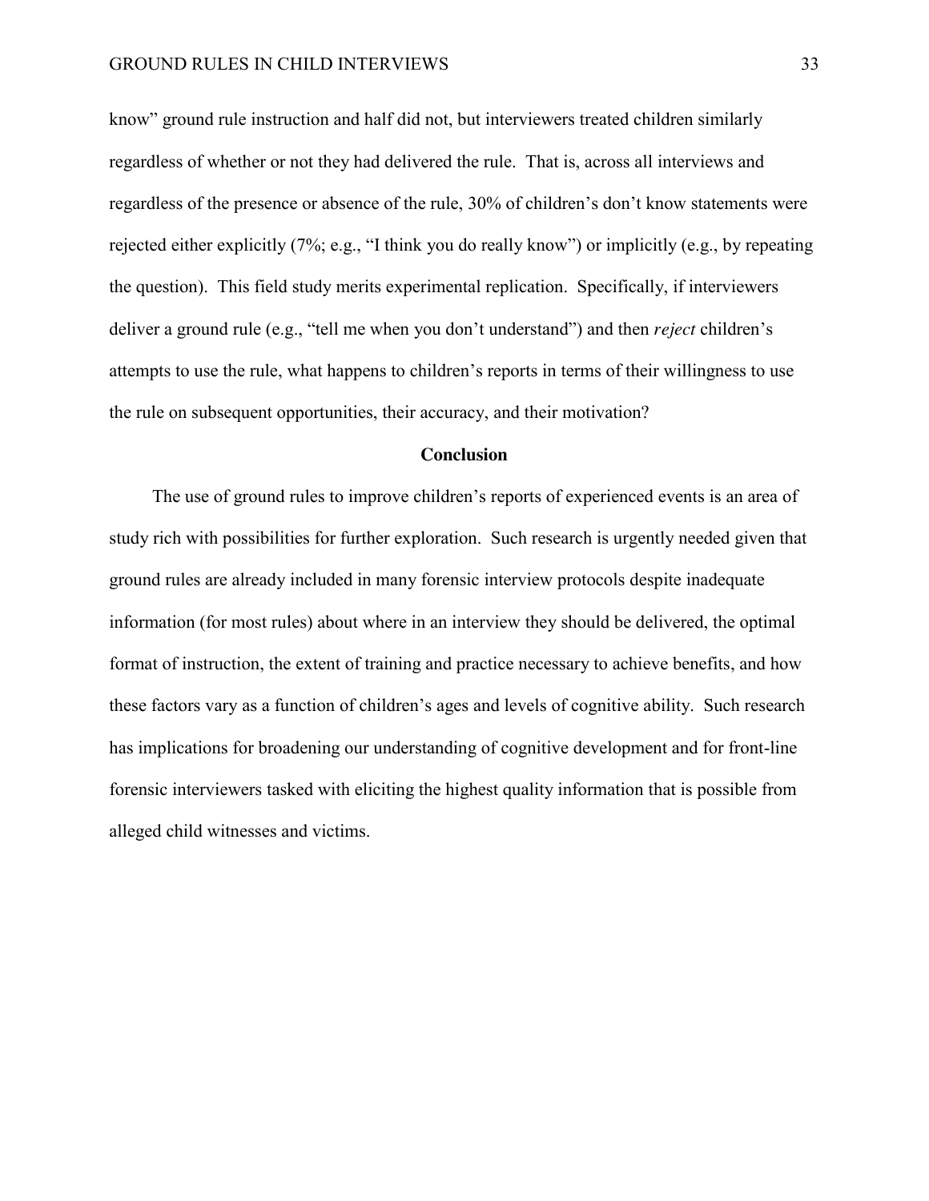know" ground rule instruction and half did not, but interviewers treated children similarly regardless of whether or not they had delivered the rule. That is, across all interviews and regardless of the presence or absence of the rule, 30% of children's don't know statements were rejected either explicitly (7%; e.g., "I think you do really know") or implicitly (e.g., by repeating the question). This field study merits experimental replication. Specifically, if interviewers deliver a ground rule (e.g., "tell me when you don't understand") and then *reject* children's attempts to use the rule, what happens to children's reports in terms of their willingness to use the rule on subsequent opportunities, their accuracy, and their motivation?

## Conclusion

The use of ground rules to improve children's reports of experienced events is an area of study rich with possibilities for further exploration. Such research is urgently needed given that ground rules are already included in many forensic interview protocols despite inadequate information (for most rules) about where in an interview they should be delivered, the optimal format of instruction, the extent of training and practice necessary to achieve benefits, and how these factors vary as a function of children's ages and levels of cognitive ability. Such research has implications for broadening our understanding of cognitive development and for front-line forensic interviewers tasked with eliciting the highest quality information that is possible from alleged child witnesses and victims.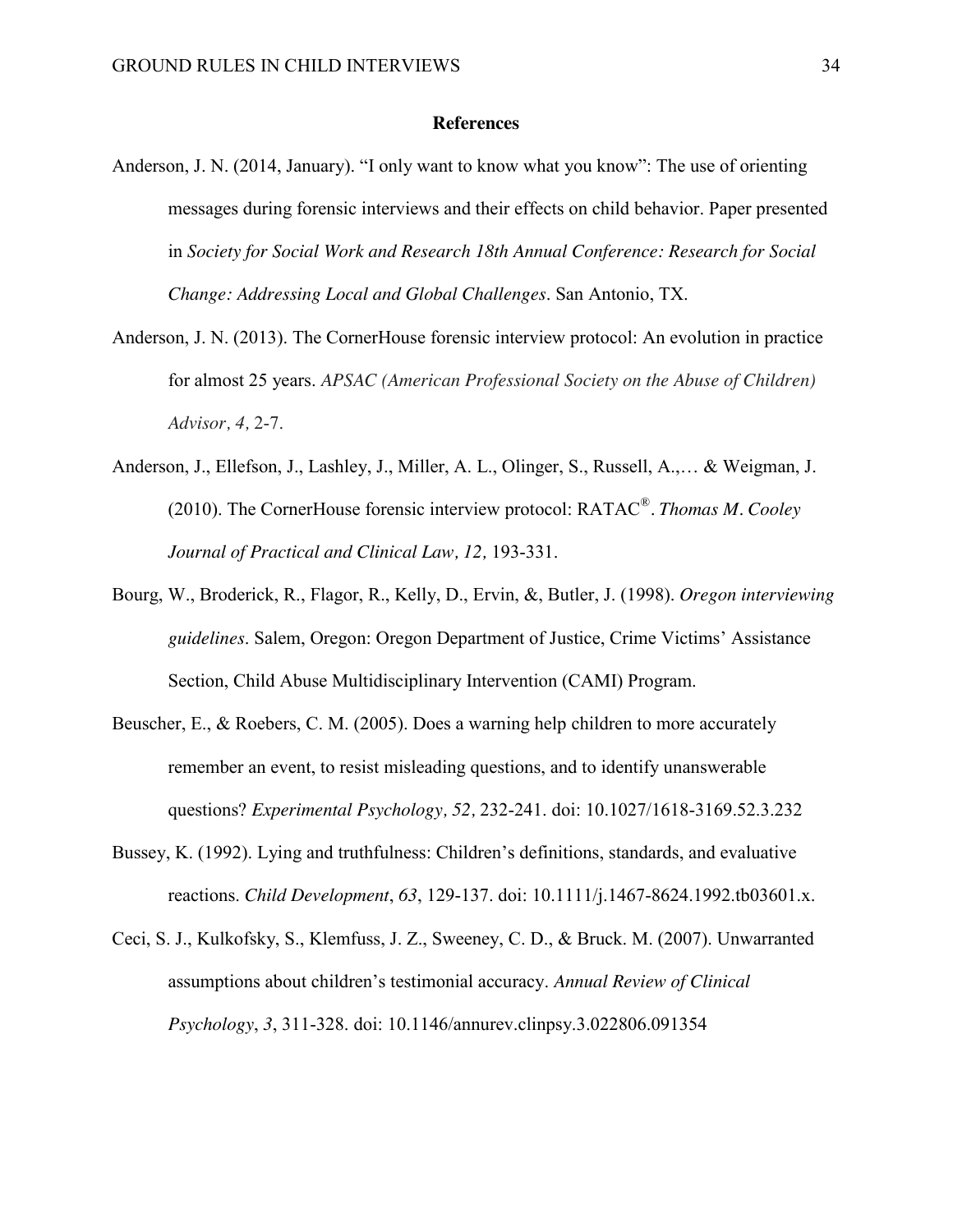## References

Anderson, J. N. (2014, January). "I only want to know what you know": The use of orienting messages during forensic interviews and their effects on child behavior. Paper presented in *Society for Social Work and Research 18th Annual Conference: Research for Social Change: Addressing Local and Global Challenges*. San Antonio, TX.

Anderson, J. N. (2013). The CornerHouse forensic interview protocol: An evolution in practice for almost 25 years. *APSAC (American Professional Society on the Abuse of Children) Advisor, 4,* 2-7.

Anderson, J., Ellefson, J., Lashley, J., Miller, A. L., Olinger, S., Russell, A.,… & Weigman, J. (2010). The CornerHouse forensic interview protocol: RATAC®. *Thomas M. Cooley Journal of Practical and Clinical Law, 12,* 193-331.

Bourg, W., Broderick, R., Flagor, R., Kelly, D., Ervin, &, Butler, J. (1998). *Oregon interviewing guidelines*. Salem, Oregon: Oregon Department of Justice, Crime Victims' Assistance Section, Child Abuse Multidisciplinary Intervention (CAMI) Program.

Beuscher, E., & Roebers, C. M. (2005). Does a warning help children to more accurately remember an event, to resist misleading questions, and to identify unanswerable questions? *Experimental Psychology, 52,* 232-241. doi: 10.1027/1618-3169.52.3.232

Bussey, K. (1992). Lying and truthfulness: Children's definitions, standards, and evaluative reactions. *Child Development*, *63*, 129-137. doi: 10.1111/j.1467-8624.1992.tb03601.x.

Ceci, S. J., Kulkofsky, S., Klemfuss, J. Z., Sweeney, C. D., & Bruck. M. (2007). Unwarranted assumptions about children's testimonial accuracy. *Annual Review of Clinical Psychology*, *3*, 311-328. doi: 10.1146/annurev.clinpsy.3.022806.091354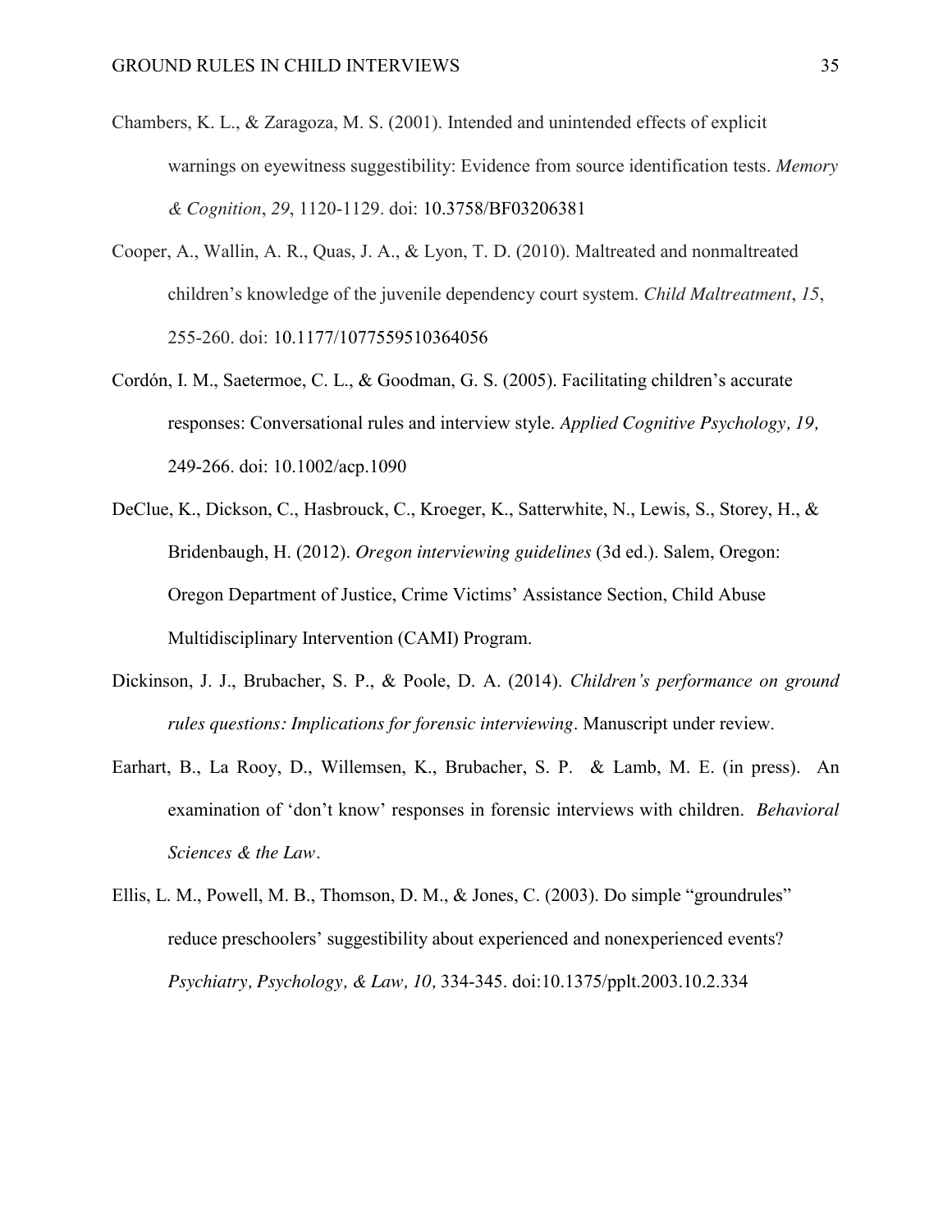Chambers, K. L., & Zaragoza, M. S. (2001). Intended and unintended effects of explicit warnings on eyewitness suggestibility: Evidence from source identification tests. *Memory & Cognition*, *29*, 1120-1129. doi: 10.3758/BF03206381

Cooper, A., Wallin, A. R., Quas, J. A., & Lyon, T. D. (2010). Maltreated and nonmaltreated children's knowledge of the juvenile dependency court system. *Child Maltreatment*, *15*, 255-260. doi: 10.1177/1077559510364056

Cordón, I. M., Saetermoe, C. L., & Goodman, G. S. (2005). Facilitating children's accurate responses: Conversational rules and interview style. *Applied Cognitive Psychology, 19,* 249-266. doi: 10.1002/acp.1090

DeClue, K., Dickson, C., Hasbrouck, C., Kroeger, K., Satterwhite, N., Lewis, S., Storey, H., & Bridenbaugh, H. (2012). *Oregon interviewing guidelines* (3d ed.). Salem, Oregon: Oregon Department of Justice, Crime Victims' Assistance Section, Child Abuse Multidisciplinary Intervention (CAMI) Program.

Dickinson, J. J., Brubacher, S. P., & Poole, D. A. (2014). *Children's performance on ground rules questions: Implications for forensic interviewing*. Manuscript under review.

Earhart, B., La Rooy, D., Willemsen, K., Brubacher, S. P. & Lamb, M. E. (in press). An examination of 'don't know' responses in forensic interviews with children. *Behavioral Sciences & the Law*.

Ellis, L. M., Powell, M. B., Thomson, D. M., & Jones, C. (2003). Do simple "groundrules" reduce preschoolers' suggestibility about experienced and nonexperienced events? *Psychiatry, Psychology, & Law, 10,* 334-345. doi:10.1375/pplt.2003.10.2.334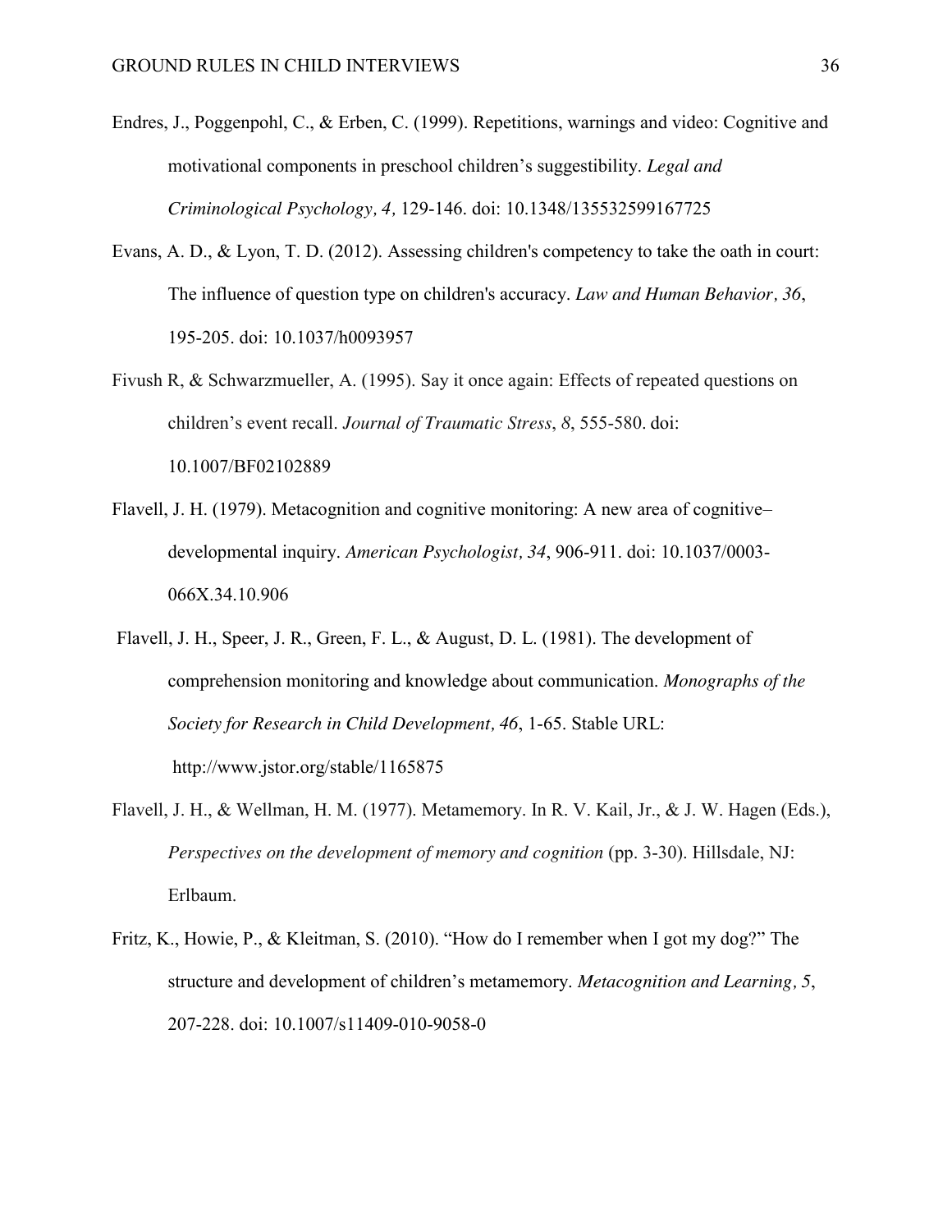Endres, J., Poggenpohl, C., & Erben, C. (1999). Repetitions, warnings and video: Cognitive and motivational components in preschool children's suggestibility. *Legal and Criminological Psychology, 4,* 129-146. doi: 10.1348/135532599167725

Evans, A. D., & Lyon, T. D. (2012). Assessing children's competency to take the oath in court: The influence of question type on children's accuracy. *Law and Human Behavior, 36*, 195-205. doi: 10.1037/h0093957

Fivush R, & Schwarzmueller, A. (1995). Say it once again: Effects of repeated questions on children's event recall. *Journal of Traumatic Stress*, *8*, 555-580. doi: 10.1007/BF02102889

Flavell, J. H. (1979). Metacognition and cognitive monitoring: A new area of cognitive–developmental inquiry. *American Psychologist, 34*, 906-911. doi: 10.1037/0003-066X.34.10.906

Flavell, J. H., Speer, J. R., Green, F. L., & August, D. L. (1981). The development of comprehension monitoring and knowledge about communication. *Monographs of the Society for Research in Child Development, 46*, 1-65. Stable URL: http://www.jstor.org/stable/1165875

Flavell, J. H., & Wellman, H. M. (1977). Metamemory. In R. V. Kail, Jr., & J. W. Hagen (Eds.), *Perspectives on the development of memory and cognition* (pp. 3-30). Hillsdale, NJ: Erlbaum.

Fritz, K., Howie, P., & Kleitman, S. (2010). "How do I remember when I got my dog?" The structure and development of children's metamemory. *Metacognition and Learning, 5*, 207-228. doi: 10.1007/s11409-010-9058-0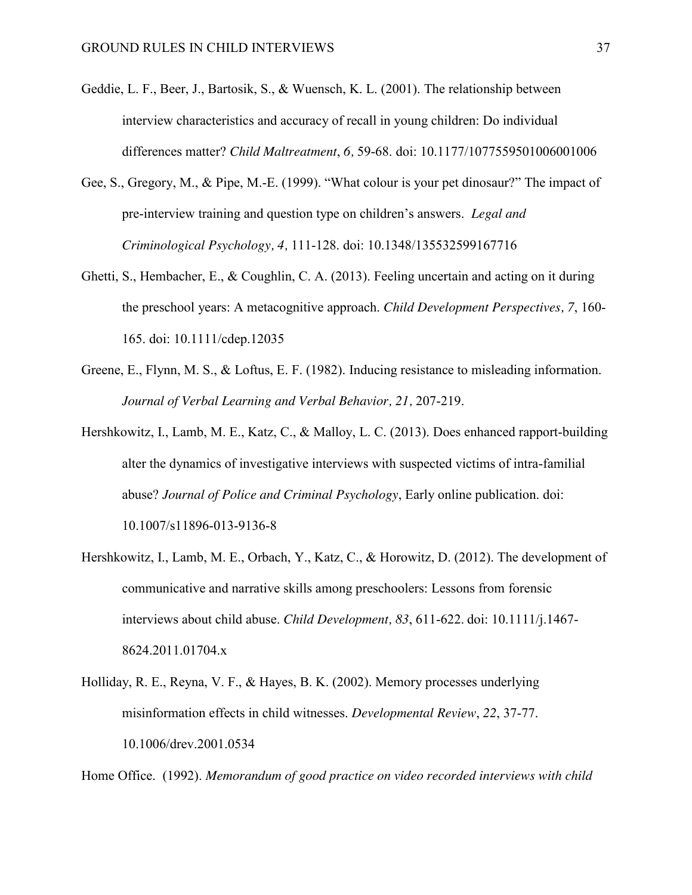Geddie, L. F., Beer, J., Bartosik, S., & Wuensch, K. L. (2001). The relationship between interview characteristics and accuracy of recall in young children: Do individual differences matter? *Child Maltreatment*, *6,* 59-68. doi: 10.1177/1077559501006001006

Gee, S., Gregory, M., & Pipe, M.-E. (1999). "What colour is your pet dinosaur?" The impact of pre-interview training and question type on children's answers. *Legal and Criminological Psychology, 4,* 111-128. doi: 10.1348/135532599167716

Ghetti, S., Hembacher, E., & Coughlin, C. A. (2013). Feeling uncertain and acting on it during the preschool years: A metacognitive approach. *Child Development Perspectives, 7*, 160-165. doi: 10.1111/cdep.12035

Greene, E., Flynn, M. S., & Loftus, E. F. (1982). Inducing resistance to misleading information. *Journal of Verbal Learning and Verbal Behavior, 21,* 207-219.

Hershkowitz, I., Lamb, M. E., Katz, C., & Malloy, L. C. (2013). Does enhanced rapport-building alter the dynamics of investigative interviews with suspected victims of intra-familial abuse? *Journal of Police and Criminal Psychology*, Early online publication. doi: 10.1007/s11896-013-9136-8

Hershkowitz, I., Lamb, M. E., Orbach, Y., Katz, C., & Horowitz, D. (2012). The development of communicative and narrative skills among preschoolers: Lessons from forensic interviews about child abuse. *Child Development, 83*, 611-622. doi: 10.1111/j.1467-8624.2011.01704.x

Holliday, R. E., Reyna, V. F., & Hayes, B. K. (2002). Memory processes underlying misinformation effects in child witnesses. *Developmental Review*, *22*, 37-77. 10.1006/drev.2001.0534

Home Office. (1992). *Memorandum of good practice on video recorded interviews with child*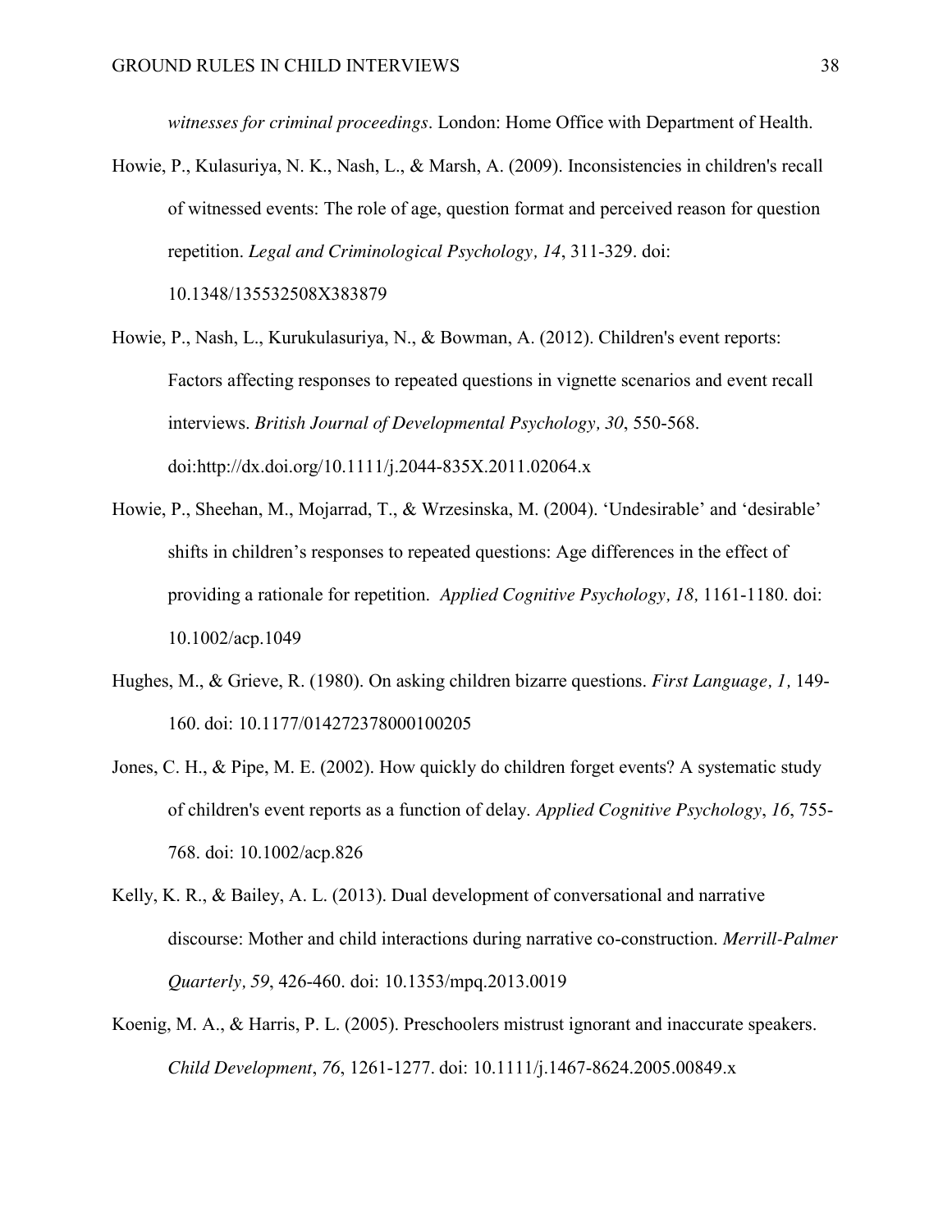*witnesses for criminal proceedings*. London: Home Office with Department of Health.

Howie, P., Kulasuriya, N. K., Nash, L., & Marsh, A. (2009). Inconsistencies in children's recall of witnessed events: The role of age, question format and perceived reason for question repetition. *Legal and Criminological Psychology, 14*, 311-329. doi: 10.1348/135532508X383879

Howie, P., Nash, L., Kurukulasuriya, N., & Bowman, A. (2012). Children's event reports: Factors affecting responses to repeated questions in vignette scenarios and event recall interviews. *British Journal of Developmental Psychology, 30*, 550-568. doi:http://dx.doi.org/10.1111/j.2044-835X.2011.02064.x

Howie, P., Sheehan, M., Mojarrad, T., & Wrzesinska, M. (2004). 'Undesirable' and 'desirable' shifts in children's responses to repeated questions: Age differences in the effect of providing a rationale for repetition. *Applied Cognitive Psychology, 18,* 1161-1180. doi: 10.1002/acp.1049

Hughes, M., & Grieve, R. (1980). On asking children bizarre questions. *First Language, 1,* 149-160. doi: 10.1177/014272378000100205

Jones, C. H., & Pipe, M. E. (2002). How quickly do children forget events? A systematic study of children's event reports as a function of delay. *Applied Cognitive Psychology*, *16*, 755-768. doi: 10.1002/acp.826

Kelly, K. R., & Bailey, A. L. (2013). Dual development of conversational and narrative discourse: Mother and child interactions during narrative co-construction. *Merrill-Palmer Quarterly, 59*, 426-460. doi: 10.1353/mpq.2013.0019

Koenig, M. A., & Harris, P. L. (2005). Preschoolers mistrust ignorant and inaccurate speakers. *Child Development*, *76*, 1261-1277. doi: 10.1111/j.1467-8624.2005.00849.x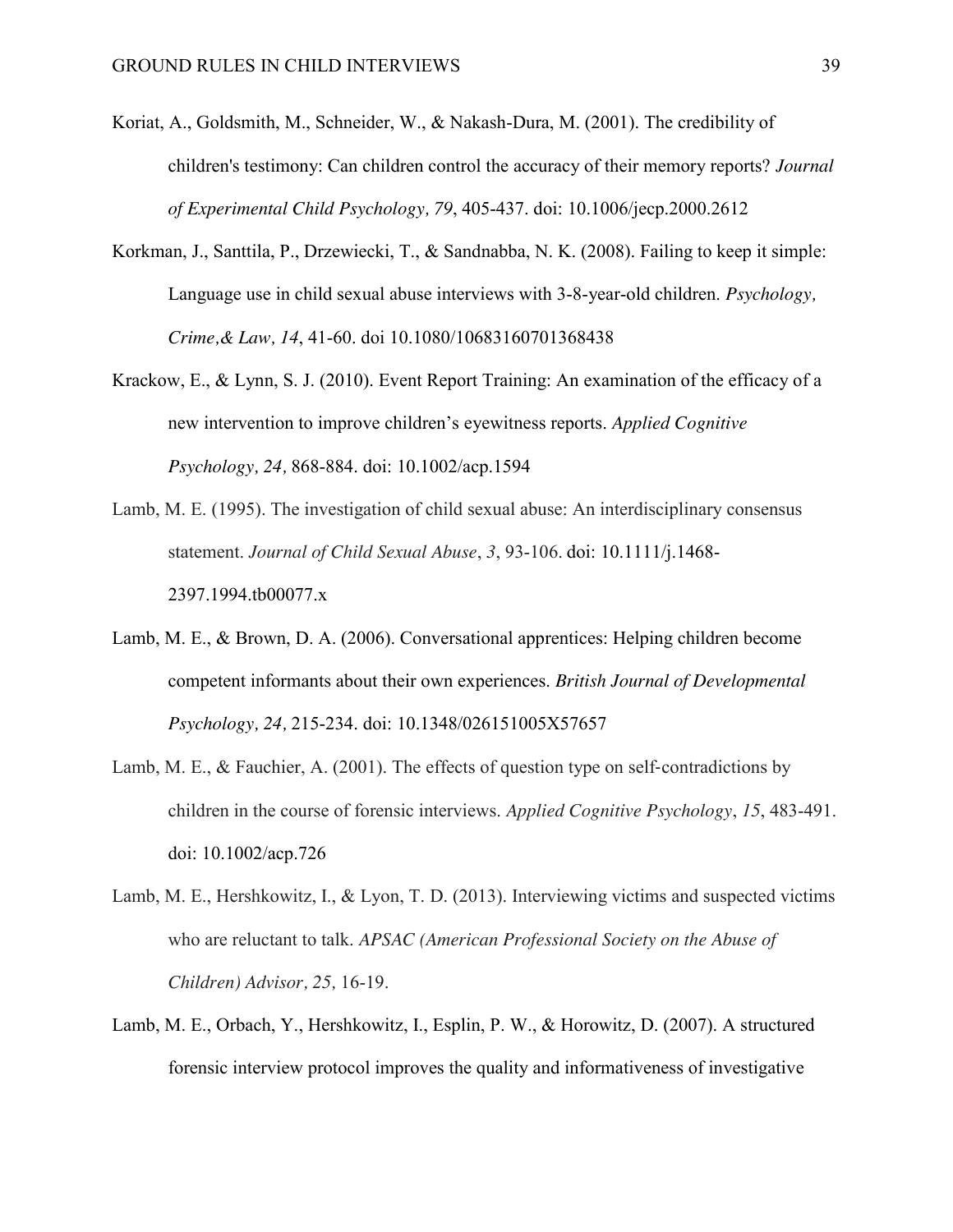Koriat, A., Goldsmith, M., Schneider, W., & Nakash-Dura, M. (2001). The credibility of children's testimony: Can children control the accuracy of their memory reports? *Journal of Experimental Child Psychology, 79*, 405-437. doi: 10.1006/jecp.2000.2612

Korkman, J., Santtila, P., Drzewiecki, T., & Sandnabba, N. K. (2008). Failing to keep it simple: Language use in child sexual abuse interviews with 3-8-year-old children. *Psychology, Crime,& Law, 14*, 41-60. doi 10.1080/10683160701368438

Krackow, E., & Lynn, S. J. (2010). Event Report Training: An examination of the efficacy of a new intervention to improve children's eyewitness reports. *Applied Cognitive Psychology, 24,* 868-884. doi: 10.1002/acp.1594

Lamb, M. E. (1995). The investigation of child sexual abuse: An interdisciplinary consensus statement. *Journal of Child Sexual Abuse*, *3*, 93-106. doi: 10.1111/j.1468-2397.1994.tb00077.x

Lamb, M. E., & Brown, D. A. (2006). Conversational apprentices: Helping children become competent informants about their own experiences. *British Journal of Developmental Psychology, 24,* 215-234. doi: 10.1348/026151005X57657

Lamb, M. E., & Fauchier, A. (2001). The effects of question type on self-contradictions by children in the course of forensic interviews. *Applied Cognitive Psychology*, *15*, 483-491. doi: 10.1002/acp.726

Lamb, M. E., Hershkowitz, I., & Lyon, T. D. (2013). Interviewing victims and suspected victims who are reluctant to talk. *APSAC (American Professional Society on the Abuse of Children) Advisor, 25,* 16-19.

Lamb, M. E., Orbach, Y., Hershkowitz, I., Esplin, P. W., & Horowitz, D. (2007). A structured forensic interview protocol improves the quality and informativeness of investigative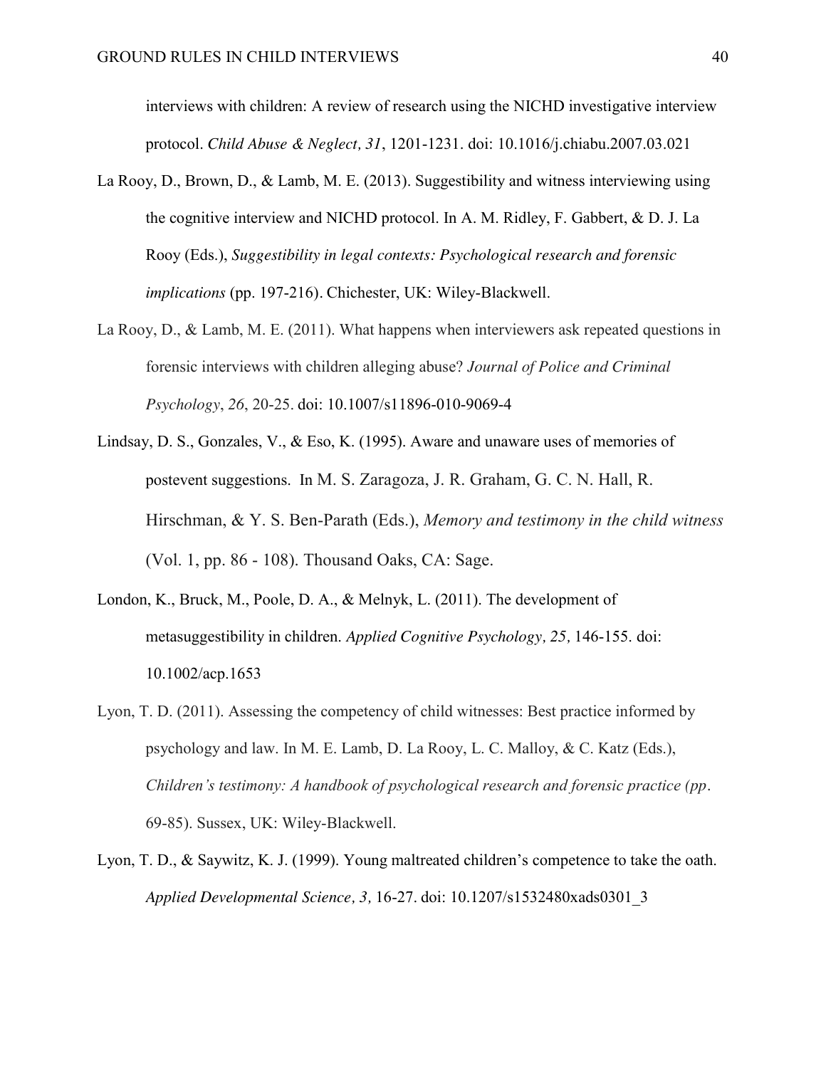interviews with children: A review of research using the NICHD investigative interview protocol. *Child Abuse & Neglect, 31*, 1201-1231. doi: 10.1016/j.chiabu.2007.03.021

La Rooy, D., Brown, D., & Lamb, M. E. (2013). Suggestibility and witness interviewing using the cognitive interview and NICHD protocol. In A. M. Ridley, F. Gabbert, & D. J. La Rooy (Eds.), *Suggestibility in legal contexts: Psychological research and forensic implications* (pp. 197-216). Chichester, UK: Wiley-Blackwell.

La Rooy, D., & Lamb, M. E. (2011). What happens when interviewers ask repeated questions in forensic interviews with children alleging abuse? *Journal of Police and Criminal Psychology*, *26*, 20-25. doi: 10.1007/s11896-010-9069-4

Lindsay, D. S., Gonzales, V., & Eso, K. (1995). Aware and unaware uses of memories of postevent suggestions. In M. S. Zaragoza, J. R. Graham, G. C. N. Hall, R. Hirschman, & Y. S. Ben-Parath (Eds.), *Memory and testimony in the child witness* (Vol. 1, pp. 86 - 108). Thousand Oaks, CA: Sage.

London, K., Bruck, M., Poole, D. A., & Melnyk, L. (2011). The development of metasuggestibility in children. *Applied Cognitive Psychology, 25,* 146-155. doi: 10.1002/acp.1653

Lyon, T. D. (2011). Assessing the competency of child witnesses: Best practice informed by psychology and law. In M. E. Lamb, D. La Rooy, L. C. Malloy, & C. Katz (Eds.), *Children's testimony: A handbook of psychological research and forensic practice (pp*. 69-85). Sussex, UK: Wiley-Blackwell.

Lyon, T. D., & Saywitz, K. J. (1999). Young maltreated children's competence to take the oath. *Applied Developmental Science, 3,* 16-27. doi: 10.1207/s1532480xads0301_3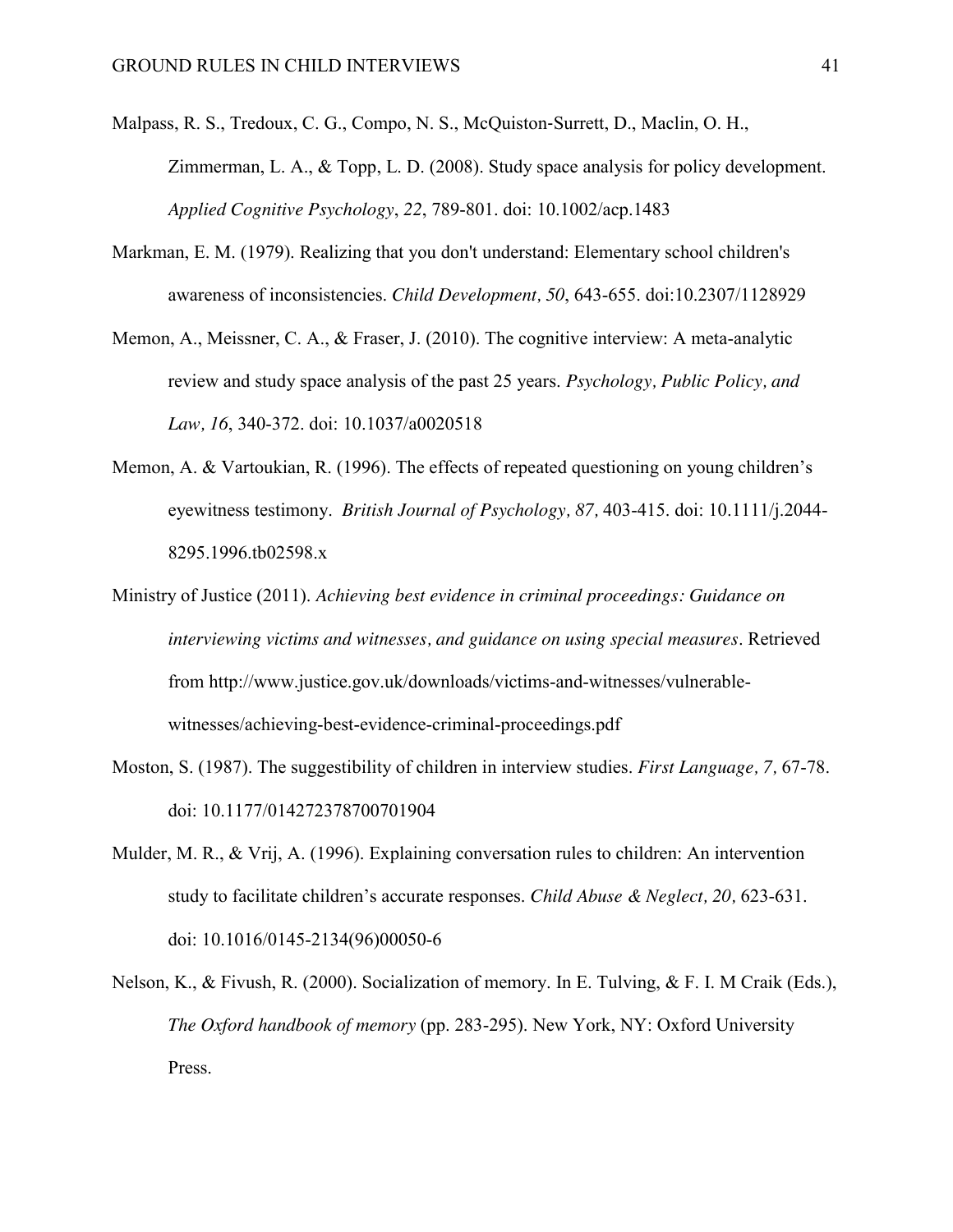Malpass, R. S., Tredoux, C. G., Compo, N. S., McQuiston-Surrett, D., Maclin, O. H., Zimmerman, L. A., & Topp, L. D. (2008). Study space analysis for policy development. *Applied Cognitive Psychology*, *22*, 789-801. doi: 10.1002/acp.1483

Markman, E. M. (1979). Realizing that you don't understand: Elementary school children's awareness of inconsistencies. *Child Development, 50*, 643-655. doi:10.2307/1128929

Memon, A., Meissner, C. A., & Fraser, J. (2010). The cognitive interview: A meta-analytic review and study space analysis of the past 25 years. *Psychology, Public Policy, and Law, 16*, 340-372. doi: 10.1037/a0020518

Memon, A. & Vartoukian, R. (1996). The effects of repeated questioning on young children's eyewitness testimony. *British Journal of Psychology, 87,* 403-415. doi: 10.1111/j.2044-8295.1996.tb02598.x

Ministry of Justice (2011). *Achieving best evidence in criminal proceedings: Guidance on interviewing victims and witnesses, and guidance on using special measures*. Retrieved from http://www.justice.gov.uk/downloads/victims-and-witnesses/vulnerable-witnesses/achieving-best-evidence-criminal-proceedings.pdf

Moston, S. (1987). The suggestibility of children in interview studies. *First Language, 7,* 67-78. doi: 10.1177/014272378700701904

Mulder, M. R., & Vrij, A. (1996). Explaining conversation rules to children: An intervention study to facilitate children's accurate responses. *Child Abuse & Neglect, 20,* 623-631. doi: 10.1016/0145-2134(96)00050-6

Nelson, K., & Fivush, R. (2000). Socialization of memory. In E. Tulving, & F. I. M Craik (Eds.), *The Oxford handbook of memory* (pp. 283-295). New York, NY: Oxford University Press.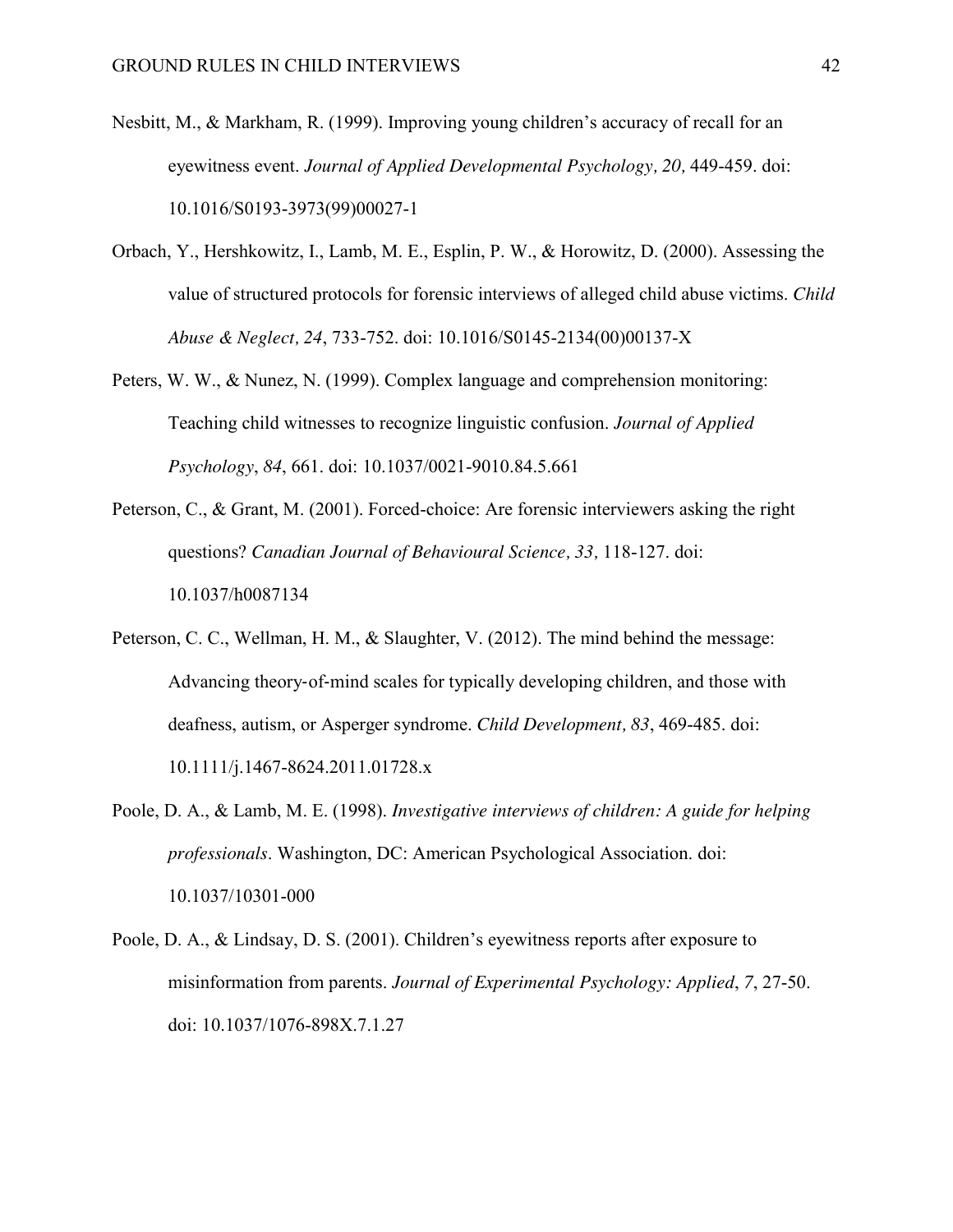Nesbitt, M., & Markham, R. (1999). Improving young children's accuracy of recall for an eyewitness event. *Journal of Applied Developmental Psychology, 20,* 449-459. doi: 10.1016/S0193-3973(99)00027-1

Orbach, Y., Hershkowitz, I., Lamb, M. E., Esplin, P. W., & Horowitz, D. (2000). Assessing the value of structured protocols for forensic interviews of alleged child abuse victims. *Child Abuse & Neglect, 24*, 733-752. doi: 10.1016/S0145-2134(00)00137-X

Peters, W. W., & Nunez, N. (1999). Complex language and comprehension monitoring: Teaching child witnesses to recognize linguistic confusion. *Journal of Applied Psychology*, *84*, 661. doi: 10.1037/0021-9010.84.5.661

Peterson, C., & Grant, M. (2001). Forced-choice: Are forensic interviewers asking the right questions? *Canadian Journal of Behavioural Science, 33,* 118-127. doi: 10.1037/h0087134

Peterson, C. C., Wellman, H. M., & Slaughter, V. (2012). The mind behind the message: Advancing theory-of-mind scales for typically developing children, and those with deafness, autism, or Asperger syndrome. *Child Development, 83*, 469-485. doi: 10.1111/j.1467-8624.2011.01728.x

Poole, D. A., & Lamb, M. E. (1998). *Investigative interviews of children: A guide for helping professionals*. Washington, DC: American Psychological Association. doi: 10.1037/10301-000

Poole, D. A., & Lindsay, D. S. (2001). Children's eyewitness reports after exposure to misinformation from parents. *Journal of Experimental Psychology: Applied*, *7*, 27-50. doi: 10.1037/1076-898X.7.1.27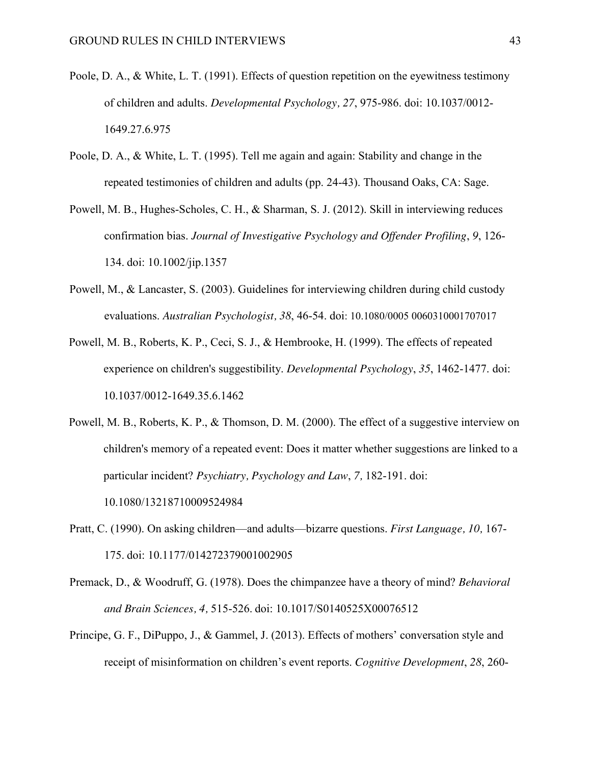Poole, D. A., & White, L. T. (1991). Effects of question repetition on the eyewitness testimony of children and adults. *Developmental Psychology, 27*, 975-986. doi: 10.1037/0012-1649.27.6.975

Poole, D. A., & White, L. T. (1995). Tell me again and again: Stability and change in the repeated testimonies of children and adults (pp. 24-43). Thousand Oaks, CA: Sage.

Powell, M. B., Hughes-Scholes, C. H., & Sharman, S. J. (2012). Skill in interviewing reduces confirmation bias. *Journal of Investigative Psychology and Offender Profiling*, *9*, 126-134. doi: 10.1002/jip.1357

Powell, M., & Lancaster, S. (2003). Guidelines for interviewing children during child custody evaluations. *Australian Psychologist, 38*, 46-54. doi: 10.1080/0005 0060310001707017

Powell, M. B., Roberts, K. P., Ceci, S. J., & Hembrooke, H. (1999). The effects of repeated experience on children's suggestibility. *Developmental Psychology*, *35*, 1462-1477. doi: 10.1037/0012-1649.35.6.1462

Powell, M. B., Roberts, K. P., & Thomson, D. M. (2000). The effect of a suggestive interview on children's memory of a repeated event: Does it matter whether suggestions are linked to a particular incident? *Psychiatry, Psychology and Law*, *7,* 182-191. doi: 10.1080/13218710009524984

Pratt, C. (1990). On asking children—and adults—bizarre questions. *First Language, 10,* 167-175. doi: 10.1177/014272379001002905

Premack, D., & Woodruff, G. (1978). Does the chimpanzee have a theory of mind? *Behavioral and Brain Sciences, 4,* 515-526. doi: 10.1017/S0140525X00076512

Principe, G. F., DiPuppo, J., & Gammel, J. (2013). Effects of mothers' conversation style and receipt of misinformation on children's event reports. *Cognitive Development*, *28*, 260-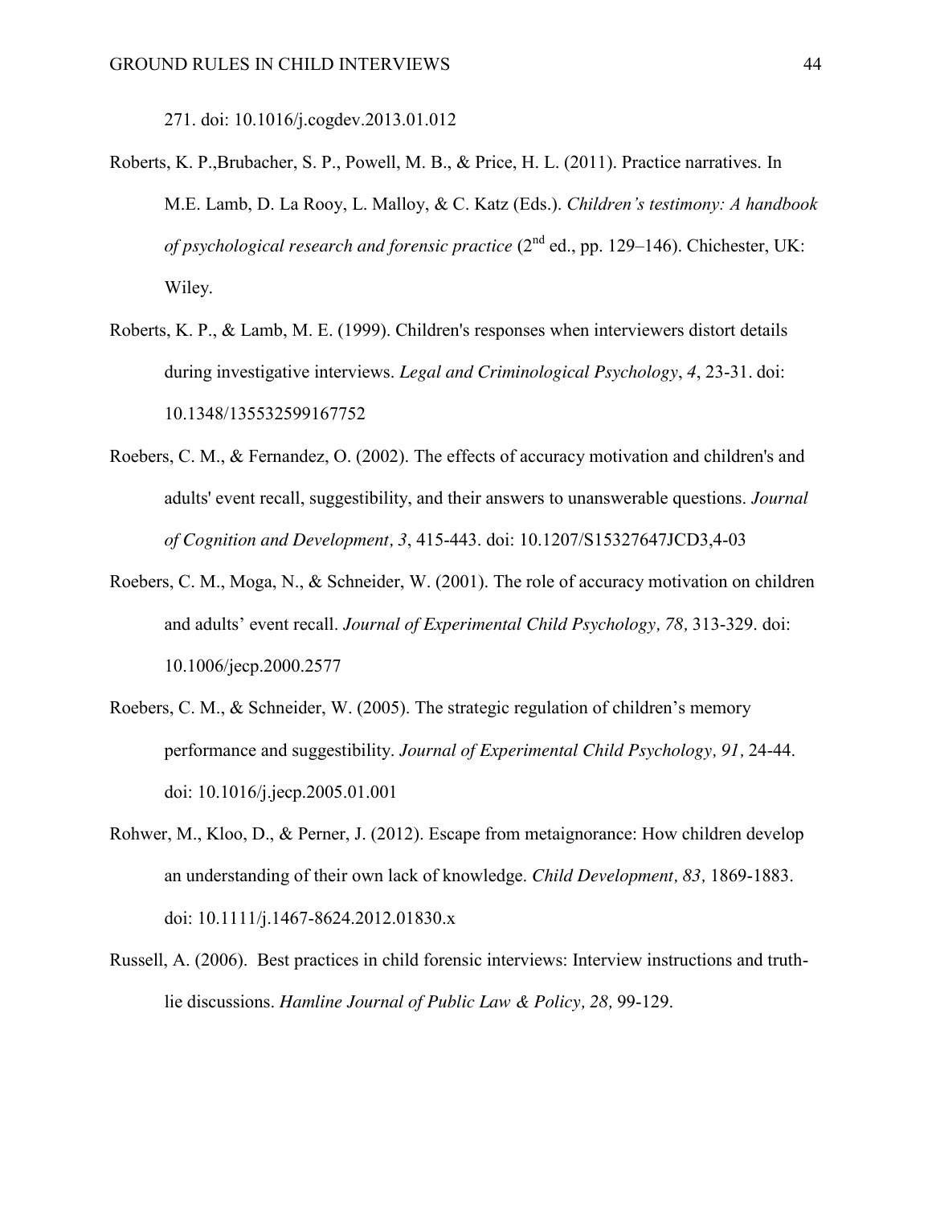271. doi: 10.1016/j.cogdev.2013.01.012

Roberts, K. P.,Brubacher, S. P., Powell, M. B., & Price, H. L. (2011). Practice narratives. In M.E. Lamb, D. La Rooy, L. Malloy, & C. Katz (Eds.). *Children's testimony: A handbook of psychological research and forensic practice* (2nd ed., pp. 129–146). Chichester, UK: Wiley.

Roberts, K. P., & Lamb, M. E. (1999). Children's responses when interviewers distort details during investigative interviews. *Legal and Criminological Psychology*, *4*, 23-31. doi: 10.1348/135532599167752

Roebers, C. M., & Fernandez, O. (2002). The effects of accuracy motivation and children's and adults' event recall, suggestibility, and their answers to unanswerable questions. *Journal of Cognition and Development, 3*, 415-443. doi: 10.1207/S15327647JCD3,4-03

Roebers, C. M., Moga, N., & Schneider, W. (2001). The role of accuracy motivation on children and adults' event recall. *Journal of Experimental Child Psychology, 78,* 313-329. doi: 10.1006/jecp.2000.2577

Roebers, C. M., & Schneider, W. (2005). The strategic regulation of children's memory performance and suggestibility. *Journal of Experimental Child Psychology, 91,* 24-44. doi: 10.1016/j.jecp.2005.01.001

Rohwer, M., Kloo, D., & Perner, J. (2012). Escape from metaignorance: How children develop an understanding of their own lack of knowledge. *Child Development, 83,* 1869-1883. doi: 10.1111/j.1467-8624.2012.01830.x

Russell, A. (2006). Best practices in child forensic interviews: Interview instructions and truth-lie discussions. *Hamline Journal of Public Law & Policy, 28,* 99-129.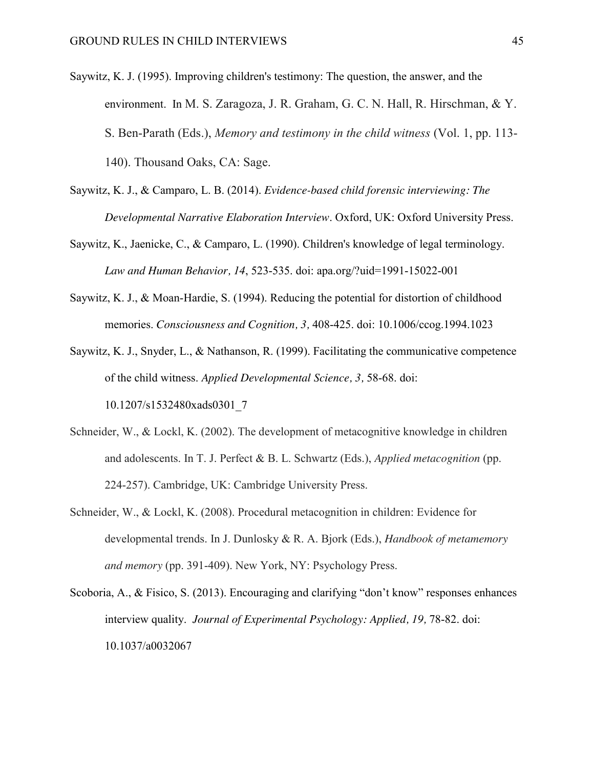Saywitz, K. J. (1995). Improving children's testimony: The question, the answer, and the environment. In M. S. Zaragoza, J. R. Graham, G. C. N. Hall, R. Hirschman, & Y. S. Ben-Parath (Eds.), *Memory and testimony in the child witness* (Vol. 1, pp. 113-140). Thousand Oaks, CA: Sage.

Saywitz, K. J., & Camparo, L. B. (2014). *Evidence-based child forensic interviewing: The Developmental Narrative Elaboration Interview*. Oxford, UK: Oxford University Press.

Saywitz, K., Jaenicke, C., & Camparo, L. (1990). Children's knowledge of legal terminology. *Law and Human Behavior, 14*, 523-535. doi: apa.org/?uid=1991-15022-001

Saywitz, K. J., & Moan-Hardie, S. (1994). Reducing the potential for distortion of childhood memories. *Consciousness and Cognition, 3,* 408-425. doi: 10.1006/ccog.1994.1023

Saywitz, K. J., Snyder, L., & Nathanson, R. (1999). Facilitating the communicative competence of the child witness. *Applied Developmental Science, 3,* 58-68. doi: 10.1207/s1532480xads0301_7

Schneider, W., & Lockl, K. (2002). The development of metacognitive knowledge in children and adolescents. In T. J. Perfect & B. L. Schwartz (Eds.), *Applied metacognition* (pp. 224-257). Cambridge, UK: Cambridge University Press.

Schneider, W., & Lockl, K. (2008). Procedural metacognition in children: Evidence for developmental trends. In J. Dunlosky & R. A. Bjork (Eds.), *Handbook of metamemory and memory* (pp. 391-409). New York, NY: Psychology Press.

Scoboria, A., & Fisico, S. (2013). Encouraging and clarifying "don't know" responses enhances interview quality. *Journal of Experimental Psychology: Applied, 19,* 78-82. doi: 10.1037/a0032067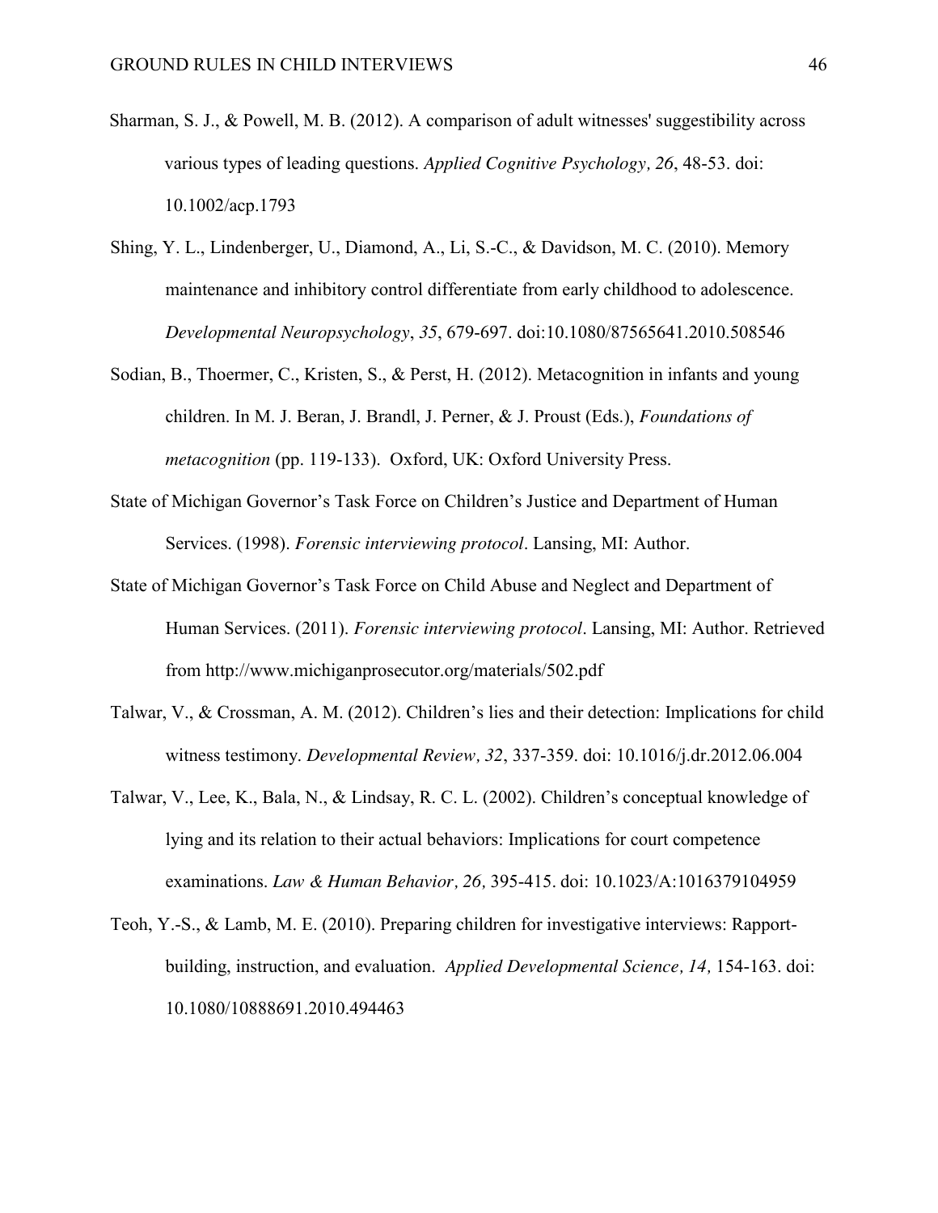Sharman, S. J., & Powell, M. B. (2012). A comparison of adult witnesses' suggestibility across various types of leading questions. *Applied Cognitive Psychology, 26*, 48-53. doi: 10.1002/acp.1793

Shing, Y. L., Lindenberger, U., Diamond, A., Li, S.-C., & Davidson, M. C. (2010). Memory maintenance and inhibitory control differentiate from early childhood to adolescence. *Developmental Neuropsychology*, *35*, 679-697. doi:10.1080/87565641.2010.508546

Sodian, B., Thoermer, C., Kristen, S., & Perst, H. (2012). Metacognition in infants and young children. In M. J. Beran, J. Brandl, J. Perner, & J. Proust (Eds.), *Foundations of metacognition* (pp. 119-133). Oxford, UK: Oxford University Press.

State of Michigan Governor's Task Force on Children's Justice and Department of Human Services. (1998). *Forensic interviewing protocol*. Lansing, MI: Author.

State of Michigan Governor's Task Force on Child Abuse and Neglect and Department of Human Services. (2011). *Forensic interviewing protocol*. Lansing, MI: Author. Retrieved from http://www.michiganprosecutor.org/materials/502.pdf

Talwar, V., & Crossman, A. M. (2012). Children's lies and their detection: Implications for child witness testimony. *Developmental Review, 32*, 337-359. doi: 10.1016/j.dr.2012.06.004

Talwar, V., Lee, K., Bala, N., & Lindsay, R. C. L. (2002). Children's conceptual knowledge of lying and its relation to their actual behaviors: Implications for court competence examinations. *Law & Human Behavior, 26,* 395-415. doi: 10.1023/A:1016379104959

Teoh, Y.-S., & Lamb, M. E. (2010). Preparing children for investigative interviews: Rapport-building, instruction, and evaluation. *Applied Developmental Science, 14,* 154-163. doi: 10.1080/10888691.2010.494463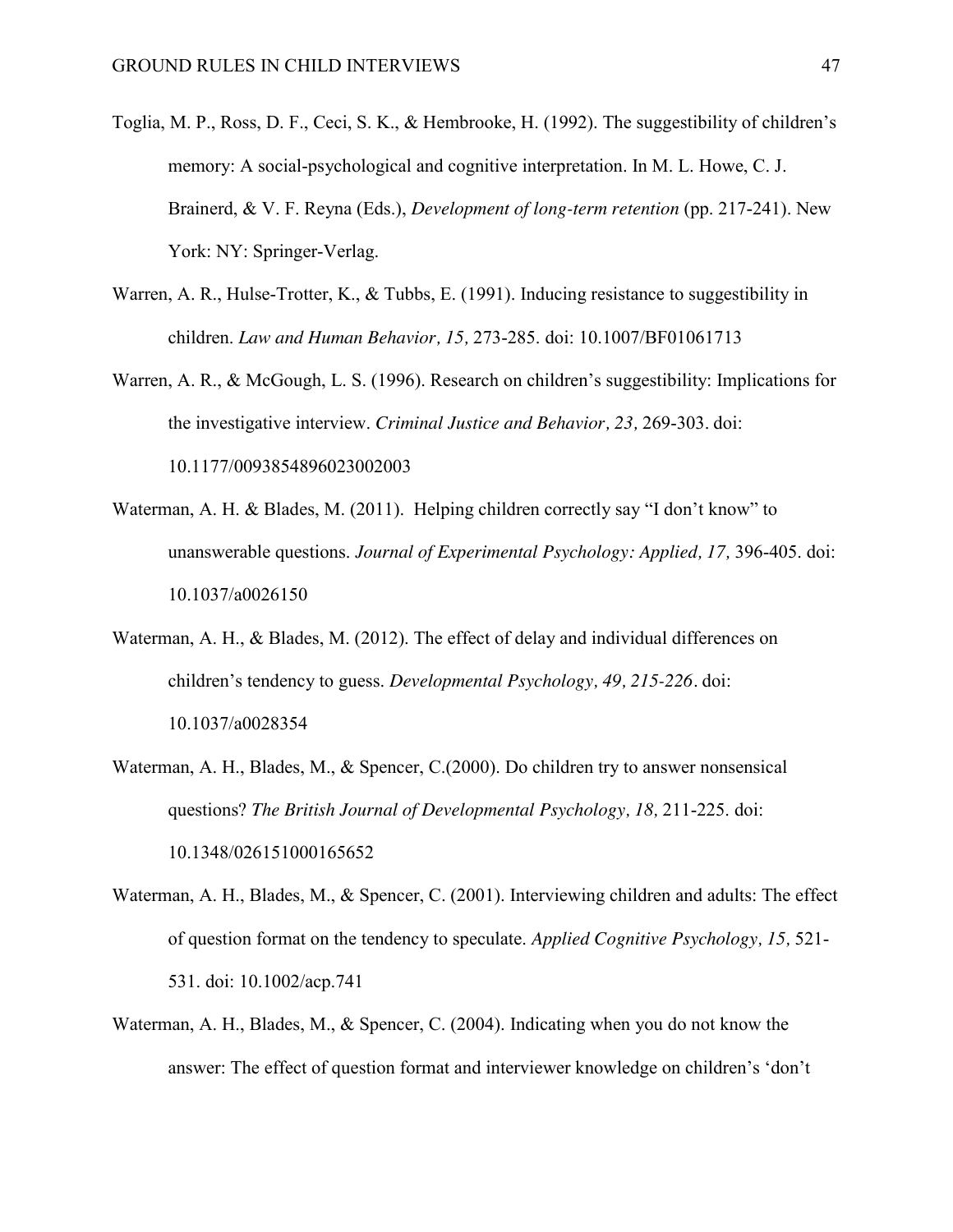Toglia, M. P., Ross, D. F., Ceci, S. K., & Hembrooke, H. (1992). The suggestibility of children's memory: A social-psychological and cognitive interpretation. In M. L. Howe, C. J. Brainerd, & V. F. Reyna (Eds.), *Development of long-term retention* (pp. 217-241). New York: NY: Springer-Verlag.

Warren, A. R., Hulse-Trotter, K., & Tubbs, E. (1991). Inducing resistance to suggestibility in children. *Law and Human Behavior, 15,* 273-285. doi: 10.1007/BF01061713

Warren, A. R., & McGough, L. S. (1996). Research on children's suggestibility: Implications for the investigative interview. *Criminal Justice and Behavior, 23,* 269-303. doi: 10.1177/0093854896023002003

Waterman, A. H. & Blades, M. (2011). Helping children correctly say "I don't know" to unanswerable questions. *Journal of Experimental Psychology: Applied, 17,* 396-405. doi: 10.1037/a0026150

Waterman, A. H., & Blades, M. (2012). The effect of delay and individual differences on children's tendency to guess. *Developmental Psychology, 49, 215-226*. doi: 10.1037/a0028354

Waterman, A. H., Blades, M., & Spencer, C.(2000). Do children try to answer nonsensical questions? *The British Journal of Developmental Psychology, 18,* 211-225. doi: 10.1348/026151000165652

Waterman, A. H., Blades, M., & Spencer, C. (2001). Interviewing children and adults: The effect of question format on the tendency to speculate. *Applied Cognitive Psychology, 15,* 521-531. doi: 10.1002/acp.741

Waterman, A. H., Blades, M., & Spencer, C. (2004). Indicating when you do not know the answer: The effect of question format and interviewer knowledge on children's 'don't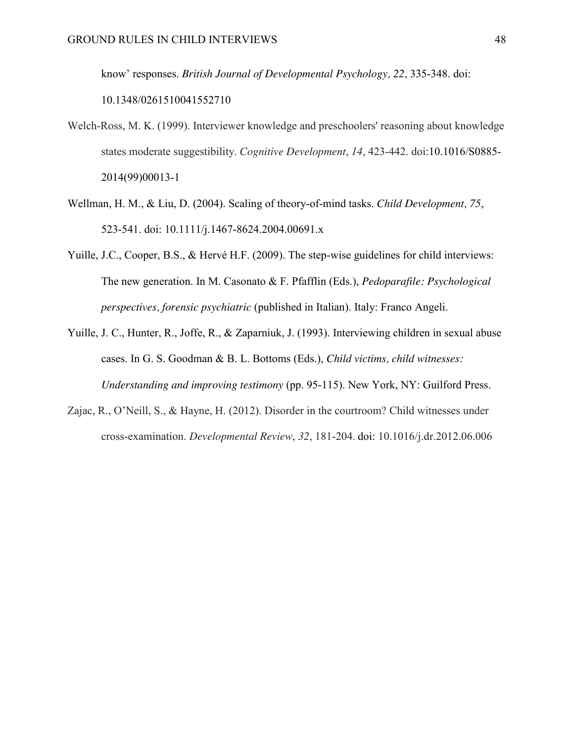know' responses. *British Journal of Developmental Psychology, 22,* 335-348. doi: 10.1348/0261510041552710

Welch-Ross, M. K. (1999). Interviewer knowledge and preschoolers' reasoning about knowledge states moderate suggestibility. *Cognitive Development*, *14*, 423-442. doi:10.1016/S0885-2014(99)00013-1

Wellman, H. M., & Liu, D. (2004). Scaling of theory-of-mind tasks. *Child Development, 75*, 523-541. doi: 10.1111/j.1467-8624.2004.00691.x

Yuille, J.C., Cooper, B.S., & Hervé H.F. (2009). The step-wise guidelines for child interviews: The new generation. In M. Casonato & F. Pfafflin (Eds.), *Pedoparafile: Psychological perspectives, forensic psychiatric* (published in Italian). Italy: Franco Angeli.

Yuille, J. C., Hunter, R., Joffe, R., & Zaparniuk, J. (1993). Interviewing children in sexual abuse cases. In G. S. Goodman & B. L. Bottoms (Eds.), *Child victims, child witnesses: Understanding and improving testimony* (pp. 95-115). New York, NY: Guilford Press.

Zajac, R., O'Neill, S., & Hayne, H. (2012). Disorder in the courtroom? Child witnesses under cross-examination. *Developmental Review*, *32*, 181-204. doi: 10.1016/j.dr.2012.06.006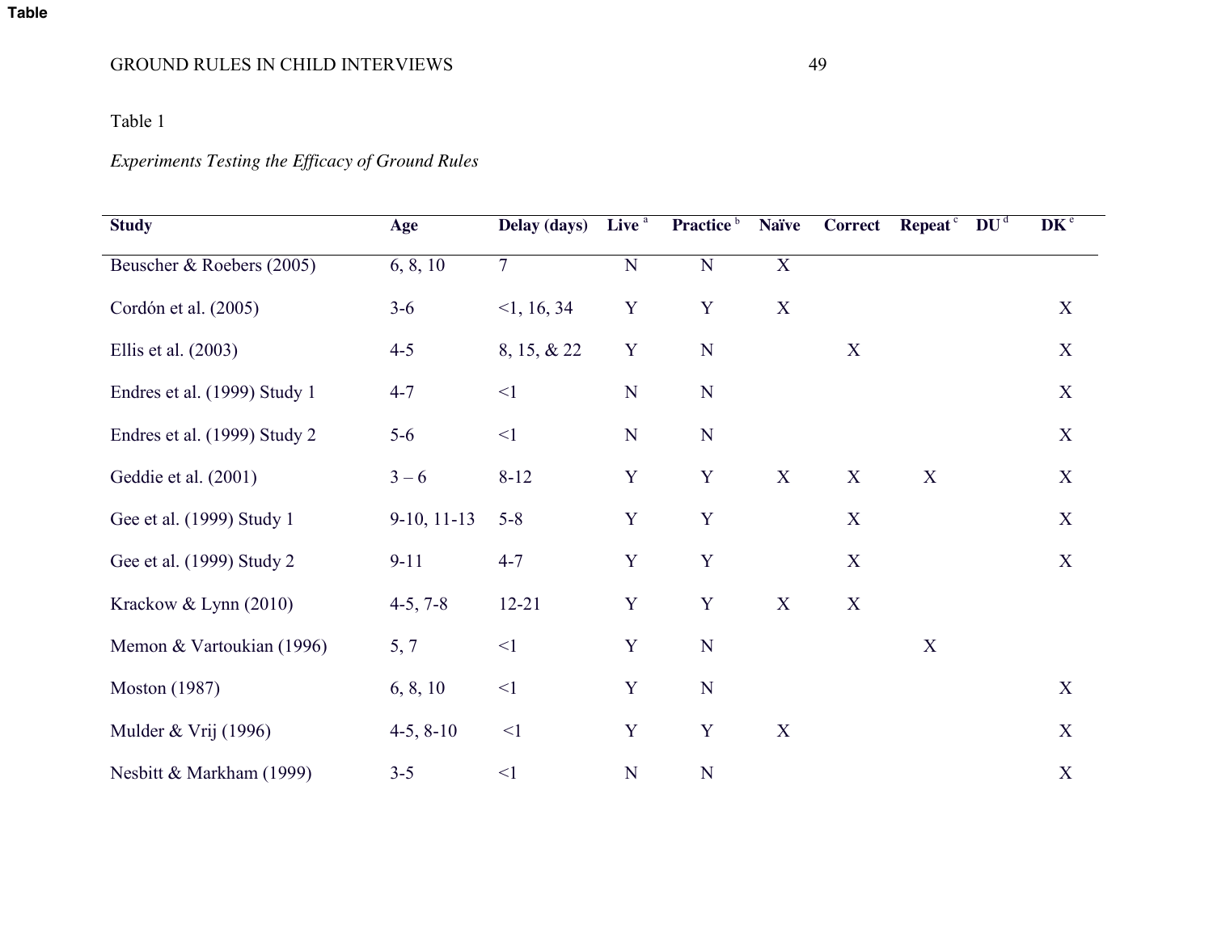Table 1

*Experiments Testing the Efficacy of Ground Rules*

| Study | Age | Delay (days) | Live [a] | Practice [b] | Naïve | Correct | Repeat [c] | DU [d] | DK [e] |
|---|---|---|---|---|---|---|---|---|---|
| Beuscher & Roebers (2005) | 6, 8, 10 | 7 | N | N | X | | | | |
| Cordón et al. (2005) | 3-6 | <1, 16, 34 | Y | Y | X | | | | X |
| Ellis et al. (2003) | 4-5 | 8, 15, & 22 | Y | N | | X | | | X |
| Endres et al. (1999) Study 1 | 4-7 | <1 | N | N | | | | | X |
| Endres et al. (1999) Study 2 | 5-6 | <1 | N | N | | | | | X |
| Geddie et al. (2001) | 3 – 6 | 8-12 | Y | Y | X | X | X | | X |
| Gee et al. (1999) Study 1 | 9-10, 11-13 | 5-8 | Y | Y | | X | | | X |
| Gee et al. (1999) Study 2 | 9-11 | 4-7 | Y | Y | | X | | | X |
| Krackow & Lynn (2010) | 4-5, 7-8 | 12-21 | Y | Y | X | X | | | |
| Memon & Vartoukian (1996) | 5, 7 | <1 | Y | N | | | X | | |
| Moston (1987) | 6, 8, 10 | <1 | Y | N | | | | | X |
| Mulder & Vrij (1996) | 4-5, 8-10 | <1 | Y | Y | X | | | | X |
| Nesbitt & Markham (1999) | 3-5 | <1 | N | N | | | | | X |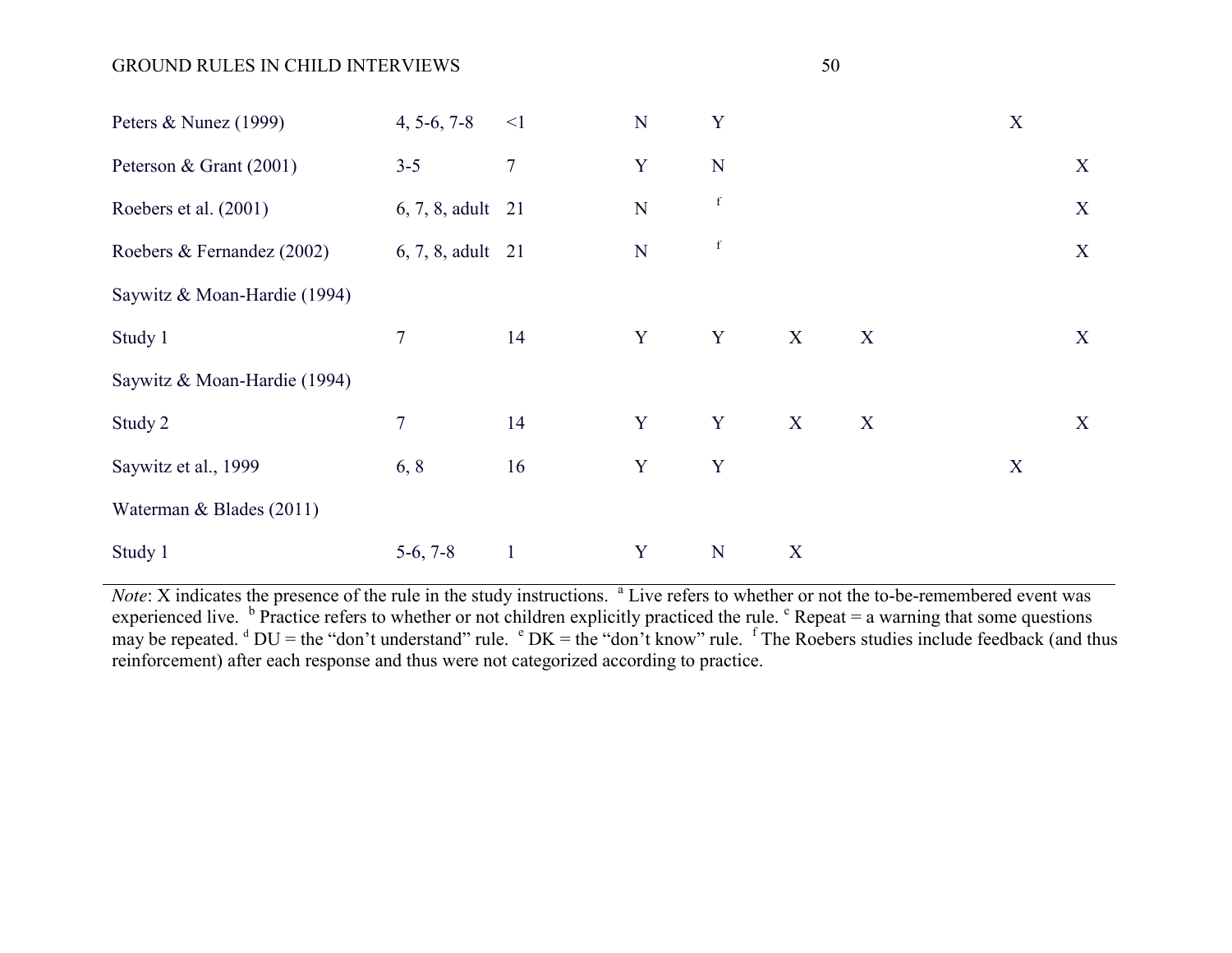| | | | | | | | | |
|---|---|---|---|---|---|---|---|---|
| Peters & Nunez (1999) | 4, 5-6, 7-8 | <1 | N | Y | | | X | |
| Peterson & Grant (2001) | 3-5 | 7 | Y | N | | | | X |
| Roebers et al. (2001) | 6, 7, 8, adult | 21 | N | [f] | | | | X |
| Roebers & Fernandez (2002) | 6, 7, 8, adult | 21 | N | [f] | | | | X |
| Saywitz & Moan-Hardie (1994) | | | | | | | | |
| Study 1 | 7 | 14 | Y | Y | X | X | | X |
| Saywitz & Moan-Hardie (1994) | | | | | | | | |
| Study 2 | 7 | 14 | Y | Y | X | X | | X |
| Saywitz et al., 1999 | 6, 8 | 16 | Y | Y | | | X | |
| Waterman & Blades (2011) | | | | | | | | |
| Study 1 | 5-6, 7-8 | 1 | Y | N | X | | | |

*Note*: X indicates the presence of the rule in the study instructions. [a] Live refers to whether or not the to-be-remembered event was experienced live. [b] Practice refers to whether or not children explicitly practiced the rule. [c] Repeat = a warning that some questions may be repeated. [d] DU = the "don't understand" rule. [e] DK = the "don't know" rule. [f] The Roebers studies include feedback (and thus reinforcement) after each response and thus were not categorized according to practice.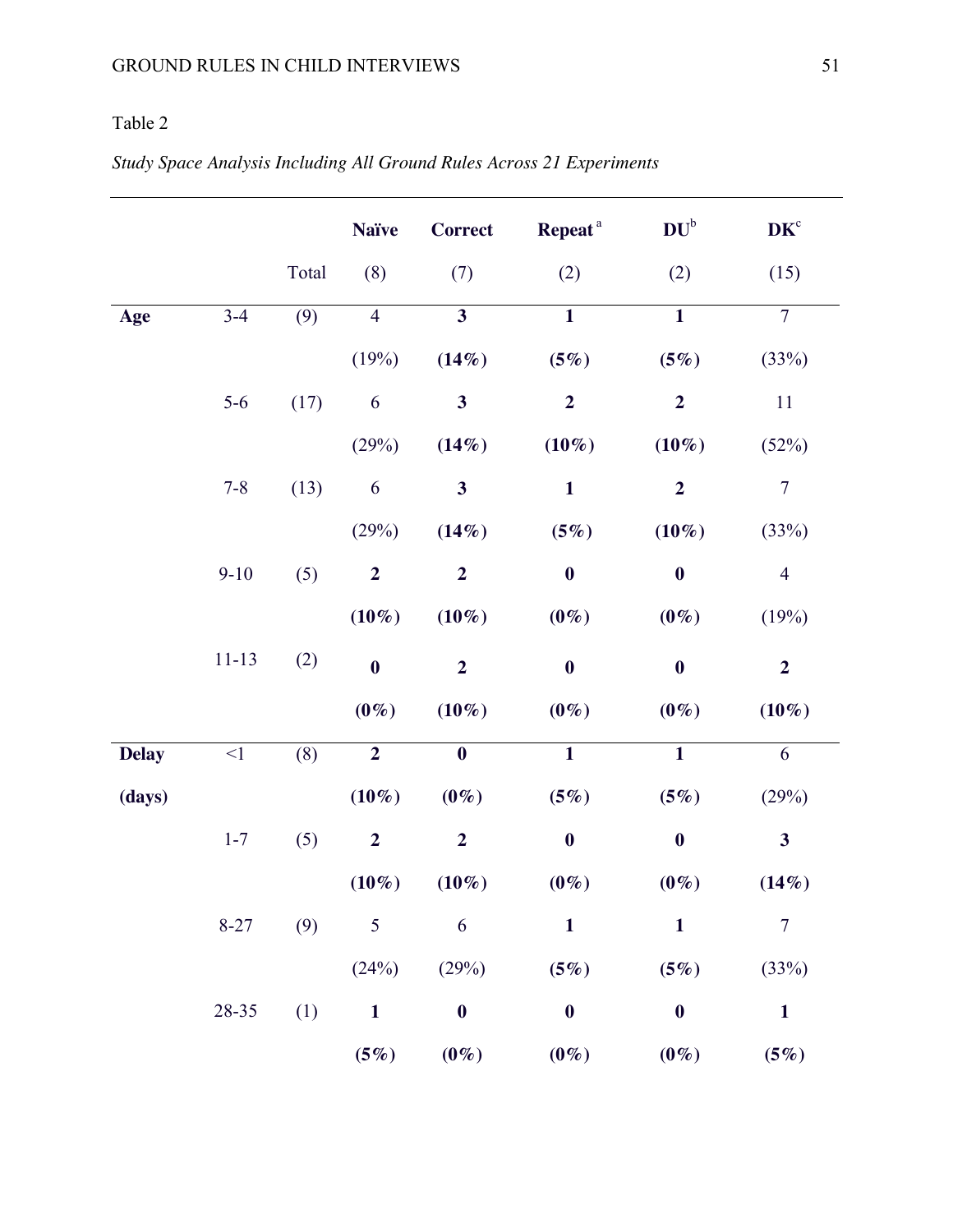Table 2

*Study Space Analysis Including All Ground Rules Across 21 Experiments*

| | | Total | **Naïve** (8) | **Correct** (7) | **Repeat**[a] (2) | **DU**[b] (2) | **DK**[c] (15) |
|---|---|---|---|---|---|---|---|
| **Age** | 3-4 | (9) | 4 (19%) | **3 (14%)** | **1 (5%)** | **1 (5%)** | 7 (33%) |
| | 5-6 | (17) | 6 (29%) | **3 (14%)** | **2 (10%)** | **2 (10%)** | 11 (52%) |
| | 7-8 | (13) | 6 (29%) | **3 (14%)** | **1 (5%)** | **2 (10%)** | 7 (33%) |
| | 9-10 | (5) | **2 (10%)** | **2 (10%)** | **0 (0%)** | **0 (0%)** | 4 (19%) |
| | 11-13 | (2) | **0 (0%)** | **2 (10%)** | **0 (0%)** | **0 (0%)** | **2 (10%)** |
| **Delay (days)** | <1 | (8) | **2 (10%)** | **0 (0%)** | **1 (5%)** | **1 (5%)** | 6 (29%) |
| | 1-7 | (5) | **2 (10%)** | **2 (10%)** | **0 (0%)** | **0 (0%)** | **3 (14%)** |
| | 8-27 | (9) | 5 (24%) | 6 (29%) | **1 (5%)** | **1 (5%)** | 7 (33%) |
| | 28-35 | (1) | **1 (5%)** | **0 (0%)** | **0 (0%)** | **0 (0%)** | **1 (5%)** |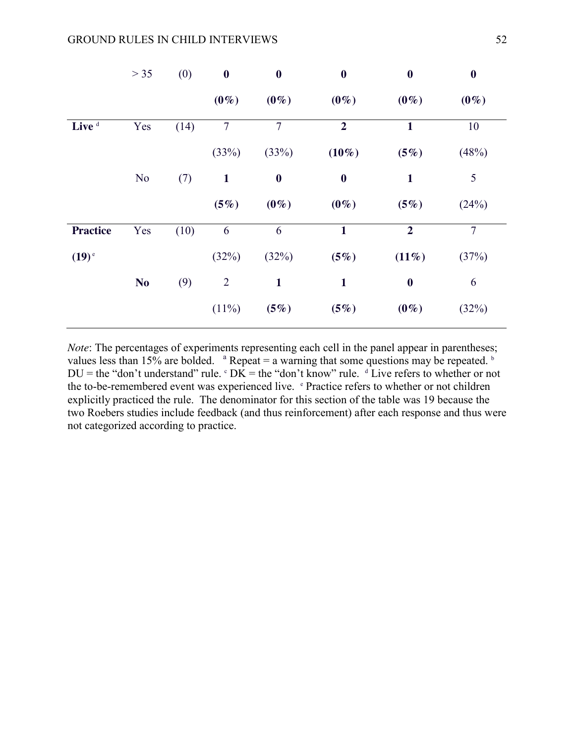|  |  |  |  |  |  |  |  |
|---|---|---|---|---|---|---|---|
|  | > 35 | (0) | **0** | **0** | **0** | **0** | **0** |
|  |  |  | **(0%)** | **(0%)** | **(0%)** | **(0%)** | **(0%)** |
| **Live** [d] | Yes | (14) | 7 | 7 | **2** | **1** | 10 |
|  |  |  | (33%) | (33%) | **(10%)** | **(5%)** | (48%) |
|  | No | (7) | **1** | **0** | **0** | **1** | 5 |
|  |  |  | **(5%)** | **(0%)** | **(0%)** | **(5%)** | (24%) |
| **Practice** | Yes | (10) | 6 | 6 | **1** | **2** | 7 |
| **(19)** [e] |  |  | (32%) | (32%) | **(5%)** | **(11%)** | (37%) |
|  | **No** | (9) | 2 | **1** | **1** | **0** | 6 |
|  |  |  | (11%) | **(5%)** | **(5%)** | **(0%)** | (32%) |

*Note*: The percentages of experiments representing each cell in the panel appear in parentheses; values less than 15% are bolded. [a] Repeat = a warning that some questions may be repeated. [b] DU = the "don't understand" rule. [c] DK = the "don't know" rule. [d] Live refers to whether or not the to-be-remembered event was experienced live. [e] Practice refers to whether or not children explicitly practiced the rule. The denominator for this section of the table was 19 because the two Roebers studies include feedback (and thus reinforcement) after each response and thus were not categorized according to practice.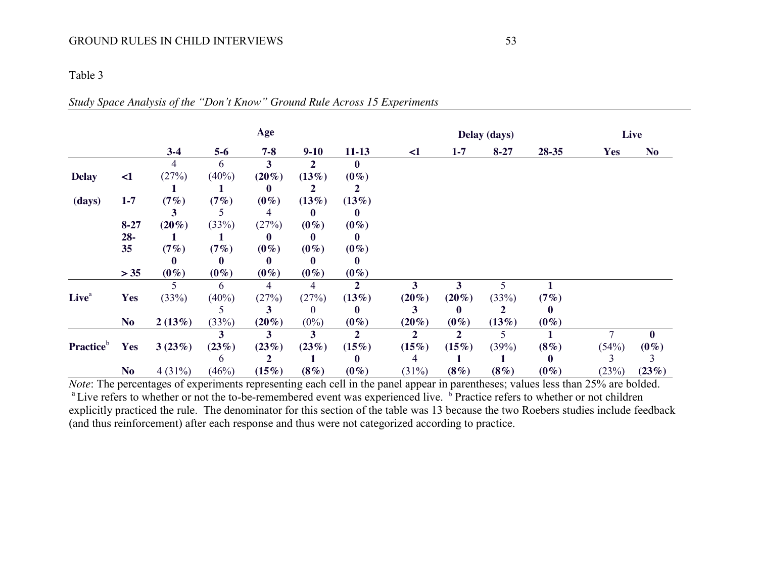Table 3

*Study Space Analysis of the "Don't Know" Ground Rule Across 15 Experiments*

| | | Age | | | | | Delay (days) | | | | Live | |
|---|---|---|---|---|---|---|---|---|---|---|---|---|
| | | 3-4 | 5-6 | 7-8 | 9-10 | 11-13 | <1 | 1-7 | 8-27 | 28-35 | Yes | No |
| **Delay (days)** | **<1** | 4 (27%) | 6 (40%) | **3 (20%)** | **2 (13%)** | **0 (0%)** | | | | | | |
| | **1-7** | **1 (7%)** | **1 (7%)** | **0 (0%)** | **2 (13%)** | **2 (13%)** | | | | | | |
| | **8-27** | **3 (20%)** | 5 (33%) | 4 (27%) | **0 (0%)** | **0 (0%)** | | | | | | |
| | **28-35** | **1 (7%)** | **1 (7%)** | **0 (0%)** | **0 (0%)** | **0 (0%)** | | | | | | |
| | **> 35** | **0 (0%)** | **0 (0%)** | **0 (0%)** | **0 (0%)** | **0 (0%)** | | | | | | |
| **Live**[a] | **Yes** | 5 (33%) | 6 (40%) | 4 (27%) | 4 (27%) | **2 (13%)** | **3 (20%)** | **3 (20%)** | 5 (33%) | **1 (7%)** | | |
| | **No** | **2 (13%)** | 5 (33%) | **3 (20%)** | 0 (0%) | **0 (0%)** | **3 (20%)** | **0 (0%)** | **2 (13%)** | **0 (0%)** | | |
| **Practice**[b] | **Yes** | **3 (23%)** | **3 (23%)** | **3 (23%)** | **3 (23%)** | **2 (15%)** | **2 (15%)** | **2 (15%)** | 5 (39%) | **1 (8%)** | 7 (54%) | **0 (0%)** |
| | **No** | 4 (31%) | 6 (46%) | **2 (15%)** | **1 (8%)** | **0 (0%)** | 4 (31%) | **1 (8%)** | **1 (8%)** | **0 (0%)** | 3 (23%) | **3 (23%)** |

*Note*: The percentages of experiments representing each cell in the panel appear in parentheses; values less than 25% are bolded.
[a] Live refers to whether or not the to-be-remembered event was experienced live. [b] Practice refers to whether or not children explicitly practiced the rule. The denominator for this section of the table was 13 because the two Roebers studies include feedback (and thus reinforcement) after each response and thus were not categorized according to practice.